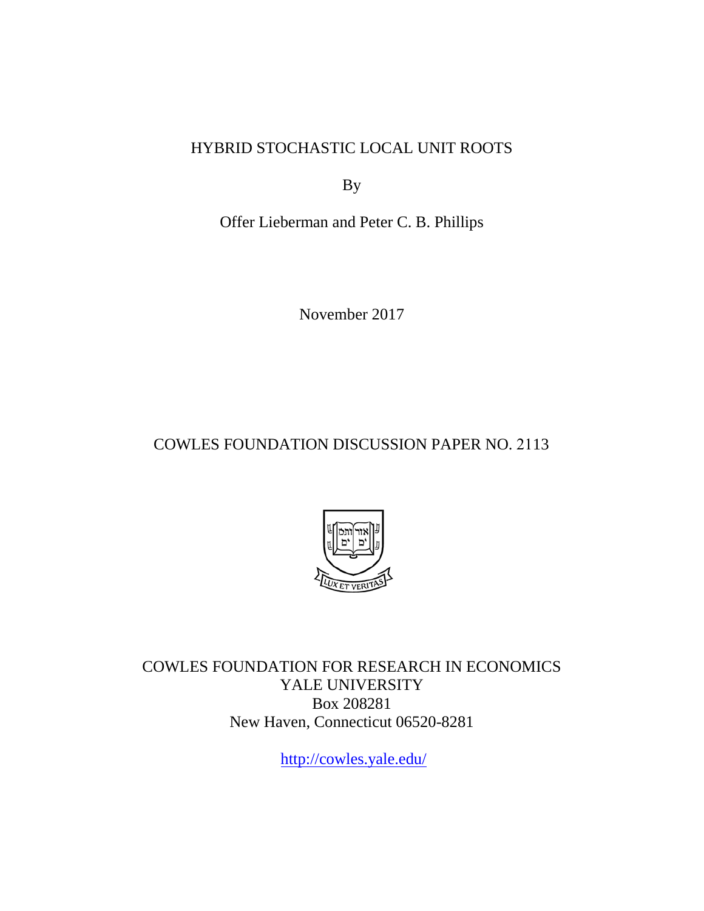# HYBRID STOCHASTIC LOCAL UNIT ROOTS

By

Offer Lieberman and Peter C. B. Phillips

November 2017

COWLES FOUNDATION DISCUSSION PAPER NO. 2113

COWLES FOUNDATION FOR RESEARCH IN ECONOMICS
YALE UNIVERSITY
Box 208281
New Haven, Connecticut 06520-8281

http://cowles.yale.edu/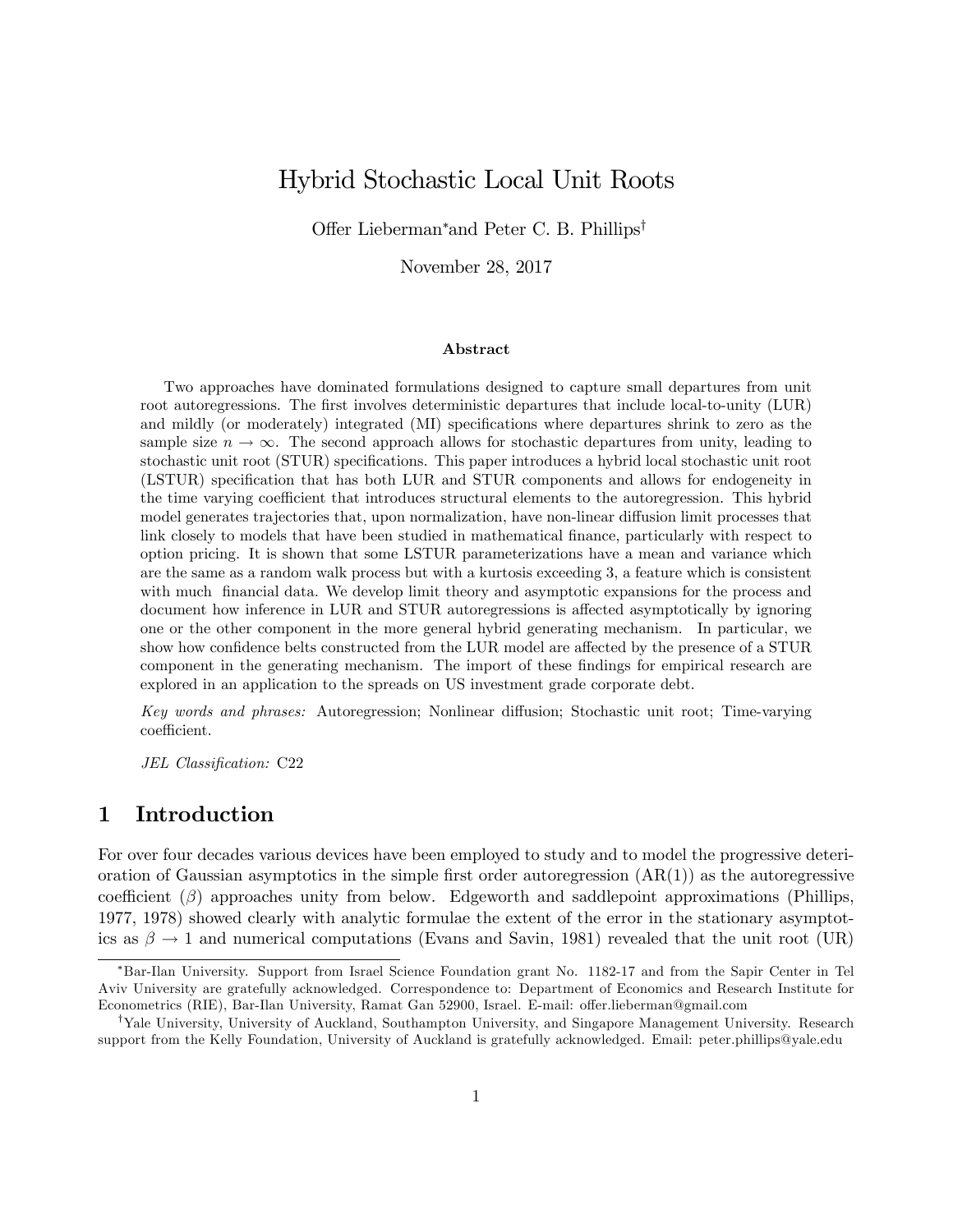# Hybrid Stochastic Local Unit Roots

Offer Lieberman* and Peter C. B. Phillips†

November 28, 2017

### Abstract

Two approaches have dominated formulations designed to capture small departures from unit root autoregressions. The first involves deterministic departures that include local-to-unity (LUR) and mildly (or moderately) integrated (MI) specifications where departures shrink to zero as the sample size $n \to \infty$. The second approach allows for stochastic departures from unity, leading to stochastic unit root (STUR) specifications. This paper introduces a hybrid local stochastic unit root (LSTUR) specification that has both LUR and STUR components and allows for endogeneity in the time varying coefficient that introduces structural elements to the autoregression. This hybrid model generates trajectories that, upon normalization, have non-linear diffusion limit processes that link closely to models that have been studied in mathematical finance, particularly with respect to option pricing. It is shown that some LSTUR parameterizations have a mean and variance which are the same as a random walk process but with a kurtosis exceeding 3, a feature which is consistent with much financial data. We develop limit theory and asymptotic expansions for the process and document how inference in LUR and STUR autoregressions is affected asymptotically by ignoring one or the other component in the more general hybrid generating mechanism. In particular, we show how confidence belts constructed from the LUR model are affected by the presence of a STUR component in the generating mechanism. The import of these findings for empirical research are explored in an application to the spreads on US investment grade corporate debt.

*Key words and phrases:* Autoregression; Nonlinear diffusion; Stochastic unit root; Time-varying coefficient.

*JEL Classification:* C22

## 1 Introduction

For over four decades various devices have been employed to study and to model the progressive deterioration of Gaussian asymptotics in the simple first order autoregression (AR(1)) as the autoregressive coefficient ($\beta$) approaches unity from below. Edgeworth and saddlepoint approximations (Phillips, 1977, 1978) showed clearly with analytic formulae the extent of the error in the stationary asymptotics as $\beta \to 1$ and numerical computations (Evans and Savin, 1981) revealed that the unit root (UR)

---

*Bar-Ilan University. Support from Israel Science Foundation grant No. 1182-17 and from the Sapir Center in Tel Aviv University are gratefully acknowledged. Correspondence to: Department of Economics and Research Institute for Econometrics (RIE), Bar-Ilan University, Ramat Gan 52900, Israel. E-mail: offer.lieberman@gmail.com

†Yale University, University of Auckland, Southampton University, and Singapore Management University. Research support from the Kelly Foundation, University of Auckland is gratefully acknowledged. Email: peter.phillips@yale.edu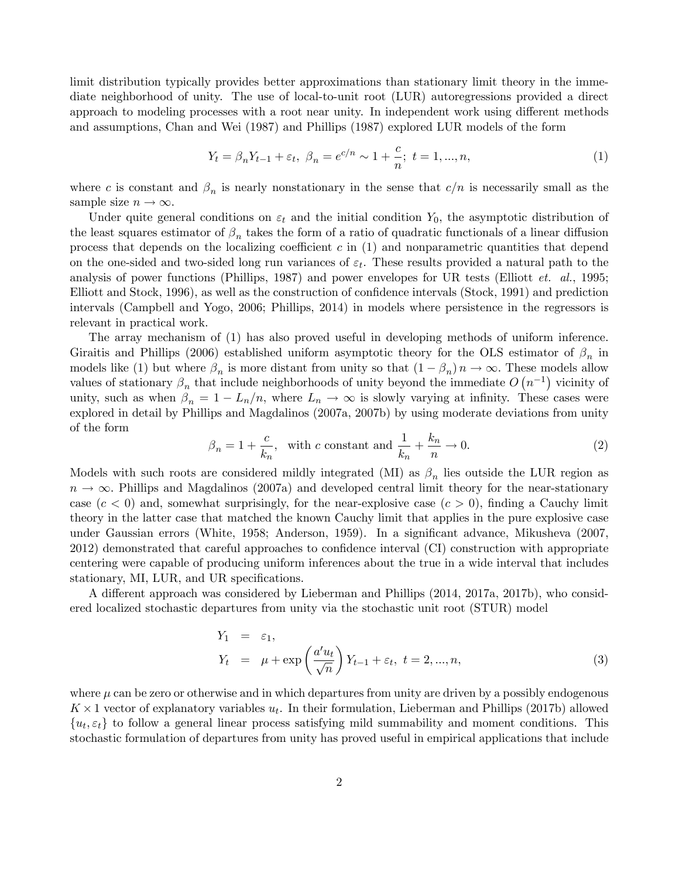limit distribution typically provides better approximations than stationary limit theory in the immediate neighborhood of unity. The use of local-to-unit root (LUR) autoregressions provided a direct approach to modeling processes with a root near unity. In independent work using different methods and assumptions, Chan and Wei (1987) and Phillips (1987) explored LUR models of the form

$$Y_t = \beta_n Y_{t-1} + \varepsilon_t, \ \beta_n = e^{c/n} \sim 1 + \frac{c}{n}; \ t = 1, ..., n, \tag{1}$$

where $c$ is constant and $\beta_n$ is nearly nonstationary in the sense that $c/n$ is necessarily small as the sample size $n \to \infty$.

Under quite general conditions on $\varepsilon_t$ and the initial condition $Y_0$, the asymptotic distribution of the least squares estimator of $\beta_n$ takes the form of a ratio of quadratic functionals of a linear diffusion process that depends on the localizing coefficient $c$ in (1) and nonparametric quantities that depend on the one-sided and two-sided long run variances of $\varepsilon_t$. These results provided a natural path to the analysis of power functions (Phillips, 1987) and power envelopes for UR tests (Elliott *et. al.*, 1995; Elliott and Stock, 1996), as well as the construction of confidence intervals (Stock, 1991) and prediction intervals (Campbell and Yogo, 2006; Phillips, 2014) in models where persistence in the regressors is relevant in practical work.

The array mechanism of (1) has also proved useful in developing methods of uniform inference. Giraitis and Phillips (2006) established uniform asymptotic theory for the OLS estimator of $\beta_n$ in models like (1) but where $\beta_n$ is more distant from unity so that $(1 - \beta_n) n \to \infty$. These models allow values of stationary $\beta_n$ that include neighborhoods of unity beyond the immediate $O(n^{-1})$ vicinity of unity, such as when $\beta_n = 1 - L_n/n$, where $L_n \to \infty$ is slowly varying at infinity. These cases were explored in detail by Phillips and Magdalinos (2007a, 2007b) by using moderate deviations from unity of the form

$$\beta_n = 1 + \frac{c}{k_n}, \ \text{ with } c \text{ constant and } \frac{1}{k_n} + \frac{k_n}{n} \to 0. \tag{2}$$

Models with such roots are considered mildly integrated (MI) as $\beta_n$ lies outside the LUR region as $n \to \infty$. Phillips and Magdalinos (2007a) and developed central limit theory for the near-stationary case ($c < 0$) and, somewhat surprisingly, for the near-explosive case ($c > 0$), finding a Cauchy limit theory in the latter case that matched the known Cauchy limit that applies in the pure explosive case under Gaussian errors (White, 1958; Anderson, 1959). In a significant advance, Mikusheva (2007, 2012) demonstrated that careful approaches to confidence interval (CI) construction with appropriate centering were capable of producing uniform inferences about the true in a wide interval that includes stationary, MI, LUR, and UR specifications.

A different approach was considered by Lieberman and Phillips (2014, 2017a, 2017b), who considered localized stochastic departures from unity via the stochastic unit root (STUR) model

$$\begin{aligned} Y_1 &= \varepsilon_1, \\ Y_t &= \mu + \exp\left(\frac{a' u_t}{\sqrt{n}}\right) Y_{t-1} + \varepsilon_t, \ t = 2, ..., n, \end{aligned} \tag{3}$$

where $\mu$ can be zero or otherwise and in which departures from unity are driven by a possibly endogenous $K \times 1$ vector of explanatory variables $u_t$. In their formulation, Lieberman and Phillips (2017b) allowed $\{u_t, \varepsilon_t\}$ to follow a general linear process satisfying mild summability and moment conditions. This stochastic formulation of departures from unity has proved useful in empirical applications that include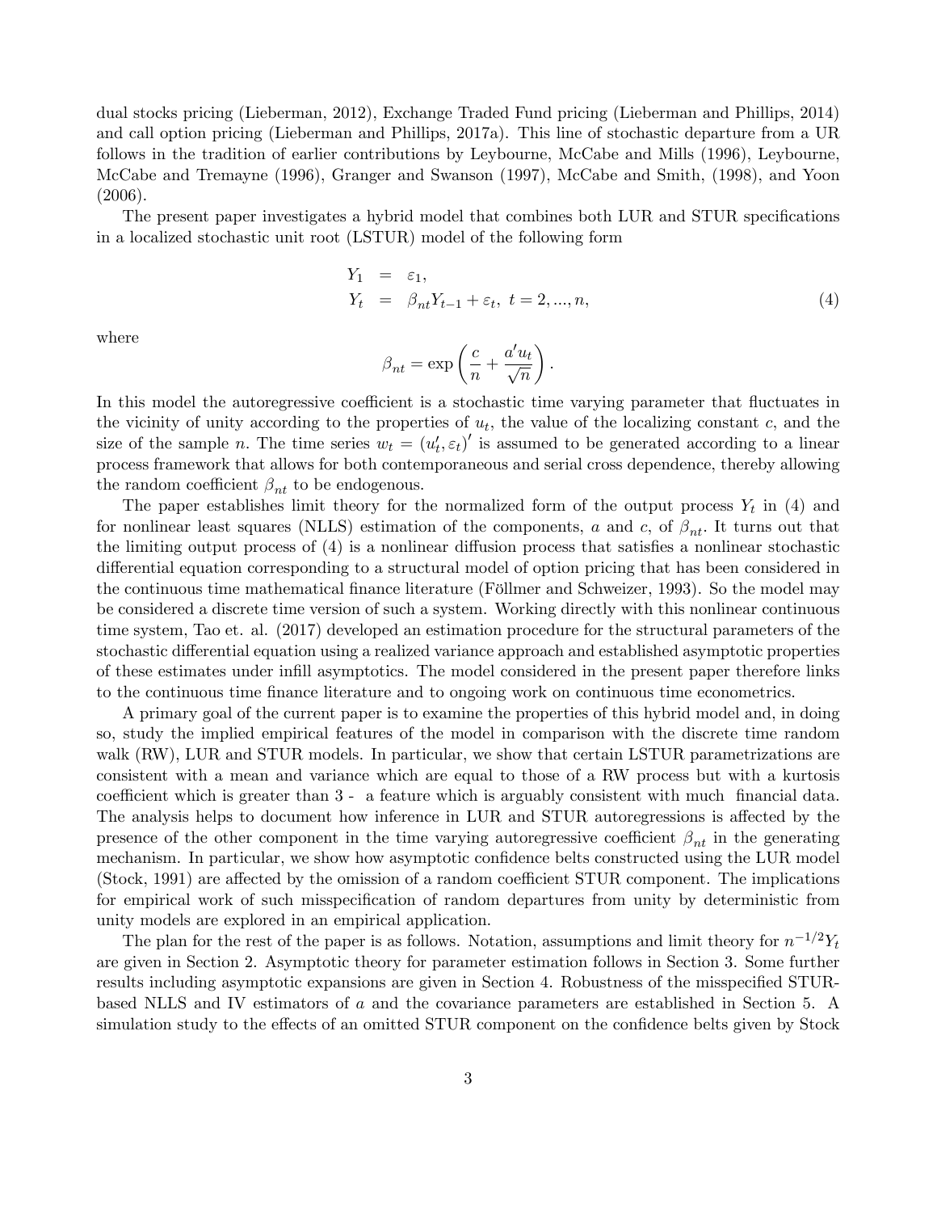dual stocks pricing (Lieberman, 2012), Exchange Traded Fund pricing (Lieberman and Phillips, 2014) and call option pricing (Lieberman and Phillips, 2017a). This line of stochastic departure from a UR follows in the tradition of earlier contributions by Leybourne, McCabe and Mills (1996), Leybourne, McCabe and Tremayne (1996), Granger and Swanson (1997), McCabe and Smith, (1998), and Yoon (2006).

The present paper investigates a hybrid model that combines both LUR and STUR specifications in a localized stochastic unit root (LSTUR) model of the following form

$$
\begin{aligned}
Y_1 &= \varepsilon_1, \\
Y_t &= \beta_{nt} Y_{t-1} + \varepsilon_t, \; t = 2, ..., n,
\end{aligned} \tag{4}
$$

where

$$
\beta_{nt} = \exp\left(\frac{c}{n} + \frac{a' u_t}{\sqrt{n}}\right).
$$

In this model the autoregressive coefficient is a stochastic time varying parameter that fluctuates in the vicinity of unity according to the properties of $u_t$, the value of the localizing constant $c$, and the size of the sample $n$. The time series $w_t = (u_t', \varepsilon_t)'$ is assumed to be generated according to a linear process framework that allows for both contemporaneous and serial cross dependence, thereby allowing the random coefficient $\beta_{nt}$ to be endogenous.

The paper establishes limit theory for the normalized form of the output process $Y_t$ in (4) and for nonlinear least squares (NLLS) estimation of the components, $a$ and $c$, of $\beta_{nt}$. It turns out that the limiting output process of (4) is a nonlinear diffusion process that satisfies a nonlinear stochastic differential equation corresponding to a structural model of option pricing that has been considered in the continuous time mathematical finance literature (Föllmer and Schweizer, 1993). So the model may be considered a discrete time version of such a system. Working directly with this nonlinear continuous time system, Tao et. al. (2017) developed an estimation procedure for the structural parameters of the stochastic differential equation using a realized variance approach and established asymptotic properties of these estimates under infill asymptotics. The model considered in the present paper therefore links to the continuous time finance literature and to ongoing work on continuous time econometrics.

A primary goal of the current paper is to examine the properties of this hybrid model and, in doing so, study the implied empirical features of the model in comparison with the discrete time random walk (RW), LUR and STUR models. In particular, we show that certain LSTUR parametrizations are consistent with a mean and variance which are equal to those of a RW process but with a kurtosis coefficient which is greater than 3 - a feature which is arguably consistent with much financial data. The analysis helps to document how inference in LUR and STUR autoregressions is affected by the presence of the other component in the time varying autoregressive coefficient $\beta_{nt}$ in the generating mechanism. In particular, we show how asymptotic confidence belts constructed using the LUR model (Stock, 1991) are affected by the omission of a random coefficient STUR component. The implications for empirical work of such misspecification of random departures from unity by deterministic from unity models are explored in an empirical application.

The plan for the rest of the paper is as follows. Notation, assumptions and limit theory for $n^{-1/2} Y_t$ are given in Section 2. Asymptotic theory for parameter estimation follows in Section 3. Some further results including asymptotic expansions are given in Section 4. Robustness of the misspecified STUR-based NLLS and IV estimators of $a$ and the covariance parameters are established in Section 5. A simulation study to the effects of an omitted STUR component on the confidence belts given by Stock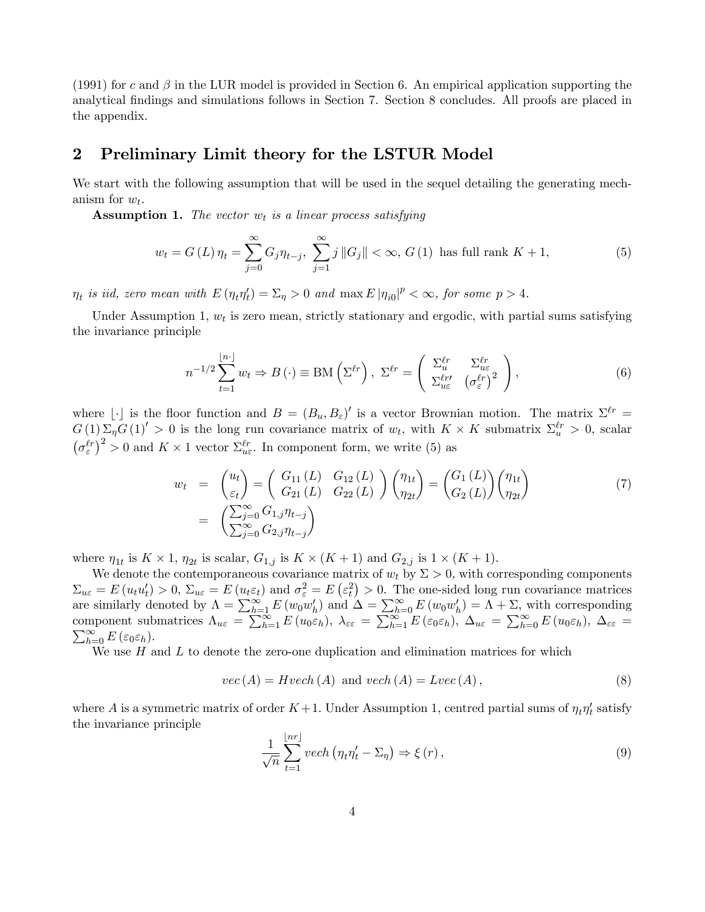(1991) for $c$ and $\beta$ in the LUR model is provided in Section 6. An empirical application supporting the analytical findings and simulations follows in Section 7. Section 8 concludes. All proofs are placed in the appendix.

## 2 Preliminary Limit theory for the LSTUR Model

We start with the following assumption that will be used in the sequel detailing the generating mechanism for $w_t$.

**Assumption 1.** *The vector $w_t$ is a linear process satisfying*

$$w_t = G(L)\eta_t = \sum_{j=0}^{\infty} G_j \eta_{t-j}, \ \sum_{j=1}^{\infty} j \|G_j\| < \infty, \ G(1) \text{ has full rank } K+1, \tag{5}$$

*$\eta_t$ is iid, zero mean with $E(\eta_t \eta_t') = \Sigma_\eta > 0$ and $\max E|\eta_{i0}|^p < \infty$, for some $p > 4$.*

Under Assumption 1, $w_t$ is zero mean, strictly stationary and ergodic, with partial sums satisfying the invariance principle

$$n^{-1/2} \sum_{t=1}^{\lfloor n \cdot \rfloor} w_t \Rightarrow B(\cdot) \equiv \text{BM}\left(\Sigma^{\ell r}\right), \ \Sigma^{\ell r} = \begin{pmatrix} \Sigma_u^{\ell r} & \Sigma_{u\varepsilon}^{\ell r} \\ \Sigma_{u\varepsilon}^{\ell r \prime} & \left(\sigma_\varepsilon^{\ell r}\right)^2 \end{pmatrix}, \tag{6}$$

where $\lfloor \cdot \rfloor$ is the floor function and $B = (B_u, B_\varepsilon)'$ is a vector Brownian motion. The matrix $\Sigma^{\ell r} = G(1) \Sigma_\eta G(1)' > 0$ is the long run covariance matrix of $w_t$, with $K \times K$ submatrix $\Sigma_u^{\ell r} > 0$, scalar $\left(\sigma_\varepsilon^{\ell r}\right)^2 > 0$ and $K \times 1$ vector $\Sigma_{u\varepsilon}^{\ell r}$. In component form, we write (5) as

$$\begin{aligned} w_t &= \begin{pmatrix} u_t \\ \varepsilon_t \end{pmatrix} = \begin{pmatrix} G_{11}(L) & G_{12}(L) \\ G_{21}(L) & G_{22}(L) \end{pmatrix} \begin{pmatrix} \eta_{1t} \\ \eta_{2t} \end{pmatrix} = \begin{pmatrix} G_1(L) \\ G_2(L) \end{pmatrix} \begin{pmatrix} \eta_{1t} \\ \eta_{2t} \end{pmatrix} \\ &= \begin{pmatrix} \sum_{j=0}^{\infty} G_{1,j} \eta_{t-j} \\ \sum_{j=0}^{\infty} G_{2,j} \eta_{t-j} \end{pmatrix} \end{aligned} \tag{7}$$

where $\eta_{1t}$ is $K \times 1$, $\eta_{2t}$ is scalar, $G_{1,j}$ is $K \times (K+1)$ and $G_{2,j}$ is $1 \times (K+1)$.

We denote the contemporaneous covariance matrix of $w_t$ by $\Sigma > 0$, with corresponding components $\Sigma_{u\varepsilon} = E(u_t u_t') > 0$, $\Sigma_{u\varepsilon} = E(u_t \varepsilon_t)$ and $\sigma_\varepsilon^2 = E(\varepsilon_t^2) > 0$. The one-sided long run covariance matrices are similarly denoted by $\Lambda = \sum_{h=1}^{\infty} E(w_0 w_h')$ and $\Delta = \sum_{h=0}^{\infty} E(w_0 w_h') = \Lambda + \Sigma$, with corresponding component submatrices $\Lambda_{u\varepsilon} = \sum_{h=1}^{\infty} E(u_0 \varepsilon_h)$, $\lambda_{\varepsilon\varepsilon} = \sum_{h=1}^{\infty} E(\varepsilon_0 \varepsilon_h)$, $\Delta_{u\varepsilon} = \sum_{h=0}^{\infty} E(u_0 \varepsilon_h)$, $\Delta_{\varepsilon\varepsilon} = \sum_{h=0}^{\infty} E(\varepsilon_0 \varepsilon_h)$.

We use $H$ and $L$ to denote the zero-one duplication and elimination matrices for which

$$vec(A) = H vech(A) \text{ and } vech(A) = L vec(A), \tag{8}$$

where $A$ is a symmetric matrix of order $K+1$. Under Assumption 1, centred partial sums of $\eta_t \eta_t'$ satisfy the invariance principle

$$\frac{1}{\sqrt{n}} \sum_{t=1}^{\lfloor nr \rfloor} vech\left(\eta_t \eta_t' - \Sigma_\eta\right) \Rightarrow \xi(r), \tag{9}$$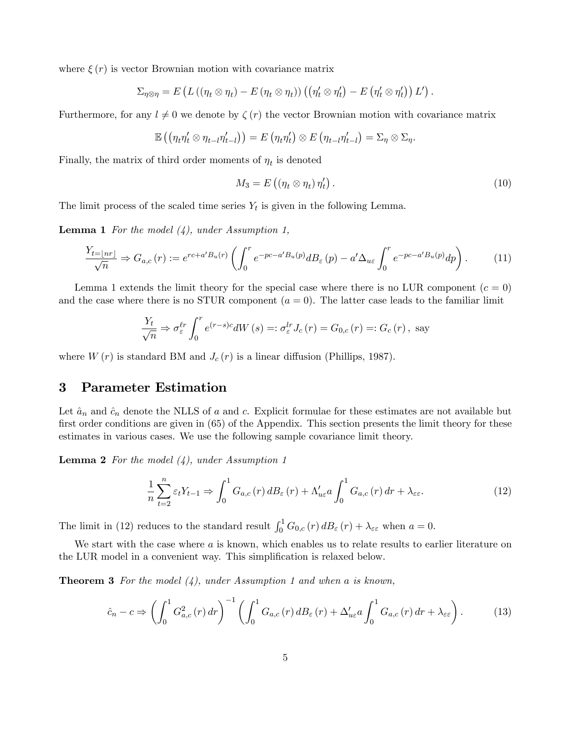where $\xi(r)$ is vector Brownian motion with covariance matrix

$$\Sigma_{\eta\otimes\eta} = E\left(L\left((\eta_t \otimes \eta_t) - E(\eta_t \otimes \eta_t)\right)\left((\eta_t' \otimes \eta_t') - E(\eta_t' \otimes \eta_t')\right)L'\right).$$

Furthermore, for any $l \neq 0$ we denote by $\zeta(r)$ the vector Brownian motion with covariance matrix

$$\mathbb{E}\left((\eta_t\eta_t' \otimes \eta_{t-l}\eta_{t-l}')\right) = E(\eta_t\eta_t') \otimes E(\eta_{t-l}\eta_{t-l}') = \Sigma_\eta \otimes \Sigma_\eta.$$

Finally, the matrix of third order moments of $\eta_t$ is denoted

$$M_3 = E\left((\eta_t \otimes \eta_t)\eta_t'\right). \tag{10}$$

The limit process of the scaled time series $Y_t$ is given in the following Lemma.

**Lemma 1** *For the model (4), under Assumption 1,*

$$\frac{Y_{t=\lfloor nr \rfloor}}{\sqrt{n}} \Rightarrow G_{a,c}(r) := e^{rc+a'B_u(r)}\left(\int_0^r e^{-pc-a'B_u(p)}dB_\varepsilon(p) - a'\Delta_{u\varepsilon}\int_0^r e^{-pc-a'B_u(p)}dp\right). \tag{11}$$

Lemma 1 extends the limit theory for the special case where there is no LUR component ($c = 0$) and the case where there is no STUR component ($a = 0$). The latter case leads to the familiar limit

$$\frac{Y_t}{\sqrt{n}} \Rightarrow \sigma_\varepsilon^{\ell r}\int_0^r e^{(r-s)c}dW(s) =: \sigma_\varepsilon^{lr}J_c(r) = G_{0,c}(r) =: G_c(r),\text{ say}$$

where $W(r)$ is standard BM and $J_c(r)$ is a linear diffusion (Phillips, 1987).

# 3 Parameter Estimation

Let $\hat{a}_n$ and $\hat{c}_n$ denote the NLLS of $a$ and $c$. Explicit formulae for these estimates are not available but first order conditions are given in (65) of the Appendix. This section presents the limit theory for these estimates in various cases. We use the following sample covariance limit theory.

**Lemma 2** *For the model (4), under Assumption 1*

$$\frac{1}{n}\sum_{t=2}^{n}\varepsilon_t Y_{t-1} \Rightarrow \int_0^1 G_{a,c}(r)\,dB_\varepsilon(r) + \Lambda_{u\varepsilon}'a\int_0^1 G_{a,c}(r)\,dr + \lambda_{\varepsilon\varepsilon}. \tag{12}$$

The limit in (12) reduces to the standard result $\int_0^1 G_{0,c}(r)\,dB_\varepsilon(r) + \lambda_{\varepsilon\varepsilon}$ when $a = 0$.

We start with the case where $a$ is known, which enables us to relate results to earlier literature on the LUR model in a convenient way. This simplification is relaxed below.

**Theorem 3** *For the model (4), under Assumption 1 and when a is known,*

$$\hat{c}_n - c \Rightarrow \left(\int_0^1 G_{a,c}^2(r)\,dr\right)^{-1}\left(\int_0^1 G_{a,c}(r)\,dB_\varepsilon(r) + \Delta_{u\varepsilon}'a\int_0^1 G_{a,c}(r)\,dr + \lambda_{\varepsilon\varepsilon}\right). \tag{13}$$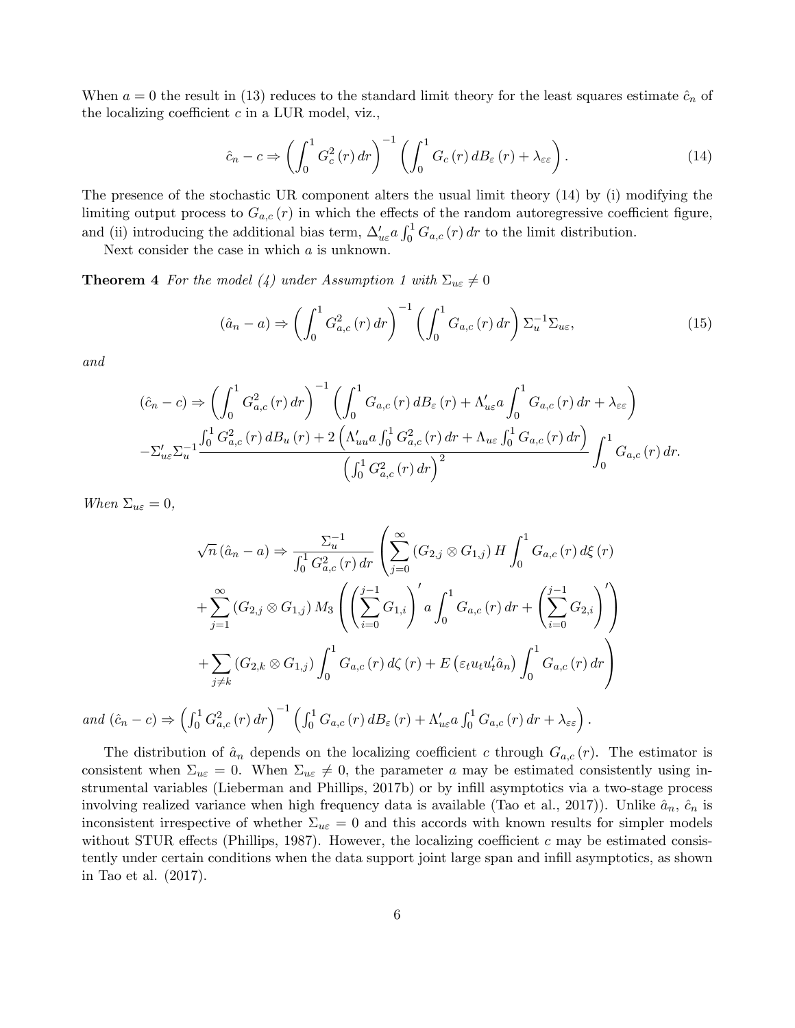When $a = 0$ the result in (13) reduces to the standard limit theory for the least squares estimate $\hat{c}_n$ of the localizing coefficient $c$ in a LUR model, viz.,

$$\hat{c}_n - c \Rightarrow \left( \int_0^1 G_c^2(r)\, dr \right)^{-1} \left( \int_0^1 G_c(r)\, dB_\varepsilon(r) + \lambda_{\varepsilon\varepsilon} \right). \tag{14}$$

The presence of the stochastic UR component alters the usual limit theory (14) by (i) modifying the limiting output process to $G_{a,c}(r)$ in which the effects of the random autoregressive coefficient figure, and (ii) introducing the additional bias term, $\Delta'_{u\varepsilon} a \int_0^1 G_{a,c}(r)\, dr$ to the limit distribution.

Next consider the case in which $a$ is unknown.

**Theorem 4** *For the model (4) under Assumption 1 with $\Sigma_{u\varepsilon} \neq 0$*

$$(\hat{a}_n - a) \Rightarrow \left( \int_0^1 G_{a,c}^2(r)\, dr \right)^{-1} \left( \int_0^1 G_{a,c}(r)\, dr \right) \Sigma_u^{-1} \Sigma_{u\varepsilon}, \tag{15}$$

*and*

$$(\hat{c}_n - c) \Rightarrow \left( \int_0^1 G_{a,c}^2(r)\, dr \right)^{-1} \left( \int_0^1 G_{a,c}(r)\, dB_\varepsilon(r) + \Lambda'_{u\varepsilon} a \int_0^1 G_{a,c}(r)\, dr + \lambda_{\varepsilon\varepsilon} \right)$$
$$-\Sigma'_{u\varepsilon} \Sigma_u^{-1} \frac{\int_0^1 G_{a,c}^2(r)\, dB_u(r) + 2\left( \Lambda'_{uu} a \int_0^1 G_{a,c}^2(r)\, dr + \Lambda_{u\varepsilon} \int_0^1 G_{a,c}(r)\, dr \right)}{\left( \int_0^1 G_{a,c}^2(r)\, dr \right)^2} \int_0^1 G_{a,c}(r)\, dr.$$

*When $\Sigma_{u\varepsilon} = 0$,*

$$\sqrt{n}(\hat{a}_n - a) \Rightarrow \frac{\Sigma_u^{-1}}{\int_0^1 G_{a,c}^2(r)\, dr} \left( \sum_{j=0}^{\infty} (G_{2,j} \otimes G_{1,j}) H \int_0^1 G_{a,c}(r)\, d\xi(r) \right.$$
$$+ \sum_{j=1}^{\infty} (G_{2,j} \otimes G_{1,j}) M_3 \left( \left( \sum_{i=0}^{j-1} G_{1,i} \right)' a \int_0^1 G_{a,c}(r)\, dr + \left( \sum_{i=0}^{j-1} G_{2,i} \right)' \right)$$
$$\left. + \sum_{j \neq k} (G_{2,k} \otimes G_{1,j}) \int_0^1 G_{a,c}(r)\, d\zeta(r) + E\left( \varepsilon_t u_t u'_t \hat{a}_n \right) \int_0^1 G_{a,c}(r)\, dr \right)$$

*and* $(\hat{c}_n - c) \Rightarrow \left( \int_0^1 G_{a,c}^2(r)\, dr \right)^{-1} \left( \int_0^1 G_{a,c}(r)\, dB_\varepsilon(r) + \Lambda'_{u\varepsilon} a \int_0^1 G_{a,c}(r)\, dr + \lambda_{\varepsilon\varepsilon} \right)$.

The distribution of $\hat{a}_n$ depends on the localizing coefficient $c$ through $G_{a,c}(r)$. The estimator is consistent when $\Sigma_{u\varepsilon} = 0$. When $\Sigma_{u\varepsilon} \neq 0$, the parameter $a$ may be estimated consistently using instrumental variables (Lieberman and Phillips, 2017b) or by infill asymptotics via a two-stage process involving realized variance when high frequency data is available (Tao et al., 2017)). Unlike $\hat{a}_n$, $\hat{c}_n$ is inconsistent irrespective of whether $\Sigma_{u\varepsilon} = 0$ and this accords with known results for simpler models without STUR effects (Phillips, 1987). However, the localizing coefficient $c$ may be estimated consistently under certain conditions when the data support joint large span and infill asymptotics, as shown in Tao et al. (2017).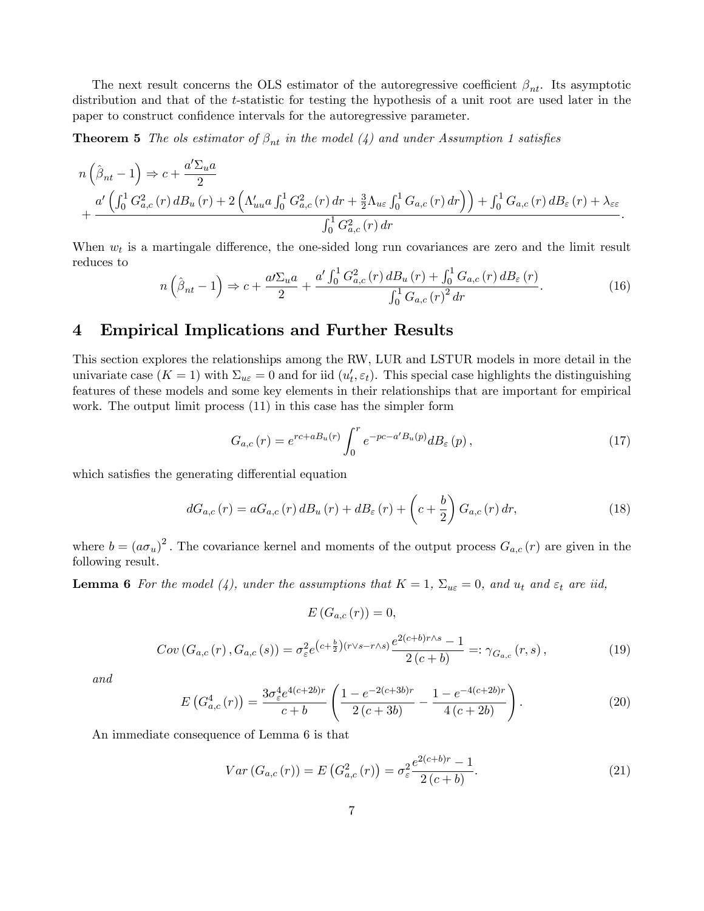The next result concerns the OLS estimator of the autoregressive coefficient $\beta_{nt}$. Its asymptotic distribution and that of the $t$-statistic for testing the hypothesis of a unit root are used later in the paper to construct confidence intervals for the autoregressive parameter.

**Theorem 5** *The ols estimator of $\beta_{nt}$ in the model (4) and under Assumption 1 satisfies*

$$
n\left(\hat{\beta}_{nt}-1\right) \Rightarrow c+\frac{a'\Sigma_u a}{2}
$$
$$
+\frac{a'\left(\int_0^1 G_{a,c}^2(r)\,dB_u(r)+2\left(\Lambda_{uu}' a\int_0^1 G_{a,c}^2(r)\,dr+\frac{3}{2}\Lambda_{u\varepsilon}\int_0^1 G_{a,c}(r)\,dr\right)\right)+\int_0^1 G_{a,c}(r)\,dB_\varepsilon(r)+\lambda_{\varepsilon\varepsilon}}{\int_0^1 G_{a,c}^2(r)\,dr}.
$$

When $w_t$ is a martingale difference, the one-sided long run covariances are zero and the limit result reduces to

$$
n\left(\hat{\beta}_{nt}-1\right) \Rightarrow c+\frac{a'\Sigma_u a}{2}+\frac{a'\int_0^1 G_{a,c}^2(r)\,dB_u(r)+\int_0^1 G_{a,c}(r)\,dB_\varepsilon(r)}{\int_0^1 G_{a,c}(r)^2\,dr}. \tag{16}
$$

# 4 Empirical Implications and Further Results

This section explores the relationships among the RW, LUR and LSTUR models in more detail in the univariate case ($K=1$) with $\Sigma_{u\varepsilon}=0$ and for iid $(u_t', \varepsilon_t)$. This special case highlights the distinguishing features of these models and some key elements in their relationships that are important for empirical work. The output limit process (11) in this case has the simpler form

$$
G_{a,c}(r)=e^{rc+aB_u(r)}\int_0^r e^{-pc-a'B_u(p)}dB_\varepsilon(p), \tag{17}
$$

which satisfies the generating differential equation

$$
dG_{a,c}(r)=aG_{a,c}(r)\,dB_u(r)+dB_\varepsilon(r)+\left(c+\frac{b}{2}\right)G_{a,c}(r)\,dr, \tag{18}
$$

where $b=(a\sigma_u)^2$. The covariance kernel and moments of the output process $G_{a,c}(r)$ are given in the following result.

**Lemma 6** *For the model (4), under the assumptions that $K=1$, $\Sigma_{u\varepsilon}=0$, and $u_t$ and $\varepsilon_t$ are iid,*

$$
E\left(G_{a,c}(r)\right)=0,
$$

$$
Cov\left(G_{a,c}(r), G_{a,c}(s)\right)=\sigma_\varepsilon^2 e^{\left(c+\frac{b}{2}\right)(r\vee s-r\wedge s)}\frac{e^{2(c+b)r\wedge s}-1}{2(c+b)}=:\gamma_{G_{a,c}}(r,s), \tag{19}
$$

*and*

$$
E\left(G_{a,c}^4(r)\right)=\frac{3\sigma_\varepsilon^4 e^{4(c+2b)r}}{c+b}\left(\frac{1-e^{-2(c+3b)r}}{2(c+3b)}-\frac{1-e^{-4(c+2b)r}}{4(c+2b)}\right). \tag{20}
$$

An immediate consequence of Lemma 6 is that

$$
Var\left(G_{a,c}(r)\right)=E\left(G_{a,c}^2(r)\right)=\sigma_\varepsilon^2\frac{e^{2(c+b)r}-1}{2(c+b)}. \tag{21}
$$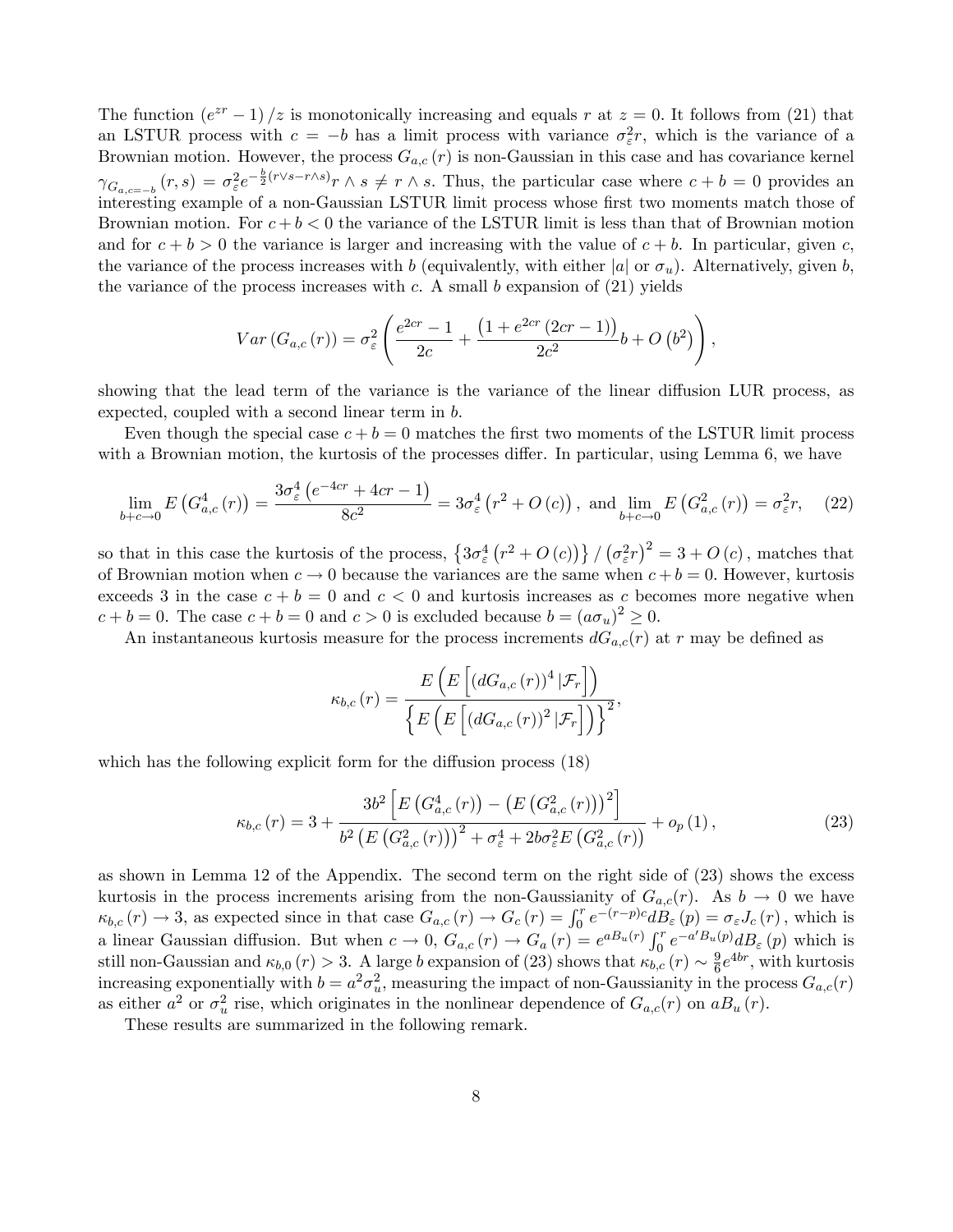The function $\left(e^{zr}-1\right)/z$ is monotonically increasing and equals $r$ at $z=0$. It follows from (21) that an LSTUR process with $c=-b$ has a limit process with variance $\sigma_{\varepsilon}^{2}r$, which is the variance of a Brownian motion. However, the process $G_{a,c}\left(r\right)$ is non-Gaussian in this case and has covariance kernel $\gamma_{G_{a,c=-b}}\left(r,s\right)=\sigma_{\varepsilon}^{2}e^{-\frac{b}{2}\left(r\vee s-r\wedge s\right)}r\wedge s\neq r\wedge s$. Thus, the particular case where $c+b=0$ provides an interesting example of a non-Gaussian LSTUR limit process whose first two moments match those of Brownian motion. For $c+b<0$ the variance of the LSTUR limit is less than that of Brownian motion and for $c+b>0$ the variance is larger and increasing with the value of $c+b$. In particular, given $c$, the variance of the process increases with $b$ (equivalently, with either $|a|$ or $\sigma_{u}$). Alternatively, given $b$, the variance of the process increases with $c$. A small $b$ expansion of (21) yields

$$
Var\left(G_{a,c}\left(r\right)\right)=\sigma_{\varepsilon}^{2}\left(\frac{e^{2cr}-1}{2c}+\frac{\left(1+e^{2cr}\left(2cr-1\right)\right)}{2c^{2}}b+O\left(b^{2}\right)\right),
$$

showing that the lead term of the variance is the variance of the linear diffusion LUR process, as expected, coupled with a second linear term in $b$.

Even though the special case $c+b=0$ matches the first two moments of the LSTUR limit process with a Brownian motion, the kurtosis of the processes differ. In particular, using Lemma 6, we have

$$
\lim_{b+c\to0}E\left(G_{a,c}^{4}\left(r\right)\right)=\frac{3\sigma_{\varepsilon}^{4}\left(e^{-4cr}+4cr-1\right)}{8c^{2}}=3\sigma_{\varepsilon}^{4}\left(r^{2}+O\left(c\right)\right),\text{ and }\lim_{b+c\to0}E\left(G_{a,c}^{2}\left(r\right)\right)=\sigma_{\varepsilon}^{2}r,\quad(22)
$$

so that in this case the kurtosis of the process, $\left\{3\sigma_{\varepsilon}^{4}\left(r^{2}+O\left(c\right)\right)\right\}/\left(\sigma_{\varepsilon}^{2}r\right)^{2}=3+O\left(c\right)$, matches that of Brownian motion when $c\to0$ because the variances are the same when $c+b=0$. However, kurtosis exceeds 3 in the case $c+b=0$ and $c<0$ and kurtosis increases as $c$ becomes more negative when $c+b=0$. The case $c+b=0$ and $c>0$ is excluded because $b=\left(a\sigma_{u}\right)^{2}\geq0$.

An instantaneous kurtosis measure for the process increments $dG_{a,c}(r)$ at $r$ may be defined as

$$
\kappa_{b,c}\left(r\right)=\frac{E\left(E\left[\left(dG_{a,c}\left(r\right)\right)^{4}|\mathcal{F}_{r}\right]\right)}{\left\{E\left(E\left[\left(dG_{a,c}\left(r\right)\right)^{2}|\mathcal{F}_{r}\right]\right)\right\}^{2}},
$$

which has the following explicit form for the diffusion process (18)

$$
\kappa_{b,c}\left(r\right)=3+\frac{3b^{2}\left[E\left(G_{a,c}^{4}\left(r\right)\right)-\left(E\left(G_{a,c}^{2}\left(r\right)\right)\right)^{2}\right]}{b^{2}\left(E\left(G_{a,c}^{2}\left(r\right)\right)\right)^{2}+\sigma_{\varepsilon}^{4}+2b\sigma_{\varepsilon}^{2}E\left(G_{a,c}^{2}\left(r\right)\right)}+o_{p}\left(1\right),\quad(23)
$$

as shown in Lemma 12 of the Appendix. The second term on the right side of (23) shows the excess kurtosis in the process increments arising from the non-Gaussianity of $G_{a,c}(r)$. As $b\to0$ we have $\kappa_{b,c}\left(r\right)\to3$, as expected since in that case $G_{a,c}\left(r\right)\to G_{c}\left(r\right)=\int_{0}^{r}e^{-\left(r-p\right)c}dB_{\varepsilon}\left(p\right)=\sigma_{\varepsilon}J_{c}\left(r\right)$, which is a linear Gaussian diffusion. But when $c\to0$, $G_{a,c}\left(r\right)\to G_{a}\left(r\right)=e^{aB_{u}\left(r\right)}\int_{0}^{r}e^{-a'B_{u}\left(p\right)}dB_{\varepsilon}\left(p\right)$ which is still non-Gaussian and $\kappa_{b,0}\left(r\right)>3$. A large $b$ expansion of (23) shows that $\kappa_{b,c}\left(r\right)\sim\frac{9}{6}e^{4br}$, with kurtosis increasing exponentially with $b=a^{2}\sigma_{u}^{2}$, measuring the impact of non-Gaussianity in the process $G_{a,c}(r)$ as either $a^{2}$ or $\sigma_{u}^{2}$ rise, which originates in the nonlinear dependence of $G_{a,c}(r)$ on $aB_{u}\left(r\right)$.

These results are summarized in the following remark.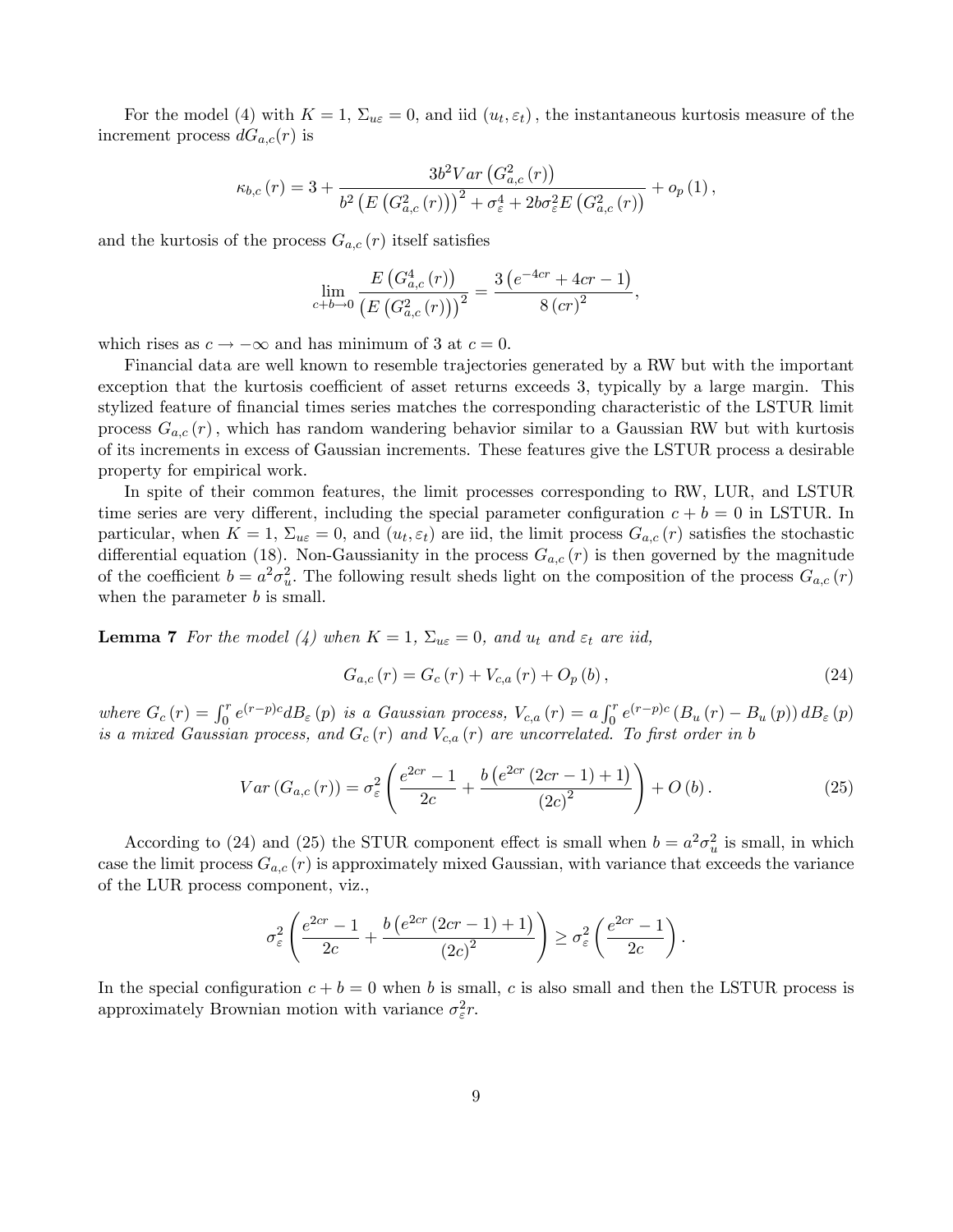For the model (4) with $K = 1$, $\Sigma_{u\varepsilon} = 0$, and iid $(u_t, \varepsilon_t)$, the instantaneous kurtosis measure of the increment process $dG_{a,c}(r)$ is

$$\kappa_{b,c}(r) = 3 + \frac{3b^2 Var\left(G_{a,c}^2(r)\right)}{b^2\left(E\left(G_{a,c}^2(r)\right)\right)^2 + \sigma_\varepsilon^4 + 2b\sigma_\varepsilon^2 E\left(G_{a,c}^2(r)\right)} + o_p(1),$$

and the kurtosis of the process $G_{a,c}(r)$ itself satisfies

$$\lim_{c+b\to 0} \frac{E\left(G_{a,c}^4(r)\right)}{\left(E\left(G_{a,c}^2(r)\right)\right)^2} = \frac{3\left(e^{-4cr} + 4cr - 1\right)}{8(cr)^2},$$

which rises as $c \to -\infty$ and has minimum of 3 at $c = 0$.

Financial data are well known to resemble trajectories generated by a RW but with the important exception that the kurtosis coefficient of asset returns exceeds 3, typically by a large margin. This stylized feature of financial times series matches the corresponding characteristic of the LSTUR limit process $G_{a,c}(r)$, which has random wandering behavior similar to a Gaussian RW but with kurtosis of its increments in excess of Gaussian increments. These features give the LSTUR process a desirable property for empirical work.

In spite of their common features, the limit processes corresponding to RW, LUR, and LSTUR time series are very different, including the special parameter configuration $c + b = 0$ in LSTUR. In particular, when $K = 1$, $\Sigma_{u\varepsilon} = 0$, and $(u_t, \varepsilon_t)$ are iid, the limit process $G_{a,c}(r)$ satisfies the stochastic differential equation (18). Non-Gaussianity in the process $G_{a,c}(r)$ is then governed by the magnitude of the coefficient $b = a^2\sigma_u^2$. The following result sheds light on the composition of the process $G_{a,c}(r)$ when the parameter $b$ is small.

**Lemma 7** *For the model (4) when $K = 1$, $\Sigma_{u\varepsilon} = 0$, and $u_t$ and $\varepsilon_t$ are iid,*

$$G_{a,c}(r) = G_c(r) + V_{c,a}(r) + O_p(b), \tag{24}$$

*where $G_c(r) = \int_0^r e^{(r-p)c} dB_\varepsilon(p)$ is a Gaussian process, $V_{c,a}(r) = a\int_0^r e^{(r-p)c}\left(B_u(r) - B_u(p)\right) dB_\varepsilon(p)$ is a mixed Gaussian process, and $G_c(r)$ and $V_{c,a}(r)$ are uncorrelated. To first order in $b$*

$$Var\left(G_{a,c}(r)\right) = \sigma_\varepsilon^2\left(\frac{e^{2cr} - 1}{2c} + \frac{b\left(e^{2cr}(2cr - 1) + 1\right)}{(2c)^2}\right) + O(b). \tag{25}$$

According to (24) and (25) the STUR component effect is small when $b = a^2\sigma_u^2$ is small, in which case the limit process $G_{a,c}(r)$ is approximately mixed Gaussian, with variance that exceeds the variance of the LUR process component, viz.,

$$\sigma_\varepsilon^2\left(\frac{e^{2cr} - 1}{2c} + \frac{b\left(e^{2cr}(2cr - 1) + 1\right)}{(2c)^2}\right) \geq \sigma_\varepsilon^2\left(\frac{e^{2cr} - 1}{2c}\right).$$

In the special configuration $c + b = 0$ when $b$ is small, $c$ is also small and then the LSTUR process is approximately Brownian motion with variance $\sigma_\varepsilon^2 r$.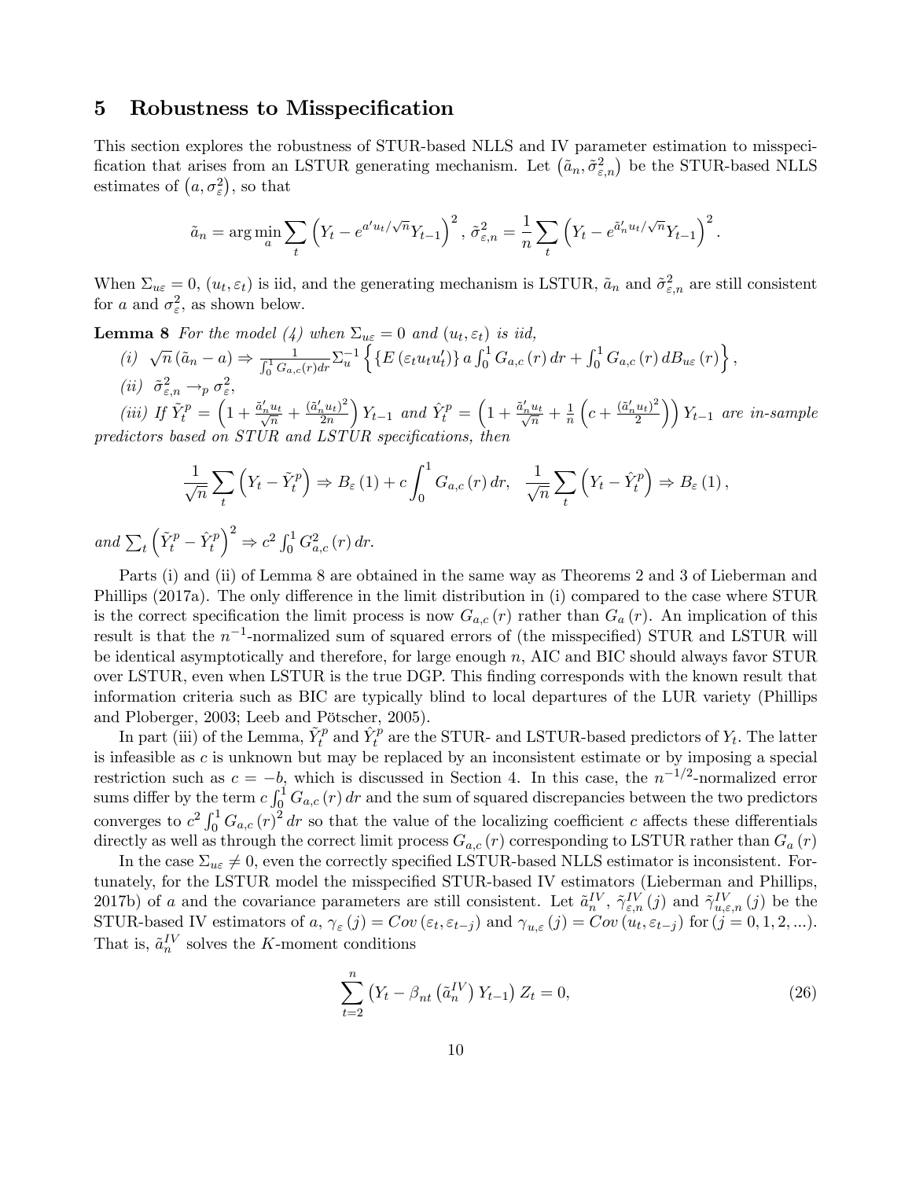## 5 Robustness to Misspecification

This section explores the robustness of STUR-based NLLS and IV parameter estimation to misspecification that arises from an LSTUR generating mechanism. Let $\left(\tilde{a}_n, \tilde{\sigma}^2_{\varepsilon,n}\right)$ be the STUR-based NLLS estimates of $\left(a, \sigma^2_\varepsilon\right)$, so that

$$\tilde{a}_n = \arg\min_a \sum_t \left(Y_t - e^{a'u_t/\sqrt{n}} Y_{t-1}\right)^2, \; \tilde{\sigma}^2_{\varepsilon,n} = \frac{1}{n}\sum_t \left(Y_t - e^{\tilde{a}'_n u_t/\sqrt{n}} Y_{t-1}\right)^2.$$

When $\Sigma_{u\varepsilon} = 0$, $(u_t, \varepsilon_t)$ is iid, and the generating mechanism is LSTUR, $\tilde{a}_n$ and $\tilde{\sigma}^2_{\varepsilon,n}$ are still consistent for $a$ and $\sigma^2_\varepsilon$, as shown below.

**Lemma 8** *For the model (4) when $\Sigma_{u\varepsilon} = 0$ and $(u_t, \varepsilon_t)$ is iid,*

*(i)* $\sqrt{n}\left(\tilde{a}_n - a\right) \Rightarrow \frac{1}{\int_0^1 G_{a,c}(r)dr}\Sigma_u^{-1}\left\{\left\{E\left(\varepsilon_t u_t u'_t\right)\right\} a \int_0^1 G_{a,c}(r)\,dr + \int_0^1 G_{a,c}(r)\,dB_{u\varepsilon}(r)\right\}$,

*(ii)* $\tilde{\sigma}^2_{\varepsilon,n} \to_p \sigma^2_\varepsilon$,

*(iii) If* $\tilde{Y}^p_t = \left(1 + \frac{\tilde{a}'_n u_t}{\sqrt{n}} + \frac{\left(\tilde{a}'_n u_t\right)^2}{2n}\right) Y_{t-1}$ *and* $\hat{Y}^p_t = \left(1 + \frac{\tilde{a}'_n u_t}{\sqrt{n}} + \frac{1}{n}\left(c + \frac{\left(\tilde{a}'_n u_t\right)^2}{2}\right)\right) Y_{t-1}$ *are in-sample predictors based on STUR and LSTUR specifications, then*

$$\frac{1}{\sqrt{n}}\sum_t \left(Y_t - \tilde{Y}^p_t\right) \Rightarrow B_\varepsilon(1) + c\int_0^1 G_{a,c}(r)\,dr, \quad \frac{1}{\sqrt{n}}\sum_t \left(Y_t - \hat{Y}^p_t\right) \Rightarrow B_\varepsilon(1),$$

*and* $\sum_t \left(\tilde{Y}^p_t - \hat{Y}^p_t\right)^2 \Rightarrow c^2 \int_0^1 G^2_{a,c}(r)\,dr$.

Parts (i) and (ii) of Lemma 8 are obtained in the same way as Theorems 2 and 3 of Lieberman and Phillips (2017a). The only difference in the limit distribution in (i) compared to the case where STUR is the correct specification the limit process is now $G_{a,c}(r)$ rather than $G_a(r)$. An implication of this result is that the $n^{-1}$-normalized sum of squared errors of (the misspecified) STUR and LSTUR will be identical asymptotically and therefore, for large enough $n$, AIC and BIC should always favor STUR over LSTUR, even when LSTUR is the true DGP. This finding corresponds with the known result that information criteria such as BIC are typically blind to local departures of the LUR variety (Phillips and Ploberger, 2003; Leeb and Pötscher, 2005).

In part (iii) of the Lemma, $\tilde{Y}^p_t$ and $\hat{Y}^p_t$ are the STUR- and LSTUR-based predictors of $Y_t$. The latter is infeasible as $c$ is unknown but may be replaced by an inconsistent estimate or by imposing a special restriction such as $c = -b$, which is discussed in Section 4. In this case, the $n^{-1/2}$-normalized error sums differ by the term $c\int_0^1 G_{a,c}(r)\,dr$ and the sum of squared discrepancies between the two predictors converges to $c^2 \int_0^1 G_{a,c}(r)^2\,dr$ so that the value of the localizing coefficient $c$ affects these differentials directly as well as through the correct limit process $G_{a,c}(r)$ corresponding to LSTUR rather than $G_a(r)$

In the case $\Sigma_{u\varepsilon} \neq 0$, even the correctly specified LSTUR-based NLLS estimator is inconsistent. Fortunately, for the LSTUR model the misspecified STUR-based IV estimators (Lieberman and Phillips, 2017b) of $a$ and the covariance parameters are still consistent. Let $\tilde{a}^{IV}_n$, $\tilde{\gamma}^{IV}_{\varepsilon,n}(j)$ and $\tilde{\gamma}^{IV}_{u,\varepsilon,n}(j)$ be the STUR-based IV estimators of $a$, $\gamma_\varepsilon(j) = Cov\left(\varepsilon_t, \varepsilon_{t-j}\right)$ and $\gamma_{u,\varepsilon}(j) = Cov\left(u_t, \varepsilon_{t-j}\right)$ for $(j = 0, 1, 2, \ldots)$. That is, $\tilde{a}^{IV}_n$ solves the $K$-moment conditions

$$\sum_{t=2}^{n}\left(Y_t - \beta_{nt}\left(\tilde{a}^{IV}_n\right) Y_{t-1}\right) Z_t = 0, \tag{26}$$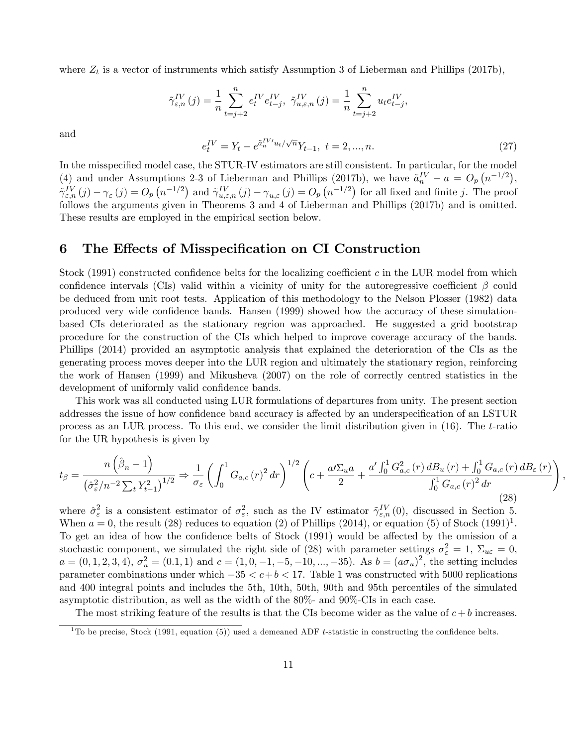where $Z_t$ is a vector of instruments which satisfy Assumption 3 of Lieberman and Phillips (2017b),

$$\tilde{\gamma}_{\varepsilon,n}^{IV}(j) = \frac{1}{n}\sum_{t=j+2}^{n} e_t^{IV} e_{t-j}^{IV},\ \tilde{\gamma}_{u,\varepsilon,n}^{IV}(j) = \frac{1}{n}\sum_{t=j+2}^{n} u_t e_{t-j}^{IV},$$

and

$$e_t^{IV} = Y_t - e^{\tilde{a}_n^{IV\prime} u_t/\sqrt{n}} Y_{t-1},\ t = 2, ..., n. \tag{27}$$

In the misspecified model case, the STUR-IV estimators are still consistent. In particular, for the model (4) and under Assumptions 2-3 of Lieberman and Phillips (2017b), we have $\tilde{a}_n^{IV} - a = O_p\left(n^{-1/2}\right)$, $\tilde{\gamma}_{\varepsilon,n}^{IV}(j) - \gamma_{\varepsilon}(j) = O_p\left(n^{-1/2}\right)$ and $\tilde{\gamma}_{u,\varepsilon,n}^{IV}(j) - \gamma_{u,\varepsilon}(j) = O_p\left(n^{-1/2}\right)$ for all fixed and finite $j$. The proof follows the arguments given in Theorems 3 and 4 of Lieberman and Phillips (2017b) and is omitted. These results are employed in the empirical section below.

# 6 The Effects of Misspecification on CI Construction

Stock (1991) constructed confidence belts for the localizing coefficient $c$ in the LUR model from which confidence intervals (CIs) valid within a vicinity of unity for the autoregressive coefficient $\beta$ could be deduced from unit root tests. Application of this methodology to the Nelson Plosser (1982) data produced very wide confidence bands. Hansen (1999) showed how the accuracy of these simulation-based CIs deteriorated as the stationary regrion was approached. He suggested a grid bootstrap procedure for the construction of the CIs which helped to improve coverage accuracy of the bands. Phillips (2014) provided an asymptotic analysis that explained the deterioration of the CIs as the generating process moves deeper into the LUR region and ultimately the stationary region, reinforcing the work of Hansen (1999) and Mikusheva (2007) on the role of correctly centred statistics in the development of uniformly valid confidence bands.

This work was all conducted using LUR formulations of departures from unity. The present section addresses the issue of how confidence band accuracy is affected by an underspecification of an LSTUR process as an LUR process. To this end, we consider the limit distribution given in (16). The $t$-ratio for the UR hypothesis is given by

$$t_\beta = \frac{n\left(\hat{\beta}_n - 1\right)}{\left(\hat{\sigma}_\varepsilon^2 / n^{-2}\sum_t Y_{t-1}^2\right)^{1/2}} \Rightarrow \frac{1}{\sigma_\varepsilon}\left(\int_0^1 G_{a,c}(r)^2 dr\right)^{1/2}\left(c + \frac{a\prime\Sigma_u a}{2} + \frac{a'\int_0^1 G_{a,c}^2(r)\, dB_u(r) + \int_0^1 G_{a,c}(r)\, dB_\varepsilon(r)}{\int_0^1 G_{a,c}(r)^2 dr}\right), \tag{28}$$

where $\hat{\sigma}_\varepsilon^2$ is a consistent estimator of $\sigma_\varepsilon^2$, such as the IV estimator $\tilde{\gamma}_{\varepsilon,n}^{IV}(0)$, discussed in Section 5. When $a = 0$, the result (28) reduces to equation (2) of Phillips (2014), or equation (5) of Stock (1991)[1]. To get an idea of how the confidence belts of Stock (1991) would be affected by the omission of a stochastic component, we simulated the right side of (28) with parameter settings $\sigma_\varepsilon^2 = 1$, $\Sigma_{u\varepsilon} = 0$, $a = (0, 1, 2, 3, 4)$, $\sigma_u^2 = (0.1, 1)$ and $c = (1, 0, -1, -5, -10, ..., -35)$. As $b = (a\sigma_u)^2$, the setting includes parameter combinations under which $-35 < c + b < 17$. Table 1 was constructed with 5000 replications and 400 integral points and includes the 5th, 10th, 50th, 90th and 95th percentiles of the simulated asymptotic distribution, as well as the width of the 80%- and 90%-CIs in each case.

The most striking feature of the results is that the CIs become wider as the value of $c + b$ increases.

[1] To be precise, Stock (1991, equation (5)) used a demeaned ADF $t$-statistic in constructing the confidence belts.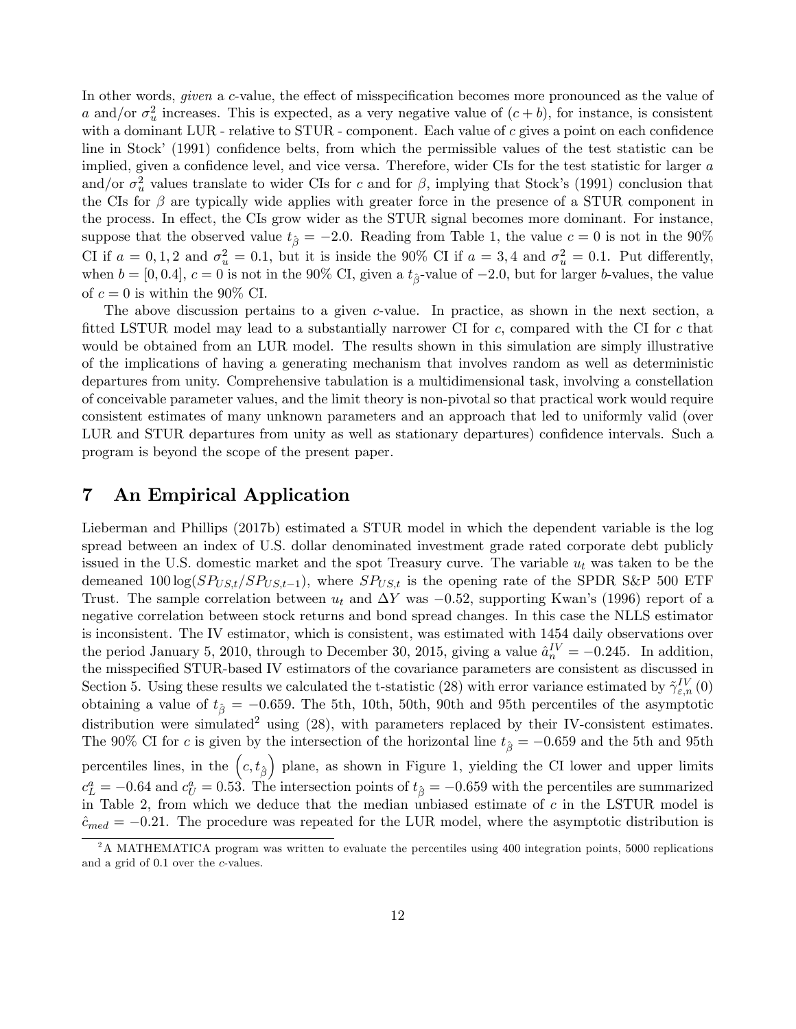In other words, *given* a $c$-value, the effect of misspecification becomes more pronounced as the value of $a$ and/or $\sigma_u^2$ increases. This is expected, as a very negative value of $(c+b)$, for instance, is consistent with a dominant LUR - relative to STUR - component. Each value of $c$ gives a point on each confidence line in Stock' (1991) confidence belts, from which the permissible values of the test statistic can be implied, given a confidence level, and vice versa. Therefore, wider CIs for the test statistic for larger $a$ and/or $\sigma_u^2$ values translate to wider CIs for $c$ and for $\beta$, implying that Stock's (1991) conclusion that the CIs for $\beta$ are typically wide applies with greater force in the presence of a STUR component in the process. In effect, the CIs grow wider as the STUR signal becomes more dominant. For instance, suppose that the observed value $t_{\hat{\beta}} = -2.0$. Reading from Table 1, the value $c = 0$ is not in the 90% CI if $a = 0, 1, 2$ and $\sigma_u^2 = 0.1$, but it is inside the 90% CI if $a = 3, 4$ and $\sigma_u^2 = 0.1$. Put differently, when $b = [0, 0.4]$, $c = 0$ is not in the 90% CI, given a $t_{\hat{\beta}}$-value of $-2.0$, but for larger $b$-values, the value of $c = 0$ is within the 90% CI.

The above discussion pertains to a given $c$-value. In practice, as shown in the next section, a fitted LSTUR model may lead to a substantially narrower CI for $c$, compared with the CI for $c$ that would be obtained from an LUR model. The results shown in this simulation are simply illustrative of the implications of having a generating mechanism that involves random as well as deterministic departures from unity. Comprehensive tabulation is a multidimensional task, involving a constellation of conceivable parameter values, and the limit theory is non-pivotal so that practical work would require consistent estimates of many unknown parameters and an approach that led to uniformly valid (over LUR and STUR departures from unity as well as stationary departures) confidence intervals. Such a program is beyond the scope of the present paper.

# 7 An Empirical Application

Lieberman and Phillips (2017b) estimated a STUR model in which the dependent variable is the log spread between an index of U.S. dollar denominated investment grade rated corporate debt publicly issued in the U.S. domestic market and the spot Treasury curve. The variable $u_t$ was taken to be the demeaned $100 \log(SP_{US,t}/SP_{US,t-1})$, where $SP_{US,t}$ is the opening rate of the SPDR S&P 500 ETF Trust. The sample correlation between $u_t$ and $\Delta Y$ was $-0.52$, supporting Kwan's (1996) report of a negative correlation between stock returns and bond spread changes. In this case the NLLS estimator is inconsistent. The IV estimator, which is consistent, was estimated with 1454 daily observations over the period January 5, 2010, through to December 30, 2015, giving a value $\hat{a}_n^{IV} = -0.245$. In addition, the misspecified STUR-based IV estimators of the covariance parameters are consistent as discussed in Section 5. Using these results we calculated the t-statistic (28) with error variance estimated by $\tilde{\gamma}_{\varepsilon,n}^{IV}(0)$ obtaining a value of $t_{\hat{\beta}} = -0.659$. The 5th, 10th, 50th, 90th and 95th percentiles of the asymptotic distribution were simulated[2] using (28), with parameters replaced by their IV-consistent estimates. The 90% CI for $c$ is given by the intersection of the horizontal line $t_{\hat{\beta}} = -0.659$ and the 5th and 95th percentiles lines, in the $\left(c, t_{\hat{\beta}}\right)$ plane, as shown in Figure 1, yielding the CI lower and upper limits $c_L^a = -0.64$ and $c_U^a = 0.53$. The intersection points of $t_{\hat{\beta}} = -0.659$ with the percentiles are summarized in Table 2, from which we deduce that the median unbiased estimate of $c$ in the LSTUR model is $\hat{c}_{med} = -0.21$. The procedure was repeated for the LUR model, where the asymptotic distribution is

[2] A MATHEMATICA program was written to evaluate the percentiles using 400 integration points, 5000 replications and a grid of 0.1 over the $c$-values.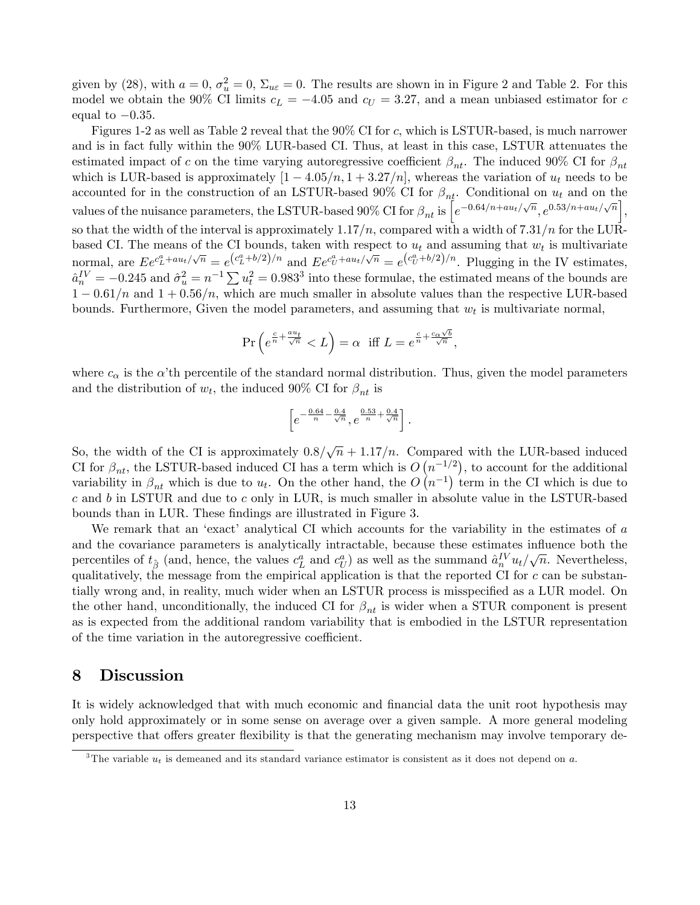given by (28), with $a = 0$, $\sigma_u^2 = 0$, $\Sigma_{u\varepsilon} = 0$. The results are shown in in Figure 2 and Table 2. For this model we obtain the 90% CI limits $c_L = -4.05$ and $c_U = 3.27$, and a mean unbiased estimator for $c$ equal to $-0.35$.

Figures 1-2 as well as Table 2 reveal that the 90% CI for $c$, which is LSTUR-based, is much narrower and is in fact fully within the 90% LUR-based CI. Thus, at least in this case, LSTUR attenuates the estimated impact of $c$ on the time varying autoregressive coefficient $\beta_{nt}$. The induced 90% CI for $\beta_{nt}$ which is LUR-based is approximately $[1 - 4.05/n, 1 + 3.27/n]$, whereas the variation of $u_t$ needs to be accounted for in the construction of an LSTUR-based 90% CI for $\beta_{nt}$. Conditional on $u_t$ and on the values of the nuisance parameters, the LSTUR-based 90% CI for $\beta_{nt}$ is $\left[e^{-0.64/n + au_t/\sqrt{n}}, e^{0.53/n + au_t/\sqrt{n}}\right]$, so that the width of the interval is approximately $1.17/n$, compared with a width of $7.31/n$ for the LUR-based CI. The means of the CI bounds, taken with respect to $u_t$ and assuming that $w_t$ is multivariate normal, are $Ee^{c_L^a + au_t/\sqrt{n}} = e^{\left(c_L^a + b/2\right)/n}$ and $Ee^{c_U^a + au_t/\sqrt{n}} = e^{\left(c_U^a + b/2\right)/n}$. Plugging in the IV estimates, $\hat{a}_n^{IV} = -0.245$ and $\hat{\sigma}_u^2 = n^{-1} \sum u_t^2 = 0.983$[3] into these formulae, the estimated means of the bounds are $1 - 0.61/n$ and $1 + 0.56/n$, which are much smaller in absolute values than the respective LUR-based bounds. Furthermore, Given the model parameters, and assuming that $w_t$ is multivariate normal,

$$\Pr\left(e^{\frac{c}{n} + \frac{au_t}{\sqrt{n}}} < L\right) = \alpha \text{ iff } L = e^{\frac{c}{n} + \frac{c_\alpha \sqrt{b}}{\sqrt{n}}},$$

where $c_\alpha$ is the $\alpha$'th percentile of the standard normal distribution. Thus, given the model parameters and the distribution of $w_t$, the induced 90% CI for $\beta_{nt}$ is

$$\left[e^{-\frac{0.64}{n} - \frac{0.4}{\sqrt{n}}}, e^{\frac{0.53}{n} + \frac{0.4}{\sqrt{n}}}\right].$$

So, the width of the CI is approximately $0.8/\sqrt{n} + 1.17/n$. Compared with the LUR-based induced CI for $\beta_{nt}$, the LSTUR-based induced CI has a term which is $O\left(n^{-1/2}\right)$, to account for the additional variability in $\beta_{nt}$ which is due to $u_t$. On the other hand, the $O\left(n^{-1}\right)$ term in the CI which is due to $c$ and $b$ in LSTUR and due to $c$ only in LUR, is much smaller in absolute value in the LSTUR-based bounds than in LUR. These findings are illustrated in Figure 3.

We remark that an 'exact' analytical CI which accounts for the variability in the estimates of $a$ and the covariance parameters is analytically intractable, because these estimates influence both the percentiles of $t_{\hat{\beta}}$ (and, hence, the values $c_L^a$ and $c_U^a$) as well as the summand $\hat{a}_n^{IV} u_t/\sqrt{n}$. Nevertheless, qualitatively, the message from the empirical application is that the reported CI for $c$ can be substantially wrong and, in reality, much wider when an LSTUR process is misspecified as a LUR model. On the other hand, unconditionally, the induced CI for $\beta_{nt}$ is wider when a STUR component is present as is expected from the additional random variability that is embodied in the LSTUR representation of the time variation in the autoregressive coefficient.

## 8 Discussion

It is widely acknowledged that with much economic and financial data the unit root hypothesis may only hold approximately or in some sense on average over a given sample. A more general modeling perspective that offers greater flexibility is that the generating mechanism may involve temporary de-

[3] The variable $u_t$ is demeaned and its standard variance estimator is consistent as it does not depend on $a$.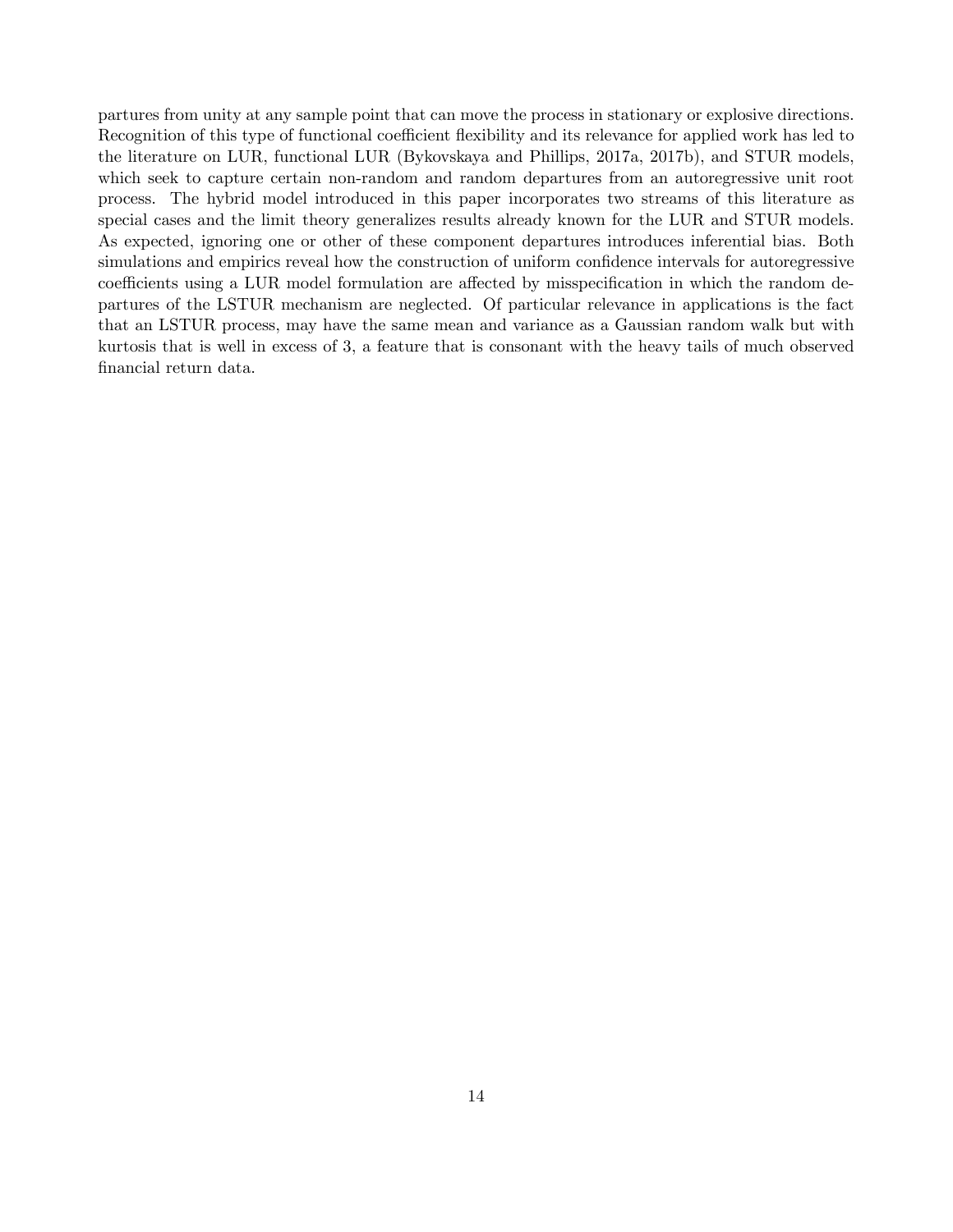partures from unity at any sample point that can move the process in stationary or explosive directions. Recognition of this type of functional coefficient flexibility and its relevance for applied work has led to the literature on LUR, functional LUR (Bykovskaya and Phillips, 2017a, 2017b), and STUR models, which seek to capture certain non-random and random departures from an autoregressive unit root process. The hybrid model introduced in this paper incorporates two streams of this literature as special cases and the limit theory generalizes results already known for the LUR and STUR models. As expected, ignoring one or other of these component departures introduces inferential bias. Both simulations and empirics reveal how the construction of uniform confidence intervals for autoregressive coefficients using a LUR model formulation are affected by misspecification in which the random departures of the LSTUR mechanism are neglected. Of particular relevance in applications is the fact that an LSTUR process, may have the same mean and variance as a Gaussian random walk but with kurtosis that is well in excess of 3, a feature that is consonant with the heavy tails of much observed financial return data.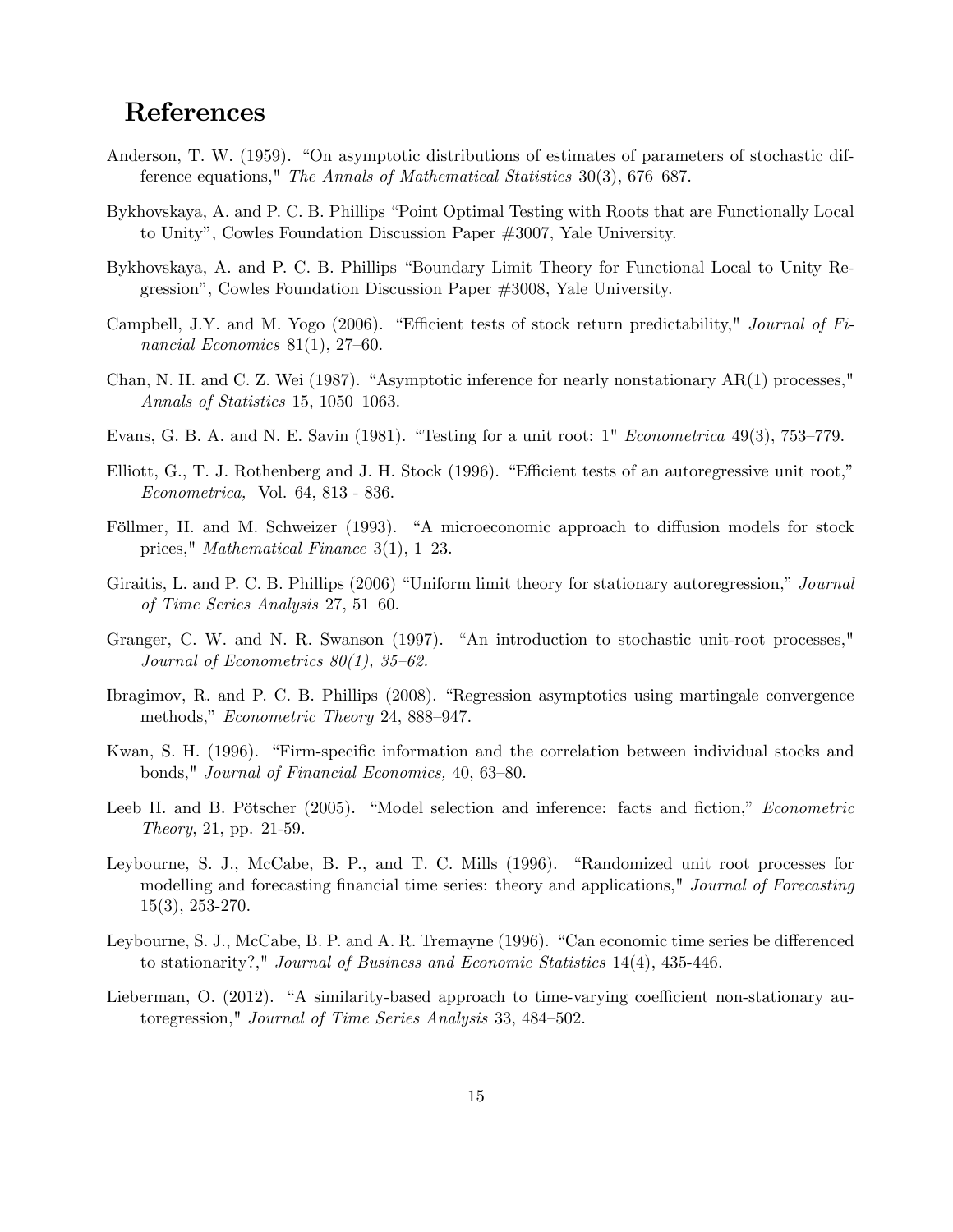# References

Anderson, T. W. (1959). "On asymptotic distributions of estimates of parameters of stochastic difference equations," *The Annals of Mathematical Statistics* 30(3), 676–687.

Bykhovskaya, A. and P. C. B. Phillips "Point Optimal Testing with Roots that are Functionally Local to Unity", Cowles Foundation Discussion Paper #3007, Yale University.

Bykhovskaya, A. and P. C. B. Phillips "Boundary Limit Theory for Functional Local to Unity Regression", Cowles Foundation Discussion Paper #3008, Yale University.

Campbell, J.Y. and M. Yogo (2006). "Efficient tests of stock return predictability," *Journal of Financial Economics* 81(1), 27–60.

Chan, N. H. and C. Z. Wei (1987). "Asymptotic inference for nearly nonstationary AR(1) processes," *Annals of Statistics* 15, 1050–1063.

Evans, G. B. A. and N. E. Savin (1981). "Testing for a unit root: 1" *Econometrica* 49(3), 753–779.

Elliott, G., T. J. Rothenberg and J. H. Stock (1996). "Efficient tests of an autoregressive unit root," *Econometrica,* Vol. 64, 813 - 836.

Föllmer, H. and M. Schweizer (1993). "A microeconomic approach to diffusion models for stock prices," *Mathematical Finance* 3(1), 1–23.

Giraitis, L. and P. C. B. Phillips (2006) "Uniform limit theory for stationary autoregression," *Journal of Time Series Analysis* 27, 51–60.

Granger, C. W. and N. R. Swanson (1997). "An introduction to stochastic unit-root processes," *Journal of Econometrics 80(1), 35–62.*

Ibragimov, R. and P. C. B. Phillips (2008). "Regression asymptotics using martingale convergence methods," *Econometric Theory* 24, 888–947.

Kwan, S. H. (1996). "Firm-specific information and the correlation between individual stocks and bonds," *Journal of Financial Economics,* 40, 63–80.

Leeb H. and B. Pötscher (2005). "Model selection and inference: facts and fiction," *Econometric Theory*, 21, pp. 21-59.

Leybourne, S. J., McCabe, B. P., and T. C. Mills (1996). "Randomized unit root processes for modelling and forecasting financial time series: theory and applications," *Journal of Forecasting* 15(3), 253-270.

Leybourne, S. J., McCabe, B. P. and A. R. Tremayne (1996). "Can economic time series be differenced to stationarity?," *Journal of Business and Economic Statistics* 14(4), 435-446.

Lieberman, O. (2012). "A similarity-based approach to time-varying coefficient non-stationary autoregression," *Journal of Time Series Analysis* 33, 484–502.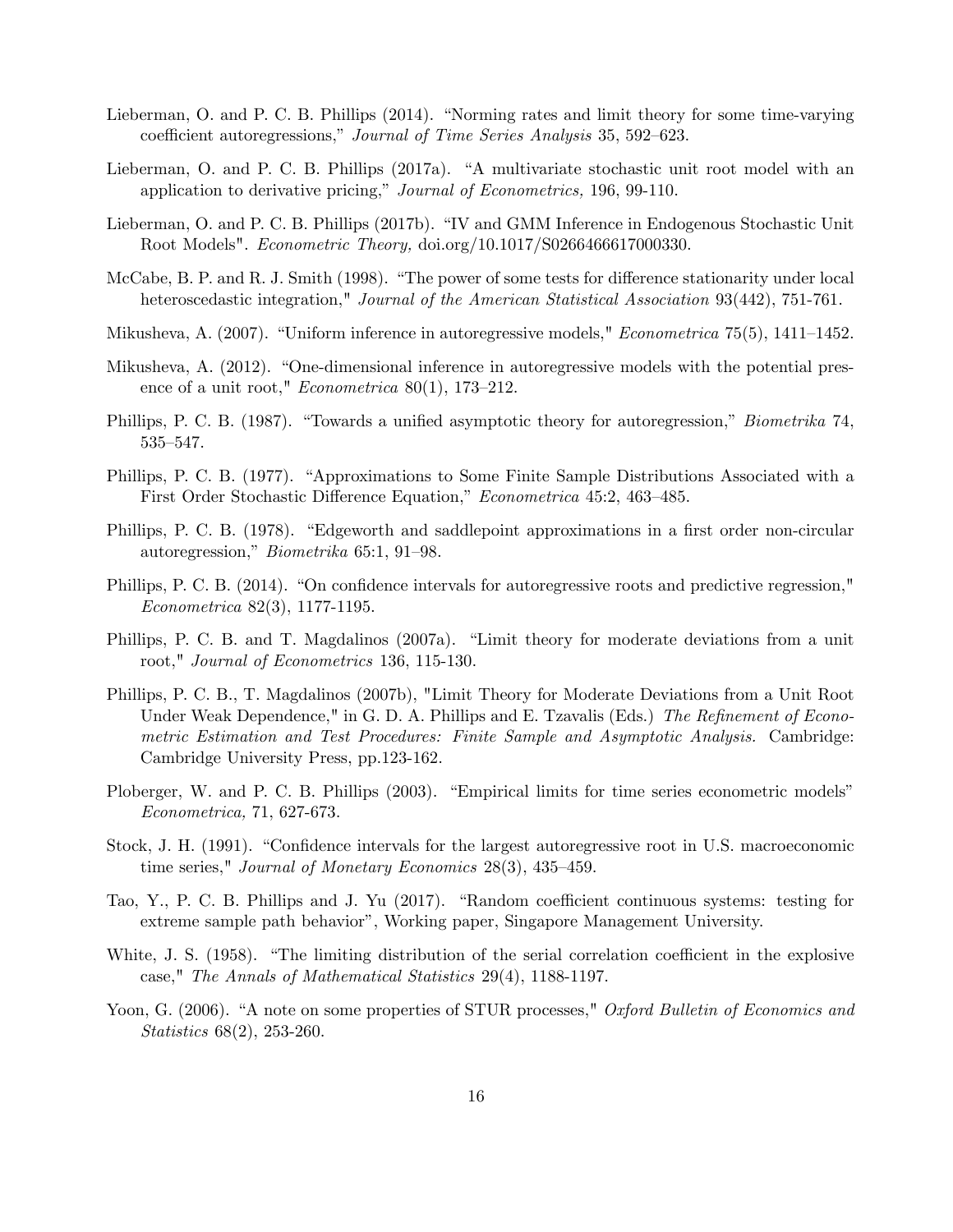Lieberman, O. and P. C. B. Phillips (2014). "Norming rates and limit theory for some time-varying coefficient autoregressions," *Journal of Time Series Analysis* 35, 592–623.

Lieberman, O. and P. C. B. Phillips (2017a). "A multivariate stochastic unit root model with an application to derivative pricing," *Journal of Econometrics,* 196, 99-110.

Lieberman, O. and P. C. B. Phillips (2017b). "IV and GMM Inference in Endogenous Stochastic Unit Root Models". *Econometric Theory,* doi.org/10.1017/S0266466617000330.

McCabe, B. P. and R. J. Smith (1998). "The power of some tests for difference stationarity under local heteroscedastic integration," *Journal of the American Statistical Association* 93(442), 751-761.

Mikusheva, A. (2007). "Uniform inference in autoregressive models," *Econometrica* 75(5), 1411–1452.

Mikusheva, A. (2012). "One-dimensional inference in autoregressive models with the potential presence of a unit root," *Econometrica* 80(1), 173–212.

Phillips, P. C. B. (1987). "Towards a unified asymptotic theory for autoregression," *Biometrika* 74, 535–547.

Phillips, P. C. B. (1977). "Approximations to Some Finite Sample Distributions Associated with a First Order Stochastic Difference Equation," *Econometrica* 45:2, 463–485.

Phillips, P. C. B. (1978). "Edgeworth and saddlepoint approximations in a first order non-circular autoregression," *Biometrika* 65:1, 91–98.

Phillips, P. C. B. (2014). "On confidence intervals for autoregressive roots and predictive regression," *Econometrica* 82(3), 1177-1195.

Phillips, P. C. B. and T. Magdalinos (2007a). "Limit theory for moderate deviations from a unit root," *Journal of Econometrics* 136, 115-130.

Phillips, P. C. B., T. Magdalinos (2007b), "Limit Theory for Moderate Deviations from a Unit Root Under Weak Dependence," in G. D. A. Phillips and E. Tzavalis (Eds.) *The Refinement of Econometric Estimation and Test Procedures: Finite Sample and Asymptotic Analysis.* Cambridge: Cambridge University Press, pp.123-162.

Ploberger, W. and P. C. B. Phillips (2003). "Empirical limits for time series econometric models" *Econometrica,* 71, 627-673.

Stock, J. H. (1991). "Confidence intervals for the largest autoregressive root in U.S. macroeconomic time series," *Journal of Monetary Economics* 28(3), 435–459.

Tao, Y., P. C. B. Phillips and J. Yu (2017). "Random coefficient continuous systems: testing for extreme sample path behavior", Working paper, Singapore Management University.

White, J. S. (1958). "The limiting distribution of the serial correlation coefficient in the explosive case," *The Annals of Mathematical Statistics* 29(4), 1188-1197.

Yoon, G. (2006). "A note on some properties of STUR processes," *Oxford Bulletin of Economics and Statistics* 68(2), 253-260.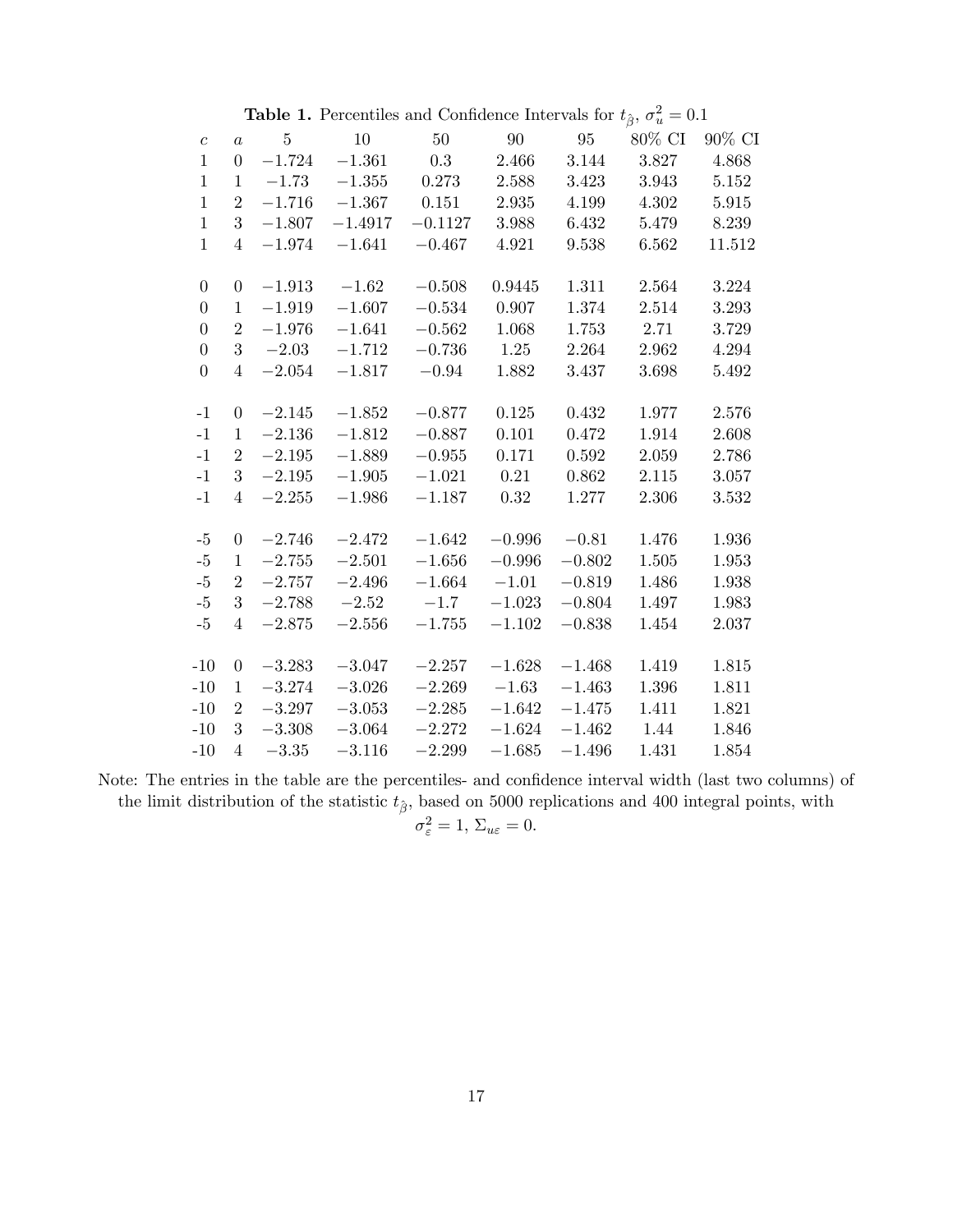**Table 1.** Percentiles and Confidence Intervals for $t_{\hat{\beta}}$, $\sigma_u^2 = 0.1$

| $c$ | $a$ | 5 | 10 | 50 | 90 | 95 | 80% CI | 90% CI |
|---|---|---|---|---|---|---|---|---|
| 1 | 0 | $-1.724$ | $-1.361$ | $0.3$ | $2.466$ | $3.144$ | $3.827$ | $4.868$ |
| 1 | 1 | $-1.73$ | $-1.355$ | $0.273$ | $2.588$ | $3.423$ | $3.943$ | $5.152$ |
| 1 | 2 | $-1.716$ | $-1.367$ | $0.151$ | $2.935$ | $4.199$ | $4.302$ | $5.915$ |
| 1 | 3 | $-1.807$ | $-1.4917$ | $-0.1127$ | $3.988$ | $6.432$ | $5.479$ | $8.239$ |
| 1 | 4 | $-1.974$ | $-1.641$ | $-0.467$ | $4.921$ | $9.538$ | $6.562$ | $11.512$ |
| 0 | 0 | $-1.913$ | $-1.62$ | $-0.508$ | $0.9445$ | $1.311$ | $2.564$ | $3.224$ |
| 0 | 1 | $-1.919$ | $-1.607$ | $-0.534$ | $0.907$ | $1.374$ | $2.514$ | $3.293$ |
| 0 | 2 | $-1.976$ | $-1.641$ | $-0.562$ | $1.068$ | $1.753$ | $2.71$ | $3.729$ |
| 0 | 3 | $-2.03$ | $-1.712$ | $-0.736$ | $1.25$ | $2.264$ | $2.962$ | $4.294$ |
| 0 | 4 | $-2.054$ | $-1.817$ | $-0.94$ | $1.882$ | $3.437$ | $3.698$ | $5.492$ |
| -1 | 0 | $-2.145$ | $-1.852$ | $-0.877$ | $0.125$ | $0.432$ | $1.977$ | $2.576$ |
| -1 | 1 | $-2.136$ | $-1.812$ | $-0.887$ | $0.101$ | $0.472$ | $1.914$ | $2.608$ |
| -1 | 2 | $-2.195$ | $-1.889$ | $-0.955$ | $0.171$ | $0.592$ | $2.059$ | $2.786$ |
| -1 | 3 | $-2.195$ | $-1.905$ | $-1.021$ | $0.21$ | $0.862$ | $2.115$ | $3.057$ |
| -1 | 4 | $-2.255$ | $-1.986$ | $-1.187$ | $0.32$ | $1.277$ | $2.306$ | $3.532$ |
| -5 | 0 | $-2.746$ | $-2.472$ | $-1.642$ | $-0.996$ | $-0.81$ | $1.476$ | $1.936$ |
| -5 | 1 | $-2.755$ | $-2.501$ | $-1.656$ | $-0.996$ | $-0.802$ | $1.505$ | $1.953$ |
| -5 | 2 | $-2.757$ | $-2.496$ | $-1.664$ | $-1.01$ | $-0.819$ | $1.486$ | $1.938$ |
| -5 | 3 | $-2.788$ | $-2.52$ | $-1.7$ | $-1.023$ | $-0.804$ | $1.497$ | $1.983$ |
| -5 | 4 | $-2.875$ | $-2.556$ | $-1.755$ | $-1.102$ | $-0.838$ | $1.454$ | $2.037$ |
| -10 | 0 | $-3.283$ | $-3.047$ | $-2.257$ | $-1.628$ | $-1.468$ | $1.419$ | $1.815$ |
| -10 | 1 | $-3.274$ | $-3.026$ | $-2.269$ | $-1.63$ | $-1.463$ | $1.396$ | $1.811$ |
| -10 | 2 | $-3.297$ | $-3.053$ | $-2.285$ | $-1.642$ | $-1.475$ | $1.411$ | $1.821$ |
| -10 | 3 | $-3.308$ | $-3.064$ | $-2.272$ | $-1.624$ | $-1.462$ | $1.44$ | $1.846$ |
| -10 | 4 | $-3.35$ | $-3.116$ | $-2.299$ | $-1.685$ | $-1.496$ | $1.431$ | $1.854$ |

Note: The entries in the table are the percentiles- and confidence interval width (last two columns) of the limit distribution of the statistic $t_{\hat{\beta}}$, based on 5000 replications and 400 integral points, with $\sigma_\varepsilon^2 = 1$, $\Sigma_{u\varepsilon} = 0$.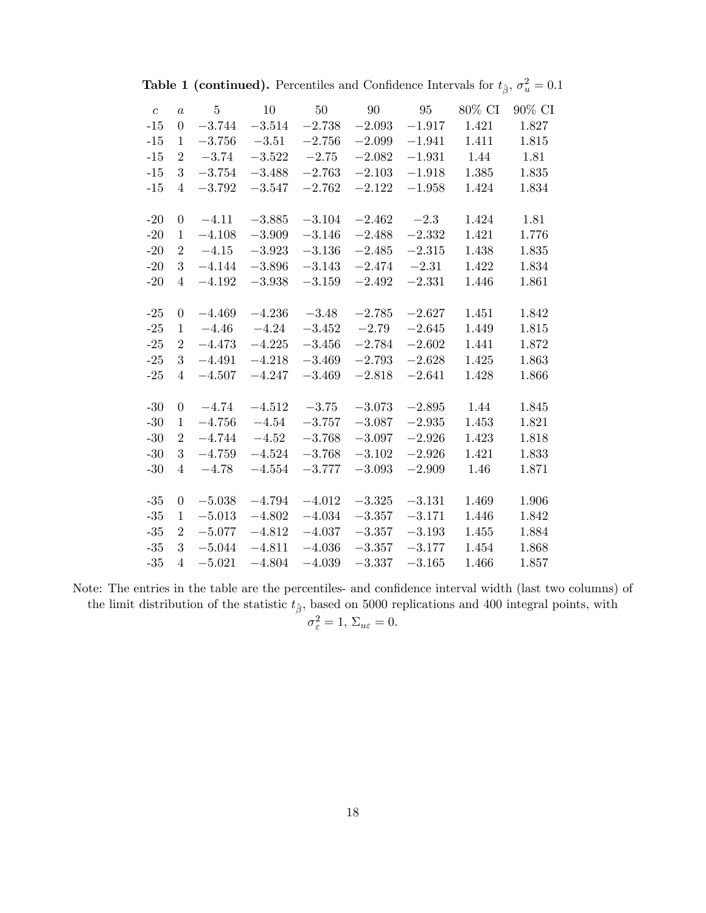**Table 1 (continued).** Percentiles and Confidence Intervals for $t_{\hat{\beta}}$, $\sigma_u^2 = 0.1$

| $c$ | $a$ | 5 | 10 | 50 | 90 | 95 | 80% CI | 90% CI |
|---|---|---|---|---|---|---|---|---|
| -15 | 0 | $-3.744$ | $-3.514$ | $-2.738$ | $-2.093$ | $-1.917$ | 1.421 | 1.827 |
| -15 | 1 | $-3.756$ | $-3.51$ | $-2.756$ | $-2.099$ | $-1.941$ | 1.411 | 1.815 |
| -15 | 2 | $-3.74$ | $-3.522$ | $-2.75$ | $-2.082$ | $-1.931$ | 1.44 | 1.81 |
| -15 | 3 | $-3.754$ | $-3.488$ | $-2.763$ | $-2.103$ | $-1.918$ | 1.385 | 1.835 |
| -15 | 4 | $-3.792$ | $-3.547$ | $-2.762$ | $-2.122$ | $-1.958$ | 1.424 | 1.834 |
| | | | | | | | | |
| -20 | 0 | $-4.11$ | $-3.885$ | $-3.104$ | $-2.462$ | $-2.3$ | 1.424 | 1.81 |
| -20 | 1 | $-4.108$ | $-3.909$ | $-3.146$ | $-2.488$ | $-2.332$ | 1.421 | 1.776 |
| -20 | 2 | $-4.15$ | $-3.923$ | $-3.136$ | $-2.485$ | $-2.315$ | 1.438 | 1.835 |
| -20 | 3 | $-4.144$ | $-3.896$ | $-3.143$ | $-2.474$ | $-2.31$ | 1.422 | 1.834 |
| -20 | 4 | $-4.192$ | $-3.938$ | $-3.159$ | $-2.492$ | $-2.331$ | 1.446 | 1.861 |
| | | | | | | | | |
| -25 | 0 | $-4.469$ | $-4.236$ | $-3.48$ | $-2.785$ | $-2.627$ | 1.451 | 1.842 |
| -25 | 1 | $-4.46$ | $-4.24$ | $-3.452$ | $-2.79$ | $-2.645$ | 1.449 | 1.815 |
| -25 | 2 | $-4.473$ | $-4.225$ | $-3.456$ | $-2.784$ | $-2.602$ | 1.441 | 1.872 |
| -25 | 3 | $-4.491$ | $-4.218$ | $-3.469$ | $-2.793$ | $-2.628$ | 1.425 | 1.863 |
| -25 | 4 | $-4.507$ | $-4.247$ | $-3.469$ | $-2.818$ | $-2.641$ | 1.428 | 1.866 |
| | | | | | | | | |
| -30 | 0 | $-4.74$ | $-4.512$ | $-3.75$ | $-3.073$ | $-2.895$ | 1.44 | 1.845 |
| -30 | 1 | $-4.756$ | $-4.54$ | $-3.757$ | $-3.087$ | $-2.935$ | 1.453 | 1.821 |
| -30 | 2 | $-4.744$ | $-4.52$ | $-3.768$ | $-3.097$ | $-2.926$ | 1.423 | 1.818 |
| -30 | 3 | $-4.759$ | $-4.524$ | $-3.768$ | $-3.102$ | $-2.926$ | 1.421 | 1.833 |
| -30 | 4 | $-4.78$ | $-4.554$ | $-3.777$ | $-3.093$ | $-2.909$ | 1.46 | 1.871 |
| | | | | | | | | |
| -35 | 0 | $-5.038$ | $-4.794$ | $-4.012$ | $-3.325$ | $-3.131$ | 1.469 | 1.906 |
| -35 | 1 | $-5.013$ | $-4.802$ | $-4.034$ | $-3.357$ | $-3.171$ | 1.446 | 1.842 |
| -35 | 2 | $-5.077$ | $-4.812$ | $-4.037$ | $-3.357$ | $-3.193$ | 1.455 | 1.884 |
| -35 | 3 | $-5.044$ | $-4.811$ | $-4.036$ | $-3.357$ | $-3.177$ | 1.454 | 1.868 |
| -35 | 4 | $-5.021$ | $-4.804$ | $-4.039$ | $-3.337$ | $-3.165$ | 1.466 | 1.857 |

Note: The entries in the table are the percentiles- and confidence interval width (last two columns) of the limit distribution of the statistic $t_{\hat{\beta}}$, based on 5000 replications and 400 integral points, with $\sigma_\varepsilon^2 = 1$, $\Sigma_{u\varepsilon} = 0$.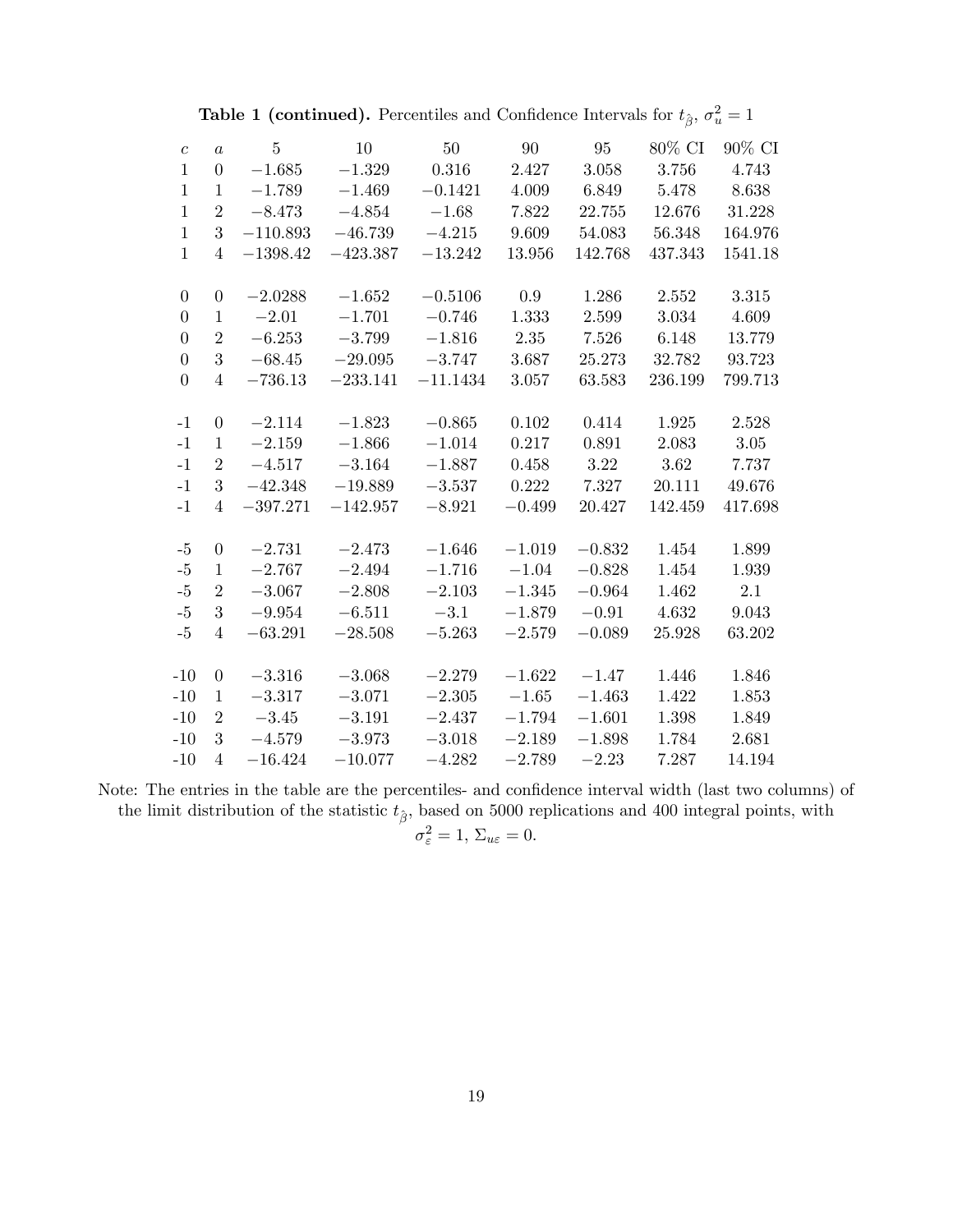**Table 1 (continued).** Percentiles and Confidence Intervals for $t_{\hat{\beta}}$, $\sigma_u^2 = 1$

| $c$ | $a$ | 5 | 10 | 50 | 90 | 95 | 80% CI | 90% CI |
|---|---|---|---|---|---|---|---|---|
| 1 | 0 | $-1.685$ | $-1.329$ | $0.316$ | $2.427$ | $3.058$ | $3.756$ | $4.743$ |
| 1 | 1 | $-1.789$ | $-1.469$ | $-0.1421$ | $4.009$ | $6.849$ | $5.478$ | $8.638$ |
| 1 | 2 | $-8.473$ | $-4.854$ | $-1.68$ | $7.822$ | $22.755$ | $12.676$ | $31.228$ |
| 1 | 3 | $-110.893$ | $-46.739$ | $-4.215$ | $9.609$ | $54.083$ | $56.348$ | $164.976$ |
| 1 | 4 | $-1398.42$ | $-423.387$ | $-13.242$ | $13.956$ | $142.768$ | $437.343$ | $1541.18$ |
| 0 | 0 | $-2.0288$ | $-1.652$ | $-0.5106$ | $0.9$ | $1.286$ | $2.552$ | $3.315$ |
| 0 | 1 | $-2.01$ | $-1.701$ | $-0.746$ | $1.333$ | $2.599$ | $3.034$ | $4.609$ |
| 0 | 2 | $-6.253$ | $-3.799$ | $-1.816$ | $2.35$ | $7.526$ | $6.148$ | $13.779$ |
| 0 | 3 | $-68.45$ | $-29.095$ | $-3.747$ | $3.687$ | $25.273$ | $32.782$ | $93.723$ |
| 0 | 4 | $-736.13$ | $-233.141$ | $-11.1434$ | $3.057$ | $63.583$ | $236.199$ | $799.713$ |
| -1 | 0 | $-2.114$ | $-1.823$ | $-0.865$ | $0.102$ | $0.414$ | $1.925$ | $2.528$ |
| -1 | 1 | $-2.159$ | $-1.866$ | $-1.014$ | $0.217$ | $0.891$ | $2.083$ | $3.05$ |
| -1 | 2 | $-4.517$ | $-3.164$ | $-1.887$ | $0.458$ | $3.22$ | $3.62$ | $7.737$ |
| -1 | 3 | $-42.348$ | $-19.889$ | $-3.537$ | $0.222$ | $7.327$ | $20.111$ | $49.676$ |
| -1 | 4 | $-397.271$ | $-142.957$ | $-8.921$ | $-0.499$ | $20.427$ | $142.459$ | $417.698$ |
| -5 | 0 | $-2.731$ | $-2.473$ | $-1.646$ | $-1.019$ | $-0.832$ | $1.454$ | $1.899$ |
| -5 | 1 | $-2.767$ | $-2.494$ | $-1.716$ | $-1.04$ | $-0.828$ | $1.454$ | $1.939$ |
| -5 | 2 | $-3.067$ | $-2.808$ | $-2.103$ | $-1.345$ | $-0.964$ | $1.462$ | $2.1$ |
| -5 | 3 | $-9.954$ | $-6.511$ | $-3.1$ | $-1.879$ | $-0.91$ | $4.632$ | $9.043$ |
| -5 | 4 | $-63.291$ | $-28.508$ | $-5.263$ | $-2.579$ | $-0.089$ | $25.928$ | $63.202$ |
| -10 | 0 | $-3.316$ | $-3.068$ | $-2.279$ | $-1.622$ | $-1.47$ | $1.446$ | $1.846$ |
| -10 | 1 | $-3.317$ | $-3.071$ | $-2.305$ | $-1.65$ | $-1.463$ | $1.422$ | $1.853$ |
| -10 | 2 | $-3.45$ | $-3.191$ | $-2.437$ | $-1.794$ | $-1.601$ | $1.398$ | $1.849$ |
| -10 | 3 | $-4.579$ | $-3.973$ | $-3.018$ | $-2.189$ | $-1.898$ | $1.784$ | $2.681$ |
| -10 | 4 | $-16.424$ | $-10.077$ | $-4.282$ | $-2.789$ | $-2.23$ | $7.287$ | $14.194$ |

Note: The entries in the table are the percentiles- and confidence interval width (last two columns) of the limit distribution of the statistic $t_{\hat{\beta}}$, based on 5000 replications and 400 integral points, with $\sigma_\varepsilon^2 = 1$, $\Sigma_{u\varepsilon} = 0$.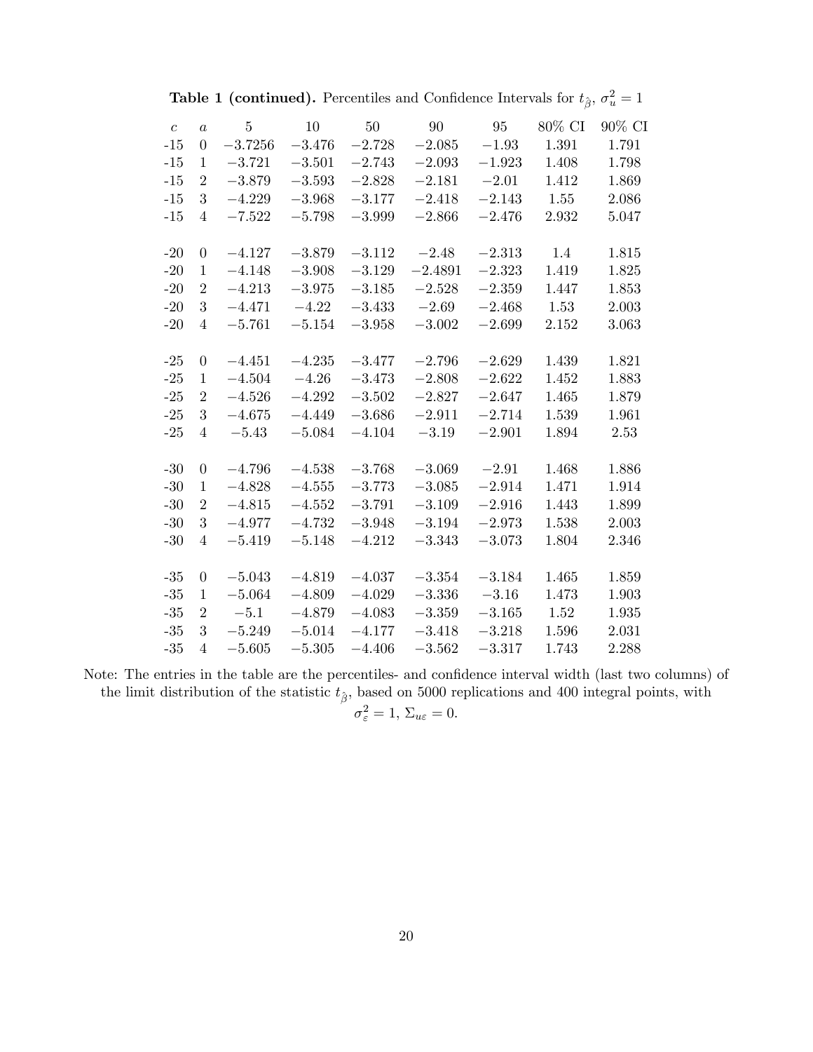**Table 1 (continued).** Percentiles and Confidence Intervals for $t_{\hat{\beta}}$, $\sigma_u^2 = 1$

| $c$ | $a$ | 5 | 10 | 50 | 90 | 95 | 80% CI | 90% CI |
|---|---|---|---|---|---|---|---|---|
| -15 | 0 | $-3.7256$ | $-3.476$ | $-2.728$ | $-2.085$ | $-1.93$ | 1.391 | 1.791 |
| -15 | 1 | $-3.721$ | $-3.501$ | $-2.743$ | $-2.093$ | $-1.923$ | 1.408 | 1.798 |
| -15 | 2 | $-3.879$ | $-3.593$ | $-2.828$ | $-2.181$ | $-2.01$ | 1.412 | 1.869 |
| -15 | 3 | $-4.229$ | $-3.968$ | $-3.177$ | $-2.418$ | $-2.143$ | 1.55 | 2.086 |
| -15 | 4 | $-7.522$ | $-5.798$ | $-3.999$ | $-2.866$ | $-2.476$ | 2.932 | 5.047 |
| | | | | | | | | |
| -20 | 0 | $-4.127$ | $-3.879$ | $-3.112$ | $-2.48$ | $-2.313$ | 1.4 | 1.815 |
| -20 | 1 | $-4.148$ | $-3.908$ | $-3.129$ | $-2.4891$ | $-2.323$ | 1.419 | 1.825 |
| -20 | 2 | $-4.213$ | $-3.975$ | $-3.185$ | $-2.528$ | $-2.359$ | 1.447 | 1.853 |
| -20 | 3 | $-4.471$ | $-4.22$ | $-3.433$ | $-2.69$ | $-2.468$ | 1.53 | 2.003 |
| -20 | 4 | $-5.761$ | $-5.154$ | $-3.958$ | $-3.002$ | $-2.699$ | 2.152 | 3.063 |
| | | | | | | | | |
| -25 | 0 | $-4.451$ | $-4.235$ | $-3.477$ | $-2.796$ | $-2.629$ | 1.439 | 1.821 |
| -25 | 1 | $-4.504$ | $-4.26$ | $-3.473$ | $-2.808$ | $-2.622$ | 1.452 | 1.883 |
| -25 | 2 | $-4.526$ | $-4.292$ | $-3.502$ | $-2.827$ | $-2.647$ | 1.465 | 1.879 |
| -25 | 3 | $-4.675$ | $-4.449$ | $-3.686$ | $-2.911$ | $-2.714$ | 1.539 | 1.961 |
| -25 | 4 | $-5.43$ | $-5.084$ | $-4.104$ | $-3.19$ | $-2.901$ | 1.894 | 2.53 |
| | | | | | | | | |
| -30 | 0 | $-4.796$ | $-4.538$ | $-3.768$ | $-3.069$ | $-2.91$ | 1.468 | 1.886 |
| -30 | 1 | $-4.828$ | $-4.555$ | $-3.773$ | $-3.085$ | $-2.914$ | 1.471 | 1.914 |
| -30 | 2 | $-4.815$ | $-4.552$ | $-3.791$ | $-3.109$ | $-2.916$ | 1.443 | 1.899 |
| -30 | 3 | $-4.977$ | $-4.732$ | $-3.948$ | $-3.194$ | $-2.973$ | 1.538 | 2.003 |
| -30 | 4 | $-5.419$ | $-5.148$ | $-4.212$ | $-3.343$ | $-3.073$ | 1.804 | 2.346 |
| | | | | | | | | |
| -35 | 0 | $-5.043$ | $-4.819$ | $-4.037$ | $-3.354$ | $-3.184$ | 1.465 | 1.859 |
| -35 | 1 | $-5.064$ | $-4.809$ | $-4.029$ | $-3.336$ | $-3.16$ | 1.473 | 1.903 |
| -35 | 2 | $-5.1$ | $-4.879$ | $-4.083$ | $-3.359$ | $-3.165$ | 1.52 | 1.935 |
| -35 | 3 | $-5.249$ | $-5.014$ | $-4.177$ | $-3.418$ | $-3.218$ | 1.596 | 2.031 |
| -35 | 4 | $-5.605$ | $-5.305$ | $-4.406$ | $-3.562$ | $-3.317$ | 1.743 | 2.288 |

Note: The entries in the table are the percentiles- and confidence interval width (last two columns) of the limit distribution of the statistic $t_{\hat{\beta}}$, based on 5000 replications and 400 integral points, with $\sigma_\varepsilon^2 = 1$, $\Sigma_{u\varepsilon} = 0$.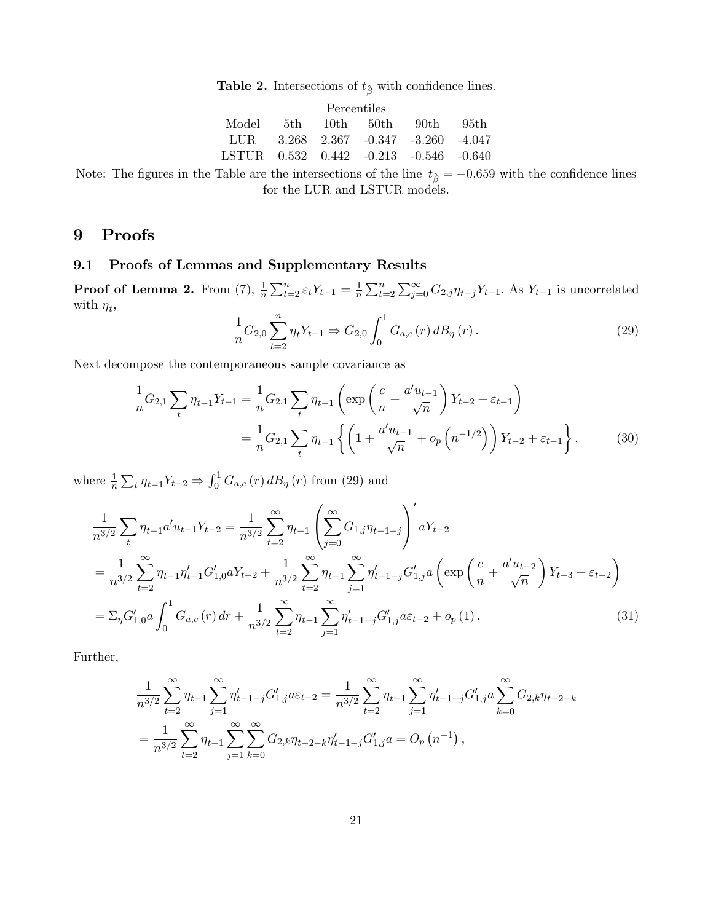**Table 2.** Intersections of $t_{\hat{\beta}}$ with confidence lines.

| | Percentiles | | | | |
|---|---|---|---|---|---|
| Model | 5th | 10th | 50th | 90th | 95th |
| LUR | 3.268 | 2.367 | -0.347 | -3.260 | -4.047 |
| LSTUR | 0.532 | 0.442 | -0.213 | -0.546 | -0.640 |

Note: The figures in the Table are the intersections of the line $t_{\hat{\beta}} = -0.659$ with the confidence lines for the LUR and LSTUR models.

# 9 Proofs

## 9.1 Proofs of Lemmas and Supplementary Results

**Proof of Lemma 2.** From (7), $\frac{1}{n}\sum_{t=2}^{n}\varepsilon_t Y_{t-1} = \frac{1}{n}\sum_{t=2}^{n}\sum_{j=0}^{\infty} G_{2,j}\eta_{t-j}Y_{t-1}$. As $Y_{t-1}$ is uncorrelated with $\eta_t$,

$$\frac{1}{n}G_{2,0}\sum_{t=2}^{n}\eta_t Y_{t-1} \Rightarrow G_{2,0}\int_0^1 G_{a,c}(r)\,dB_\eta(r). \tag{29}$$

Next decompose the contemporaneous sample covariance as

$$\begin{aligned}
\frac{1}{n}G_{2,1}\sum_t \eta_{t-1}Y_{t-1} &= \frac{1}{n}G_{2,1}\sum_t \eta_{t-1}\left(\exp\left(\frac{c}{n}+\frac{a'u_{t-1}}{\sqrt{n}}\right)Y_{t-2}+\varepsilon_{t-1}\right) \\
&= \frac{1}{n}G_{2,1}\sum_t \eta_{t-1}\left\{\left(1+\frac{a'u_{t-1}}{\sqrt{n}}+o_p\left(n^{-1/2}\right)\right)Y_{t-2}+\varepsilon_{t-1}\right\},
\end{aligned} \tag{30}$$

where $\frac{1}{n}\sum_t \eta_{t-1}Y_{t-2} \Rightarrow \int_0^1 G_{a,c}(r)\,dB_\eta(r)$ from (29) and

$$\begin{aligned}
&\frac{1}{n^{3/2}}\sum_t \eta_{t-1}a'u_{t-1}Y_{t-2} = \frac{1}{n^{3/2}}\sum_{t=2}^{\infty}\eta_{t-1}\left(\sum_{j=0}^{\infty}G_{1,j}\eta_{t-1-j}\right)' aY_{t-2} \\
&= \frac{1}{n^{3/2}}\sum_{t=2}^{\infty}\eta_{t-1}\eta_{t-1}'G_{1,0}'aY_{t-2} + \frac{1}{n^{3/2}}\sum_{t=2}^{\infty}\eta_{t-1}\sum_{j=1}^{\infty}\eta_{t-1-j}'G_{1,j}'a\left(\exp\left(\frac{c}{n}+\frac{a'u_{t-2}}{\sqrt{n}}\right)Y_{t-3}+\varepsilon_{t-2}\right) \\
&= \Sigma_\eta G_{1,0}'a\int_0^1 G_{a,c}(r)\,dr + \frac{1}{n^{3/2}}\sum_{t=2}^{\infty}\eta_{t-1}\sum_{j=1}^{\infty}\eta_{t-1-j}'G_{1,j}'a\varepsilon_{t-2} + o_p(1).
\end{aligned} \tag{31}$$

Further,

$$\begin{aligned}
&\frac{1}{n^{3/2}}\sum_{t=2}^{\infty}\eta_{t-1}\sum_{j=1}^{\infty}\eta_{t-1-j}'G_{1,j}'a\varepsilon_{t-2} = \frac{1}{n^{3/2}}\sum_{t=2}^{\infty}\eta_{t-1}\sum_{j=1}^{\infty}\eta_{t-1-j}'G_{1,j}'a\sum_{k=0}^{\infty}G_{2,k}\eta_{t-2-k} \\
&= \frac{1}{n^{3/2}}\sum_{t=2}^{\infty}\eta_{t-1}\sum_{j=1}^{\infty}\sum_{k=0}^{\infty}G_{2,k}\eta_{t-2-k}\eta_{t-1-j}'G_{1,j}'a = O_p\left(n^{-1}\right),
\end{aligned}$$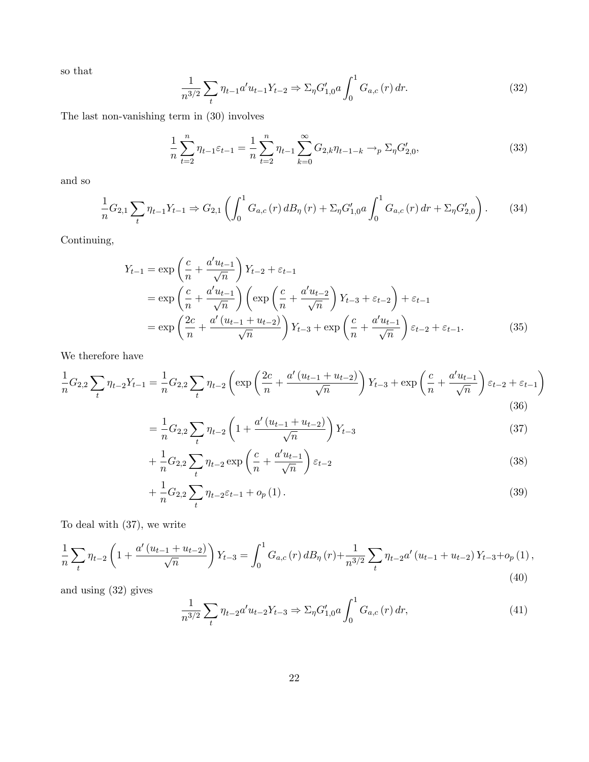so that

$$\frac{1}{n^{3/2}} \sum_t \eta_{t-1} a' u_{t-1} Y_{t-2} \Rightarrow \Sigma_\eta G'_{1,0} a \int_0^1 G_{a,c}(r)\, dr. \tag{32}$$

The last non-vanishing term in (30) involves

$$\frac{1}{n} \sum_{t=2}^n \eta_{t-1} \varepsilon_{t-1} = \frac{1}{n} \sum_{t=2}^n \eta_{t-1} \sum_{k=0}^\infty G_{2,k} \eta_{t-1-k} \to_p \Sigma_\eta G'_{2,0}, \tag{33}$$

and so

$$\frac{1}{n} G_{2,1} \sum_t \eta_{t-1} Y_{t-1} \Rightarrow G_{2,1} \left( \int_0^1 G_{a,c}(r)\, dB_\eta(r) + \Sigma_\eta G'_{1,0} a \int_0^1 G_{a,c}(r)\, dr + \Sigma_\eta G'_{2,0} \right). \tag{34}$$

Continuing,

$$\begin{aligned} Y_{t-1} &= \exp\left( \frac{c}{n} + \frac{a' u_{t-1}}{\sqrt{n}} \right) Y_{t-2} + \varepsilon_{t-1} \\ &= \exp\left( \frac{c}{n} + \frac{a' u_{t-1}}{\sqrt{n}} \right) \left( \exp\left( \frac{c}{n} + \frac{a' u_{t-2}}{\sqrt{n}} \right) Y_{t-3} + \varepsilon_{t-2} \right) + \varepsilon_{t-1} \\ &= \exp\left( \frac{2c}{n} + \frac{a' (u_{t-1} + u_{t-2})}{\sqrt{n}} \right) Y_{t-3} + \exp\left( \frac{c}{n} + \frac{a' u_{t-1}}{\sqrt{n}} \right) \varepsilon_{t-2} + \varepsilon_{t-1}. \end{aligned} \tag{35}$$

We therefore have

$$\frac{1}{n} G_{2,2} \sum_t \eta_{t-2} Y_{t-1} = \frac{1}{n} G_{2,2} \sum_t \eta_{t-2} \left( \exp\left( \frac{2c}{n} + \frac{a' (u_{t-1} + u_{t-2})}{\sqrt{n}} \right) Y_{t-3} + \exp\left( \frac{c}{n} + \frac{a' u_{t-1}}{\sqrt{n}} \right) \varepsilon_{t-2} + \varepsilon_{t-1} \right) \tag{36}$$

$$= \frac{1}{n} G_{2,2} \sum_t \eta_{t-2} \left( 1 + \frac{a' (u_{t-1} + u_{t-2})}{\sqrt{n}} \right) Y_{t-3} \tag{37}$$

$$+ \frac{1}{n} G_{2,2} \sum_t \eta_{t-2} \exp\left( \frac{c}{n} + \frac{a' u_{t-1}}{\sqrt{n}} \right) \varepsilon_{t-2} \tag{38}$$

$$+ \frac{1}{n} G_{2,2} \sum_t \eta_{t-2} \varepsilon_{t-1} + o_p(1). \tag{39}$$

To deal with (37), we write

$$\frac{1}{n} \sum_t \eta_{t-2} \left( 1 + \frac{a' (u_{t-1} + u_{t-2})}{\sqrt{n}} \right) Y_{t-3} = \int_0^1 G_{a,c}(r)\, dB_\eta(r) + \frac{1}{n^{3/2}} \sum_t \eta_{t-2} a' (u_{t-1} + u_{t-2}) Y_{t-3} + o_p(1), \tag{40}$$

and using (32) gives

$$\frac{1}{n^{3/2}} \sum_t \eta_{t-2} a' u_{t-2} Y_{t-3} \Rightarrow \Sigma_\eta G'_{1,0} a \int_0^1 G_{a,c}(r)\, dr, \tag{41}$$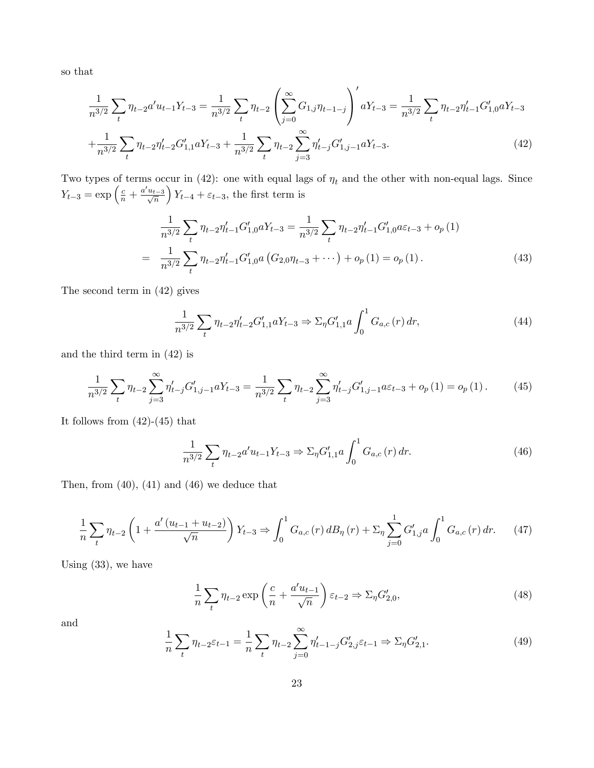so that

$$\frac{1}{n^{3/2}} \sum_t \eta_{t-2} a' u_{t-1} Y_{t-3} = \frac{1}{n^{3/2}} \sum_t \eta_{t-2} \left( \sum_{j=0}^{\infty} G_{1,j} \eta_{t-1-j} \right)' a Y_{t-3} = \frac{1}{n^{3/2}} \sum_t \eta_{t-2} \eta'_{t-1} G'_{1,0} a Y_{t-3}$$

$$+ \frac{1}{n^{3/2}} \sum_t \eta_{t-2} \eta'_{t-2} G'_{1,1} a Y_{t-3} + \frac{1}{n^{3/2}} \sum_t \eta_{t-2} \sum_{j=3}^{\infty} \eta'_{t-j} G'_{1,j-1} a Y_{t-3}. \tag{42}$$

Two types of terms occur in (42): one with equal lags of $\eta_t$ and the other with non-equal lags. Since $Y_{t-3} = \exp\left(\frac{c}{n} + \frac{a' u_{t-3}}{\sqrt{n}}\right) Y_{t-4} + \varepsilon_{t-3}$, the first term is

$$\begin{aligned} & \frac{1}{n^{3/2}} \sum_t \eta_{t-2} \eta'_{t-1} G'_{1,0} a Y_{t-3} = \frac{1}{n^{3/2}} \sum_t \eta_{t-2} \eta'_{t-1} G'_{1,0} a \varepsilon_{t-3} + o_p(1) \\ = \;& \frac{1}{n^{3/2}} \sum_t \eta_{t-2} \eta'_{t-1} G'_{1,0} a \left( G_{2,0} \eta_{t-3} + \cdots \right) + o_p(1) = o_p(1). \end{aligned} \tag{43}$$

The second term in (42) gives

$$\frac{1}{n^{3/2}} \sum_t \eta_{t-2} \eta'_{t-2} G'_{1,1} a Y_{t-3} \Rightarrow \Sigma_\eta G'_{1,1} a \int_0^1 G_{a,c}(r)\, dr, \tag{44}$$

and the third term in (42) is

$$\frac{1}{n^{3/2}} \sum_t \eta_{t-2} \sum_{j=3}^{\infty} \eta'_{t-j} G'_{1,j-1} a Y_{t-3} = \frac{1}{n^{3/2}} \sum_t \eta_{t-2} \sum_{j=3}^{\infty} \eta'_{t-j} G'_{1,j-1} a \varepsilon_{t-3} + o_p(1) = o_p(1). \tag{45}$$

It follows from (42)-(45) that

$$\frac{1}{n^{3/2}} \sum_t \eta_{t-2} a' u_{t-1} Y_{t-3} \Rightarrow \Sigma_\eta G'_{1,1} a \int_0^1 G_{a,c}(r)\, dr. \tag{46}$$

Then, from (40), (41) and (46) we deduce that

$$\frac{1}{n} \sum_t \eta_{t-2} \left( 1 + \frac{a' (u_{t-1} + u_{t-2})}{\sqrt{n}} \right) Y_{t-3} \Rightarrow \int_0^1 G_{a,c}(r)\, dB_\eta(r) + \Sigma_\eta \sum_{j=0}^{1} G'_{1,j} a \int_0^1 G_{a,c}(r)\, dr. \tag{47}$$

Using (33), we have

$$\frac{1}{n} \sum_t \eta_{t-2} \exp\left( \frac{c}{n} + \frac{a' u_{t-1}}{\sqrt{n}} \right) \varepsilon_{t-2} \Rightarrow \Sigma_\eta G'_{2,0}, \tag{48}$$

and

$$\frac{1}{n} \sum_t \eta_{t-2} \varepsilon_{t-1} = \frac{1}{n} \sum_t \eta_{t-2} \sum_{j=0}^{\infty} \eta'_{t-1-j} G'_{2,j} \varepsilon_{t-1} \Rightarrow \Sigma_\eta G'_{2,1}. \tag{49}$$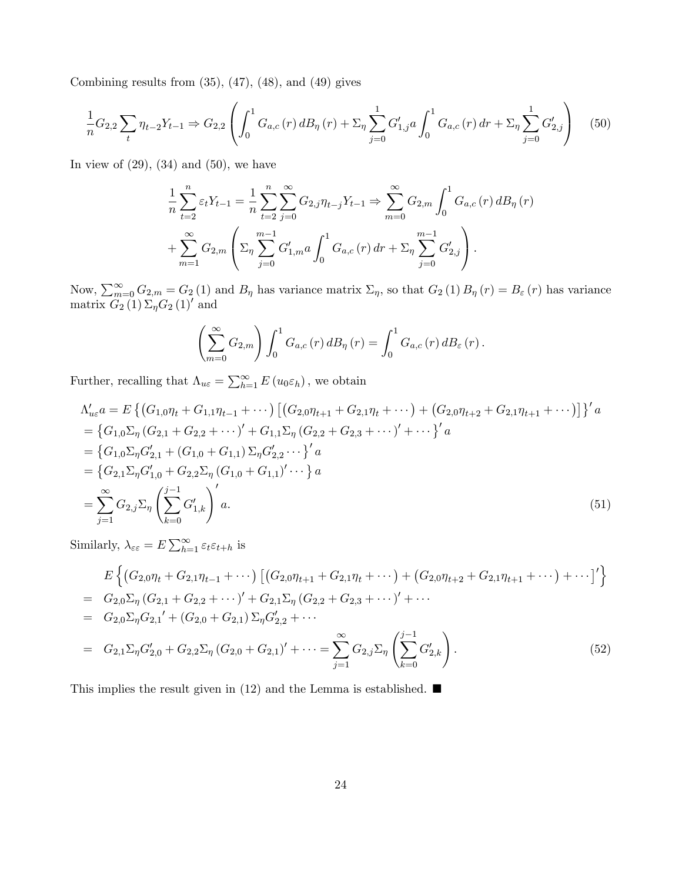Combining results from (35), (47), (48), and (49) gives

$$\frac{1}{n} G_{2,2} \sum_t \eta_{t-2} Y_{t-1} \Rightarrow G_{2,2} \left( \int_0^1 G_{a,c}(r)\, dB_\eta(r) + \Sigma_\eta \sum_{j=0}^{1} G_{1,j}' a \int_0^1 G_{a,c}(r)\, dr + \Sigma_\eta \sum_{j=0}^{1} G_{2,j}' \right) \tag{50}$$

In view of (29), (34) and (50), we have

$$\frac{1}{n} \sum_{t=2}^{n} \varepsilon_t Y_{t-1} = \frac{1}{n} \sum_{t=2}^{n} \sum_{j=0}^{\infty} G_{2,j} \eta_{t-j} Y_{t-1} \Rightarrow \sum_{m=0}^{\infty} G_{2,m} \int_0^1 G_{a,c}(r)\, dB_\eta(r)$$
$$+ \sum_{m=1}^{\infty} G_{2,m} \left( \Sigma_\eta \sum_{j=0}^{m-1} G_{1,m}' a \int_0^1 G_{a,c}(r)\, dr + \Sigma_\eta \sum_{j=0}^{m-1} G_{2,j}' \right).$$

Now, $\sum_{m=0}^{\infty} G_{2,m} = G_2(1)$ and $B_\eta$ has variance matrix $\Sigma_\eta$, so that $G_2(1) B_\eta(r) = B_\varepsilon(r)$ has variance matrix $G_2(1) \Sigma_\eta G_2(1)'$ and

$$\left( \sum_{m=0}^{\infty} G_{2,m} \right) \int_0^1 G_{a,c}(r)\, dB_\eta(r) = \int_0^1 G_{a,c}(r)\, dB_\varepsilon(r).$$

Further, recalling that $\Lambda_{u\varepsilon} = \sum_{h=1}^{\infty} E(u_0 \varepsilon_h)$, we obtain

$$\begin{aligned}
\Lambda_{u\varepsilon}' a &= E\left\{ \left( G_{1,0}\eta_t + G_{1,1}\eta_{t-1} + \cdots \right) \left[ \left( G_{2,0}\eta_{t+1} + G_{2,1}\eta_t + \cdots \right) + \left( G_{2,0}\eta_{t+2} + G_{2,1}\eta_{t+1} + \cdots \right) \right] \right\}' a \\
&= \left\{ G_{1,0} \Sigma_\eta \left( G_{2,1} + G_{2,2} + \cdots \right)' + G_{1,1} \Sigma_\eta \left( G_{2,2} + G_{2,3} + \cdots \right)' + \cdots \right\}' a \\
&= \left\{ G_{1,0} \Sigma_\eta G_{2,1}' + \left( G_{1,0} + G_{1,1} \right) \Sigma_\eta G_{2,2}' \cdots \right\}' a \\
&= \left\{ G_{2,1} \Sigma_\eta G_{1,0}' + G_{2,2} \Sigma_\eta \left( G_{1,0} + G_{1,1} \right)' \cdots \right\} a \\
&= \sum_{j=1}^{\infty} G_{2,j} \Sigma_\eta \left( \sum_{k=0}^{j-1} G_{1,k}' \right)' a.
\end{aligned} \tag{51}$$

Similarly, $\lambda_{\varepsilon\varepsilon} = E \sum_{h=1}^{\infty} \varepsilon_t \varepsilon_{t+h}$ is

$$\begin{aligned}
& E\left\{ \left( G_{2,0}\eta_t + G_{2,1}\eta_{t-1} + \cdots \right) \left[ \left( G_{2,0}\eta_{t+1} + G_{2,1}\eta_t + \cdots \right) + \left( G_{2,0}\eta_{t+2} + G_{2,1}\eta_{t+1} + \cdots \right) + \cdots \right]' \right\} \\
=\;& G_{2,0} \Sigma_\eta \left( G_{2,1} + G_{2,2} + \cdots \right)' + G_{2,1} \Sigma_\eta \left( G_{2,2} + G_{2,3} + \cdots \right)' + \cdots \\
=\;& G_{2,0} \Sigma_\eta {G_{2,1}}' + \left( G_{2,0} + G_{2,1} \right) \Sigma_\eta G_{2,2}' + \cdots \\
=\;& G_{2,1} \Sigma_\eta G_{2,0}' + G_{2,2} \Sigma_\eta \left( G_{2,0} + G_{2,1} \right)' + \cdots = \sum_{j=1}^{\infty} G_{2,j} \Sigma_\eta \left( \sum_{k=0}^{j-1} G_{2,k}' \right).
\end{aligned} \tag{52}$$

This implies the result given in (12) and the Lemma is established. ■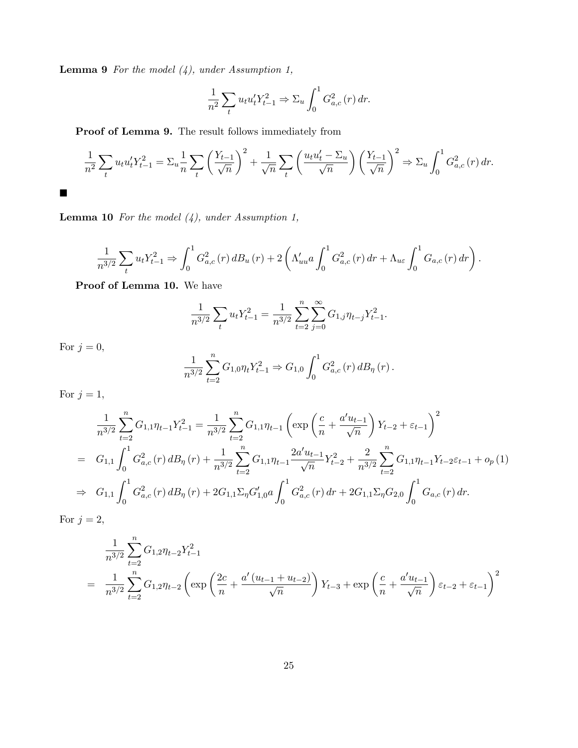**Lemma 9** *For the model (4), under Assumption 1,*

$$\frac{1}{n^2}\sum_t u_t u_t' Y_{t-1}^2 \Rightarrow \Sigma_u \int_0^1 G_{a,c}^2(r)\,dr.$$

**Proof of Lemma 9.** The result follows immediately from

$$\frac{1}{n^2}\sum_t u_t u_t' Y_{t-1}^2 = \Sigma_u \frac{1}{n}\sum_t \left(\frac{Y_{t-1}}{\sqrt{n}}\right)^2 + \frac{1}{\sqrt{n}}\sum_t \left(\frac{u_t u_t' - \Sigma_u}{\sqrt{n}}\right)\left(\frac{Y_{t-1}}{\sqrt{n}}\right)^2 \Rightarrow \Sigma_u \int_0^1 G_{a,c}^2(r)\,dr.$$

■

**Lemma 10** *For the model (4), under Assumption 1,*

$$\frac{1}{n^{3/2}}\sum_t u_t Y_{t-1}^2 \Rightarrow \int_0^1 G_{a,c}^2(r)\,dB_u(r) + 2\left(\Lambda_{uu}' a \int_0^1 G_{a,c}^2(r)\,dr + \Lambda_{u\varepsilon}\int_0^1 G_{a,c}(r)\,dr\right).$$

**Proof of Lemma 10.** We have

$$\frac{1}{n^{3/2}}\sum_t u_t Y_{t-1}^2 = \frac{1}{n^{3/2}}\sum_{t=2}^n \sum_{j=0}^\infty G_{1,j}\eta_{t-j} Y_{t-1}^2.$$

For $j=0$,

$$\frac{1}{n^{3/2}}\sum_{t=2}^n G_{1,0}\eta_t Y_{t-1}^2 \Rightarrow G_{1,0}\int_0^1 G_{a,c}^2(r)\,dB_\eta(r).$$

For $j=1$,

$$\begin{aligned}
&\frac{1}{n^{3/2}}\sum_{t=2}^n G_{1,1}\eta_{t-1}Y_{t-1}^2 = \frac{1}{n^{3/2}}\sum_{t=2}^n G_{1,1}\eta_{t-1}\left(\exp\left(\frac{c}{n}+\frac{a'u_{t-1}}{\sqrt{n}}\right)Y_{t-2}+\varepsilon_{t-1}\right)^2 \\
=\;& G_{1,1}\int_0^1 G_{a,c}^2(r)\,dB_\eta(r) + \frac{1}{n^{3/2}}\sum_{t=2}^n G_{1,1}\eta_{t-1}\frac{2a'u_{t-1}}{\sqrt{n}}Y_{t-2}^2 + \frac{2}{n^{3/2}}\sum_{t=2}^n G_{1,1}\eta_{t-1}Y_{t-2}\varepsilon_{t-1} + o_p(1) \\
\Rightarrow\;& G_{1,1}\int_0^1 G_{a,c}^2(r)\,dB_\eta(r) + 2G_{1,1}\Sigma_\eta G_{1,0}' a\int_0^1 G_{a,c}^2(r)\,dr + 2G_{1,1}\Sigma_\eta G_{2,0}\int_0^1 G_{a,c}(r)\,dr.
\end{aligned}$$

For $j=2$,

$$\begin{aligned}
&\frac{1}{n^{3/2}}\sum_{t=2}^n G_{1,2}\eta_{t-2}Y_{t-1}^2 \\
=\;& \frac{1}{n^{3/2}}\sum_{t=2}^n G_{1,2}\eta_{t-2}\left(\exp\left(\frac{2c}{n}+\frac{a'(u_{t-1}+u_{t-2})}{\sqrt{n}}\right)Y_{t-3}+\exp\left(\frac{c}{n}+\frac{a'u_{t-1}}{\sqrt{n}}\right)\varepsilon_{t-2}+\varepsilon_{t-1}\right)^2
\end{aligned}$$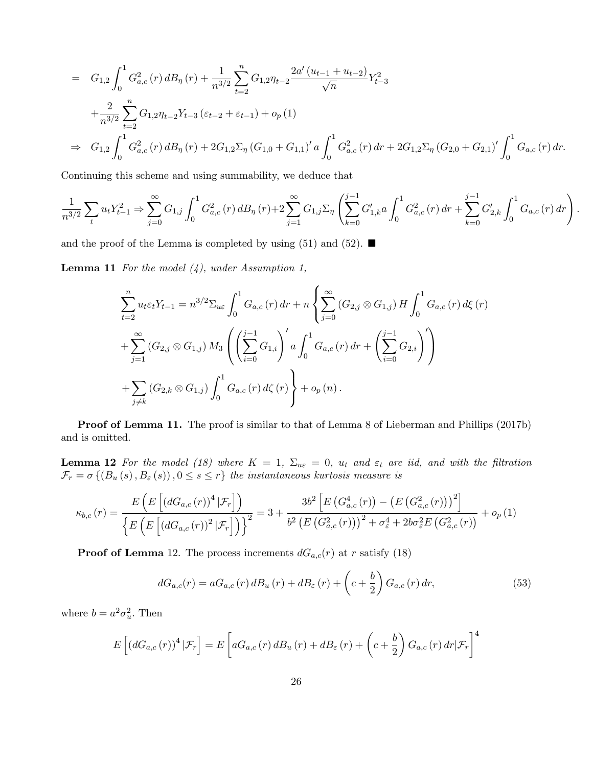$$= G_{1,2}\int_0^1 G_{a,c}^2(r)\,dB_\eta(r) + \frac{1}{n^{3/2}}\sum_{t=2}^n G_{1,2}\eta_{t-2}\frac{2a'(u_{t-1}+u_{t-2})}{\sqrt{n}}Y_{t-3}^2$$

$$+\frac{2}{n^{3/2}}\sum_{t=2}^n G_{1,2}\eta_{t-2}Y_{t-3}(\varepsilon_{t-2}+\varepsilon_{t-1}) + o_p(1)$$

$$\Rightarrow G_{1,2}\int_0^1 G_{a,c}^2(r)\,dB_\eta(r) + 2G_{1,2}\Sigma_\eta(G_{1,0}+G_{1,1})'a\int_0^1 G_{a,c}^2(r)\,dr + 2G_{1,2}\Sigma_\eta(G_{2,0}+G_{2,1})'\int_0^1 G_{a,c}(r)\,dr.$$

Continuing this scheme and using summability, we deduce that

$$\frac{1}{n^{3/2}}\sum_t u_t Y_{t-1}^2 \Rightarrow \sum_{j=0}^\infty G_{1,j}\int_0^1 G_{a,c}^2(r)\,dB_\eta(r) + 2\sum_{j=1}^\infty G_{1,j}\Sigma_\eta\left(\sum_{k=0}^{j-1}G_{1,k}'a\int_0^1 G_{a,c}^2(r)\,dr + \sum_{k=0}^{j-1}G_{2,k}'\int_0^1 G_{a,c}(r)\,dr\right).$$

and the proof of the Lemma is completed by using (51) and (52). ■

**Lemma 11** *For the model (4), under Assumption 1,*

$$\sum_{t=2}^n u_t\varepsilon_t Y_{t-1} = n^{3/2}\Sigma_{u\varepsilon}\int_0^1 G_{a,c}(r)\,dr + n\left\{\sum_{j=0}^\infty (G_{2,j}\otimes G_{1,j})H\int_0^1 G_{a,c}(r)\,d\xi(r)\right.$$

$$+\sum_{j=1}^\infty (G_{2,j}\otimes G_{1,j})M_3\left(\left(\sum_{i=0}^{j-1}G_{1,i}\right)'a\int_0^1 G_{a,c}(r)\,dr + \left(\sum_{i=0}^{j-1}G_{2,i}\right)'\right)$$

$$\left.+\sum_{j\neq k}(G_{2,k}\otimes G_{1,j})\int_0^1 G_{a,c}(r)\,d\zeta(r)\right\} + o_p(n).$$

**Proof of Lemma 11.** The proof is similar to that of Lemma 8 of Lieberman and Phillips (2017b) and is omitted.

**Lemma 12** *For the model (18) where $K=1$, $\Sigma_{u\varepsilon}=0$, $u_t$ and $\varepsilon_t$ are iid, and with the filtration $\mathcal{F}_r = \sigma\{(B_u(s), B_\varepsilon(s)), 0\le s\le r\}$ the instantaneous kurtosis measure is*

$$\kappa_{b,c}(r) = \frac{E\left(E\left[(dG_{a,c}(r))^4|\mathcal{F}_r\right]\right)}{\left\{E\left(E\left[(dG_{a,c}(r))^2|\mathcal{F}_r\right]\right)\right\}^2} = 3 + \frac{3b^2\left[E\left(G_{a,c}^4(r)\right) - \left(E\left(G_{a,c}^2(r)\right)\right)^2\right]}{b^2\left(E\left(G_{a,c}^2(r)\right)\right)^2 + \sigma_\varepsilon^4 + 2b\sigma_\varepsilon^2 E\left(G_{a,c}^2(r)\right)} + o_p(1)$$

**Proof of Lemma** 12. The process increments $dG_{a,c}(r)$ at $r$ satisfy (18)

$$dG_{a,c}(r) = aG_{a,c}(r)\,dB_u(r) + dB_\varepsilon(r) + \left(c+\frac{b}{2}\right)G_{a,c}(r)\,dr, \tag{53}$$

where $b = a^2\sigma_u^2$. Then

$$E\left[(dG_{a,c}(r))^4|\mathcal{F}_r\right] = E\left[aG_{a,c}(r)\,dB_u(r) + dB_\varepsilon(r) + \left(c+\frac{b}{2}\right)G_{a,c}(r)\,dr|\mathcal{F}_r\right]^4$$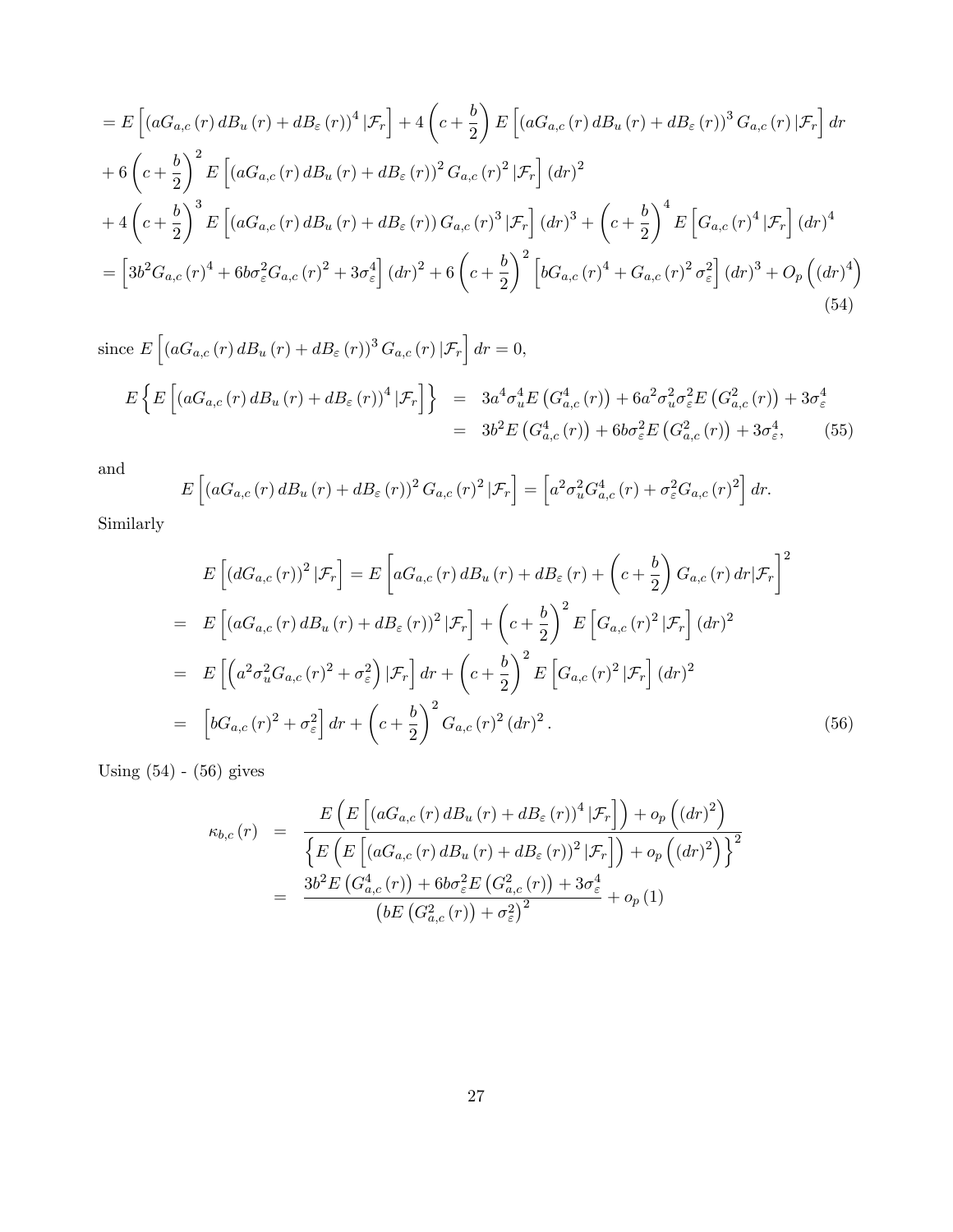$$= E\left[\left(aG_{a,c}(r)\,dB_u(r) + dB_\varepsilon(r)\right)^4 |\mathcal{F}_r\right] + 4\left(c+\frac{b}{2}\right) E\left[\left(aG_{a,c}(r)\,dB_u(r) + dB_\varepsilon(r)\right)^3 G_{a,c}(r)\,|\mathcal{F}_r\right] dr$$

$$+ 6\left(c+\frac{b}{2}\right)^2 E\left[\left(aG_{a,c}(r)\,dB_u(r) + dB_\varepsilon(r)\right)^2 G_{a,c}(r)^2\,|\mathcal{F}_r\right] (dr)^2$$

$$+ 4\left(c+\frac{b}{2}\right)^3 E\left[\left(aG_{a,c}(r)\,dB_u(r) + dB_\varepsilon(r)\right) G_{a,c}(r)^3\,|\mathcal{F}_r\right] (dr)^3 + \left(c+\frac{b}{2}\right)^4 E\left[G_{a,c}(r)^4\,|\mathcal{F}_r\right] (dr)^4$$

$$= \left[3b^2 G_{a,c}(r)^4 + 6b\sigma_\varepsilon^2 G_{a,c}(r)^2 + 3\sigma_\varepsilon^4\right](dr)^2 + 6\left(c+\frac{b}{2}\right)^2\left[bG_{a,c}(r)^4 + G_{a,c}(r)^2\sigma_\varepsilon^2\right](dr)^3 + O_p\left((dr)^4\right) \tag{54}$$

since $E\left[\left(aG_{a,c}(r)\,dB_u(r) + dB_\varepsilon(r)\right)^3 G_{a,c}(r)\,|\mathcal{F}_r\right] dr = 0$,

$$\begin{aligned}
E\left\{E\left[\left(aG_{a,c}(r)\,dB_u(r) + dB_\varepsilon(r)\right)^4 |\mathcal{F}_r\right]\right\} &= 3a^4\sigma_u^4 E\left(G_{a,c}^4(r)\right) + 6a^2\sigma_u^2\sigma_\varepsilon^2 E\left(G_{a,c}^2(r)\right) + 3\sigma_\varepsilon^4 \\
&= 3b^2 E\left(G_{a,c}^4(r)\right) + 6b\sigma_\varepsilon^2 E\left(G_{a,c}^2(r)\right) + 3\sigma_\varepsilon^4, \qquad (55)
\end{aligned}$$

and

$$E\left[\left(aG_{a,c}(r)\,dB_u(r) + dB_\varepsilon(r)\right)^2 G_{a,c}(r)^2\,|\mathcal{F}_r\right] = \left[a^2\sigma_u^2 G_{a,c}^4(r) + \sigma_\varepsilon^2 G_{a,c}(r)^2\right] dr.$$

Similarly

$$\begin{aligned}
E\left[\left(dG_{a,c}(r)\right)^2 |\mathcal{F}_r\right] &= E\left[aG_{a,c}(r)\,dB_u(r) + dB_\varepsilon(r) + \left(c+\frac{b}{2}\right) G_{a,c}(r)\,dr|\mathcal{F}_r\right]^2 \\
&= E\left[\left(aG_{a,c}(r)\,dB_u(r) + dB_\varepsilon(r)\right)^2 |\mathcal{F}_r\right] + \left(c+\frac{b}{2}\right)^2 E\left[G_{a,c}(r)^2\,|\mathcal{F}_r\right](dr)^2 \\
&= E\left[\left(a^2\sigma_u^2 G_{a,c}(r)^2 + \sigma_\varepsilon^2\right)|\mathcal{F}_r\right] dr + \left(c+\frac{b}{2}\right)^2 E\left[G_{a,c}(r)^2\,|\mathcal{F}_r\right](dr)^2 \\
&= \left[bG_{a,c}(r)^2 + \sigma_\varepsilon^2\right] dr + \left(c+\frac{b}{2}\right)^2 G_{a,c}(r)^2 (dr)^2. \qquad (56)
\end{aligned}$$

Using (54) - (56) gives

$$\begin{aligned}
\kappa_{b,c}(r) &= \frac{E\left(E\left[\left(aG_{a,c}(r)\,dB_u(r) + dB_\varepsilon(r)\right)^4 |\mathcal{F}_r\right]\right) + o_p\left((dr)^2\right)}{\left\{E\left(E\left[\left(aG_{a,c}(r)\,dB_u(r) + dB_\varepsilon(r)\right)^2 |\mathcal{F}_r\right]\right) + o_p\left((dr)^2\right)\right\}^2} \\
&= \frac{3b^2 E\left(G_{a,c}^4(r)\right) + 6b\sigma_\varepsilon^2 E\left(G_{a,c}^2(r)\right) + 3\sigma_\varepsilon^4}{\left(bE\left(G_{a,c}^2(r)\right) + \sigma_\varepsilon^2\right)^2} + o_p(1)
\end{aligned}$$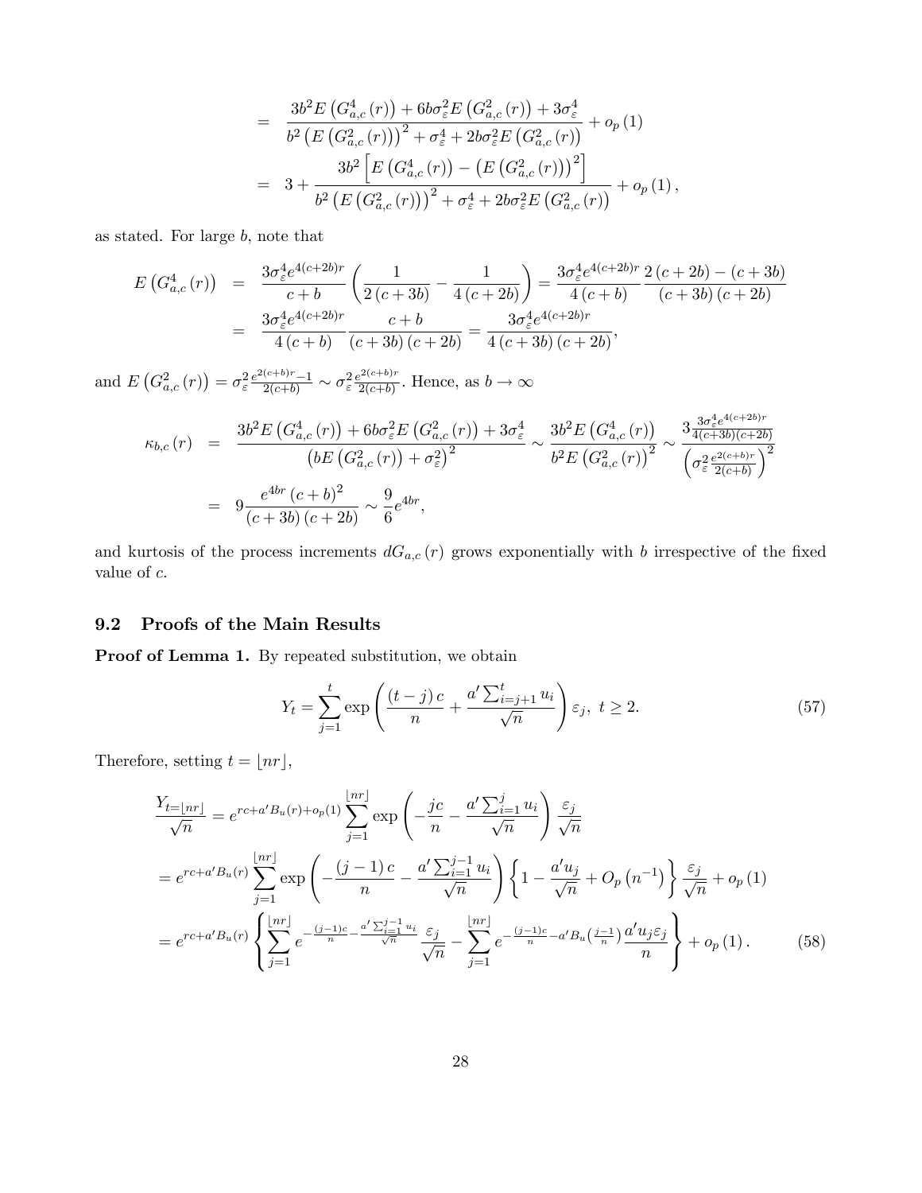$$
\begin{aligned}
&= \frac{3b^2 E\left(G_{a,c}^4(r)\right) + 6b\sigma_\varepsilon^2 E\left(G_{a,c}^2(r)\right) + 3\sigma_\varepsilon^4}{b^2\left(E\left(G_{a,c}^2(r)\right)\right)^2 + \sigma_\varepsilon^4 + 2b\sigma_\varepsilon^2 E\left(G_{a,c}^2(r)\right)} + o_p(1) \\
&= 3 + \frac{3b^2\left[E\left(G_{a,c}^4(r)\right) - \left(E\left(G_{a,c}^2(r)\right)\right)^2\right]}{b^2\left(E\left(G_{a,c}^2(r)\right)\right)^2 + \sigma_\varepsilon^4 + 2b\sigma_\varepsilon^2 E\left(G_{a,c}^2(r)\right)} + o_p(1),
\end{aligned}
$$

as stated. For large $b$, note that

$$
\begin{aligned}
E\left(G_{a,c}^4(r)\right) &= \frac{3\sigma_\varepsilon^4 e^{4(c+2b)r}}{c+b}\left(\frac{1}{2(c+3b)} - \frac{1}{4(c+2b)}\right) = \frac{3\sigma_\varepsilon^4 e^{4(c+2b)r}}{4(c+b)}\frac{2(c+2b)-(c+3b)}{(c+3b)(c+2b)} \\
&= \frac{3\sigma_\varepsilon^4 e^{4(c+2b)r}}{4(c+b)}\frac{c+b}{(c+3b)(c+2b)} = \frac{3\sigma_\varepsilon^4 e^{4(c+2b)r}}{4(c+3b)(c+2b)},
\end{aligned}
$$

and $E\left(G_{a,c}^2(r)\right) = \sigma_\varepsilon^2 \frac{e^{2(c+b)r}-1}{2(c+b)} \sim \sigma_\varepsilon^2 \frac{e^{2(c+b)r}}{2(c+b)}$. Hence, as $b \to \infty$

$$
\begin{aligned}
\kappa_{b,c}(r) &= \frac{3b^2 E\left(G_{a,c}^4(r)\right) + 6b\sigma_\varepsilon^2 E\left(G_{a,c}^2(r)\right) + 3\sigma_\varepsilon^4}{\left(bE\left(G_{a,c}^2(r)\right) + \sigma_\varepsilon^2\right)^2} \sim \frac{3b^2 E\left(G_{a,c}^4(r)\right)}{b^2 E\left(G_{a,c}^2(r)\right)^2} \sim \frac{3\frac{3\sigma_\varepsilon^4 e^{4(c+2b)r}}{4(c+3b)(c+2b)}}{\left(\sigma_\varepsilon^2 \frac{e^{2(c+b)r}}{2(c+b)}\right)^2} \\
&= 9\frac{e^{4br}(c+b)^2}{(c+3b)(c+2b)} \sim \frac{9}{6}e^{4br},
\end{aligned}
$$

and kurtosis of the process increments $dG_{a,c}(r)$ grows exponentially with $b$ irrespective of the fixed value of $c$.

## 9.2 Proofs of the Main Results

**Proof of Lemma 1.** By repeated substitution, we obtain

$$
Y_t = \sum_{j=1}^{t} \exp\left(\frac{(t-j)c}{n} + \frac{a'\sum_{i=j+1}^{t} u_i}{\sqrt{n}}\right)\varepsilon_j, \ t \geq 2. \tag{57}
$$

Therefore, setting $t = \lfloor nr \rfloor$,

$$
\begin{aligned}
&\frac{Y_{t=\lfloor nr \rfloor}}{\sqrt{n}} = e^{rc + a'B_u(r) + o_p(1)} \sum_{j=1}^{\lfloor nr \rfloor} \exp\left(-\frac{jc}{n} - \frac{a'\sum_{i=1}^{j} u_i}{\sqrt{n}}\right)\frac{\varepsilon_j}{\sqrt{n}} \\
&= e^{rc + a'B_u(r)} \sum_{j=1}^{\lfloor nr \rfloor} \exp\left(-\frac{(j-1)c}{n} - \frac{a'\sum_{i=1}^{j-1} u_i}{\sqrt{n}}\right)\left\{1 - \frac{a'u_j}{\sqrt{n}} + O_p\left(n^{-1}\right)\right\}\frac{\varepsilon_j}{\sqrt{n}} + o_p(1) \\
&= e^{rc + a'B_u(r)}\left\{\sum_{j=1}^{\lfloor nr \rfloor} e^{-\frac{(j-1)c}{n} - \frac{a'\sum_{i=1}^{j-1} u_i}{\sqrt{n}}}\frac{\varepsilon_j}{\sqrt{n}} - \sum_{j=1}^{\lfloor nr \rfloor} e^{-\frac{(j-1)c}{n} - a'B_u\left(\frac{j-1}{n}\right)}\frac{a'u_j\varepsilon_j}{n}\right\} + o_p(1).
\end{aligned} \tag{58}
$$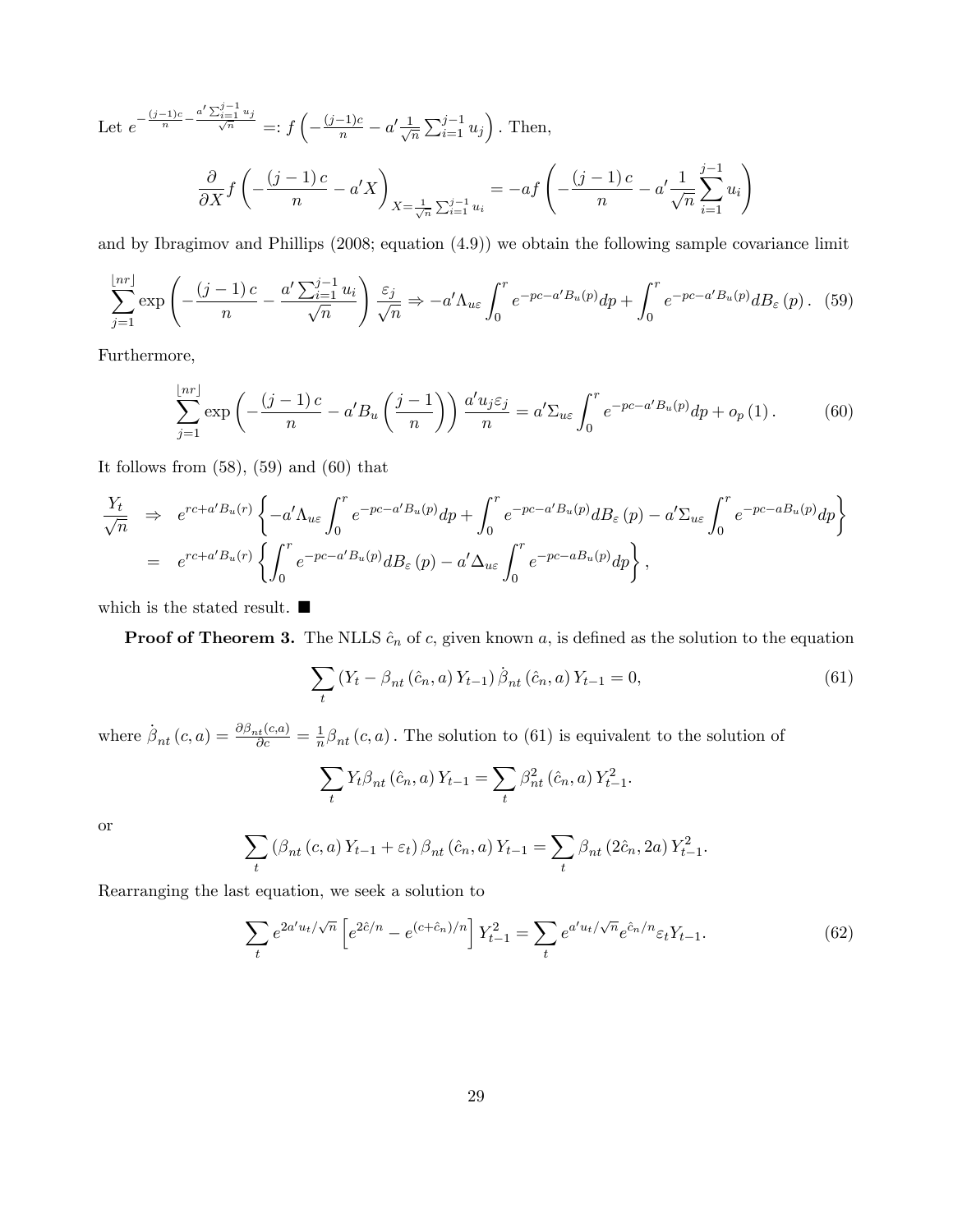Let $e^{-\frac{(j-1)c}{n}-\frac{a'\sum_{i=1}^{j-1}u_j}{\sqrt{n}}} =: f\left(-\frac{(j-1)c}{n} - a'\frac{1}{\sqrt{n}}\sum_{i=1}^{j-1}u_j\right)$. Then,

$$\frac{\partial}{\partial X} f\left(-\frac{(j-1)c}{n} - a'X\right)_{X=\frac{1}{\sqrt{n}}\sum_{i=1}^{j-1}u_i} = -af\left(-\frac{(j-1)c}{n} - a'\frac{1}{\sqrt{n}}\sum_{i=1}^{j-1}u_i\right)$$

and by Ibragimov and Phillips (2008; equation (4.9)) we obtain the following sample covariance limit

$$\sum_{j=1}^{\lfloor nr \rfloor} \exp\left(-\frac{(j-1)c}{n} - \frac{a'\sum_{i=1}^{j-1}u_i}{\sqrt{n}}\right)\frac{\varepsilon_j}{\sqrt{n}} \Rightarrow -a'\Lambda_{u\varepsilon}\int_0^r e^{-pc-a'B_u(p)}dp + \int_0^r e^{-pc-a'B_u(p)}dB_\varepsilon(p). \quad (59)$$

Furthermore,

$$\sum_{j=1}^{\lfloor nr \rfloor} \exp\left(-\frac{(j-1)c}{n} - a'B_u\left(\frac{j-1}{n}\right)\right)\frac{a'u_j\varepsilon_j}{n} = a'\Sigma_{u\varepsilon}\int_0^r e^{-pc-a'B_u(p)}dp + o_p(1). \quad (60)$$

It follows from (58), (59) and (60) that

$$\begin{aligned}
\frac{Y_t}{\sqrt{n}} &\Rightarrow e^{rc+a'B_u(r)}\left\{-a'\Lambda_{u\varepsilon}\int_0^r e^{-pc-a'B_u(p)}dp + \int_0^r e^{-pc-a'B_u(p)}dB_\varepsilon(p) - a'\Sigma_{u\varepsilon}\int_0^r e^{-pc-aB_u(p)}dp\right\} \\
&= e^{rc+a'B_u(r)}\left\{\int_0^r e^{-pc-a'B_u(p)}dB_\varepsilon(p) - a'\Delta_{u\varepsilon}\int_0^r e^{-pc-aB_u(p)}dp\right\},
\end{aligned}$$

which is the stated result. ■

**Proof of Theorem 3.** The NLLS $\hat{c}_n$ of $c$, given known $a$, is defined as the solution to the equation

$$\sum_t \left(Y_t - \beta_{nt}(\hat{c}_n, a)Y_{t-1}\right)\dot{\beta}_{nt}(\hat{c}_n, a)Y_{t-1} = 0, \quad (61)$$

where $\dot{\beta}_{nt}(c,a) = \frac{\partial\beta_{nt}(c,a)}{\partial c} = \frac{1}{n}\beta_{nt}(c,a)$. The solution to (61) is equivalent to the solution of

$$\sum_t Y_t\beta_{nt}(\hat{c}_n, a)Y_{t-1} = \sum_t \beta_{nt}^2(\hat{c}_n, a)Y_{t-1}^2.$$

or

$$\sum_t \left(\beta_{nt}(c,a)Y_{t-1} + \varepsilon_t\right)\beta_{nt}(\hat{c}_n, a)Y_{t-1} = \sum_t \beta_{nt}(2\hat{c}_n, 2a)Y_{t-1}^2.$$

Rearranging the last equation, we seek a solution to

$$\sum_t e^{2a'u_t/\sqrt{n}}\left[e^{2\hat{c}/n} - e^{(c+\hat{c}_n)/n}\right]Y_{t-1}^2 = \sum_t e^{a'u_t/\sqrt{n}}e^{\hat{c}_n/n}\varepsilon_t Y_{t-1}. \quad (62)$$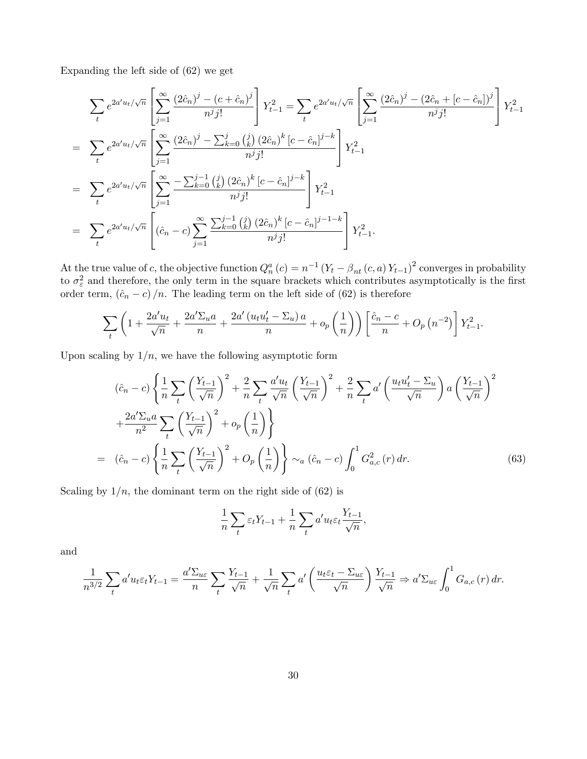Expanding the left side of (62) we get

$$
\begin{aligned}
& \sum_t e^{2a'u_t/\sqrt{n}} \left[ \sum_{j=1}^{\infty} \frac{(2\hat{c}_n)^j - (c+\hat{c}_n)^j}{n^j j!} \right] Y_{t-1}^2 = \sum_t e^{2a'u_t/\sqrt{n}} \left[ \sum_{j=1}^{\infty} \frac{(2\hat{c}_n)^j - (2\hat{c}_n + [c-\hat{c}_n])^j}{n^j j!} \right] Y_{t-1}^2 \\
= \;& \sum_t e^{2a'u_t/\sqrt{n}} \left[ \sum_{j=1}^{\infty} \frac{(2\hat{c}_n)^j - \sum_{k=0}^{j} \binom{j}{k} (2\hat{c}_n)^k [c-\hat{c}_n]^{j-k}}{n^j j!} \right] Y_{t-1}^2 \\
= \;& \sum_t e^{2a'u_t/\sqrt{n}} \left[ \sum_{j=1}^{\infty} \frac{-\sum_{k=0}^{j-1} \binom{j}{k} (2\hat{c}_n)^k [c-\hat{c}_n]^{j-k}}{n^j j!} \right] Y_{t-1}^2 \\
= \;& \sum_t e^{2a'u_t/\sqrt{n}} \left[ (\hat{c}_n - c) \sum_{j=1}^{\infty} \frac{\sum_{k=0}^{j-1} \binom{j}{k} (2\hat{c}_n)^k [c-\hat{c}_n]^{j-1-k}}{n^j j!} \right] Y_{t-1}^2.
\end{aligned}
$$

At the true value of $c$, the objective function $Q_n^a(c) = n^{-1}(Y_t - \beta_{nt}(c,a)Y_{t-1})^2$ converges in probability to $\sigma_\varepsilon^2$ and therefore, the only term in the square brackets which contributes asymptotically is the first order term, $(\hat{c}_n - c)/n$. The leading term on the left side of (62) is therefore

$$
\sum_t \left( 1 + \frac{2a'u_t}{\sqrt{n}} + \frac{2a'\Sigma_u a}{n} + \frac{2a'(u_t u_t' - \Sigma_u)a}{n} + o_p\left(\frac{1}{n}\right) \right) \left[ \frac{\hat{c}_n - c}{n} + O_p\left(n^{-2}\right) \right] Y_{t-1}^2.
$$

Upon scaling by $1/n$, we have the following asymptotic form

$$
\begin{aligned}
& (\hat{c}_n - c) \left\{ \frac{1}{n} \sum_t \left( \frac{Y_{t-1}}{\sqrt{n}} \right)^2 + \frac{2}{n} \sum_t \frac{a'u_t}{\sqrt{n}} \left( \frac{Y_{t-1}}{\sqrt{n}} \right)^2 + \frac{2}{n} \sum_t a' \left( \frac{u_t u_t' - \Sigma_u}{\sqrt{n}} \right) a \left( \frac{Y_{t-1}}{\sqrt{n}} \right)^2 \right. \\
& \left. + \frac{2a'\Sigma_u a}{n^2} \sum_t \left( \frac{Y_{t-1}}{\sqrt{n}} \right)^2 + o_p\left(\frac{1}{n}\right) \right\} \\
= \;& (\hat{c}_n - c) \left\{ \frac{1}{n} \sum_t \left( \frac{Y_{t-1}}{\sqrt{n}} \right)^2 + O_p\left(\frac{1}{n}\right) \right\} \sim_a (\hat{c}_n - c) \int_0^1 G_{a,c}^2(r)\,dr. \qquad (63)
\end{aligned}
$$

Scaling by $1/n$, the dominant term on the right side of (62) is

$$
\frac{1}{n} \sum_t \varepsilon_t Y_{t-1} + \frac{1}{n} \sum_t a'u_t \varepsilon_t \frac{Y_{t-1}}{\sqrt{n}},
$$

and

$$
\frac{1}{n^{3/2}} \sum_t a'u_t \varepsilon_t Y_{t-1} = \frac{a'\Sigma_{u\varepsilon}}{n} \sum_t \frac{Y_{t-1}}{\sqrt{n}} + \frac{1}{\sqrt{n}} \sum_t a' \left( \frac{u_t \varepsilon_t - \Sigma_{u\varepsilon}}{\sqrt{n}} \right) \frac{Y_{t-1}}{\sqrt{n}} \Rightarrow a'\Sigma_{u\varepsilon} \int_0^1 G_{a,c}(r)\,dr.
$$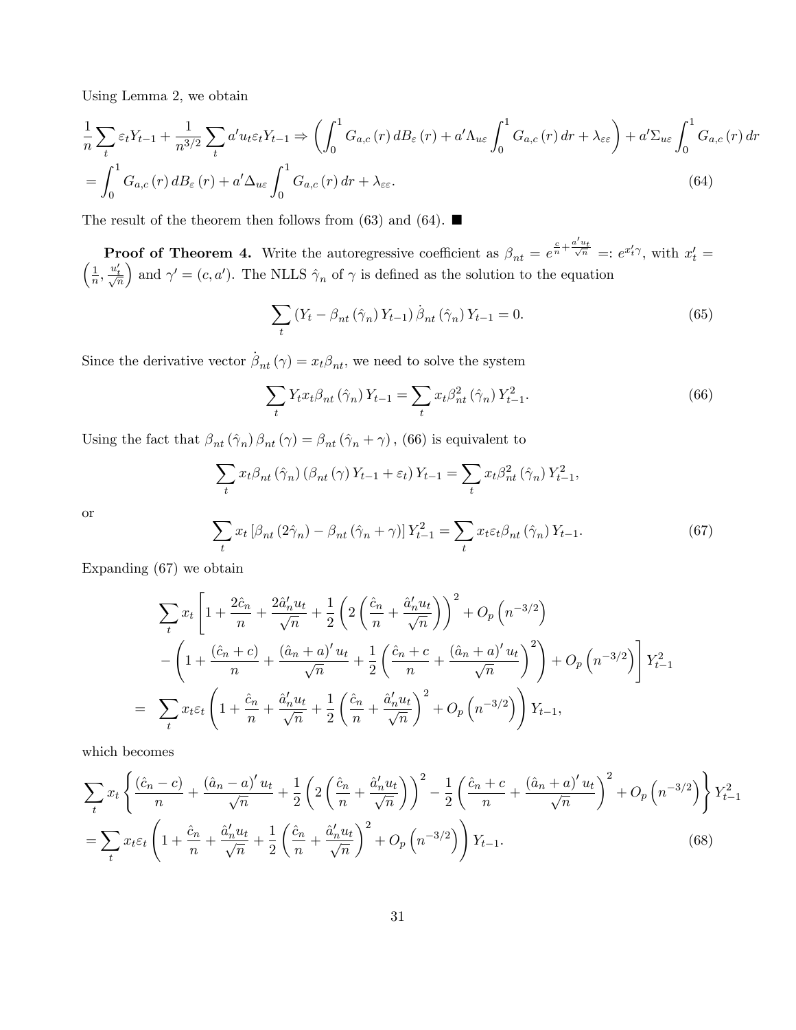Using Lemma 2, we obtain

$$
\begin{aligned}
&\frac{1}{n}\sum_t \varepsilon_t Y_{t-1} + \frac{1}{n^{3/2}}\sum_t a' u_t \varepsilon_t Y_{t-1} \Rightarrow \left(\int_0^1 G_{a,c}(r)\, dB_\varepsilon(r) + a'\Lambda_{u\varepsilon}\int_0^1 G_{a,c}(r)\, dr + \lambda_{\varepsilon\varepsilon}\right) + a'\Sigma_{u\varepsilon}\int_0^1 G_{a,c}(r)\, dr \\
&= \int_0^1 G_{a,c}(r)\, dB_\varepsilon(r) + a'\Delta_{u\varepsilon}\int_0^1 G_{a,c}(r)\, dr + \lambda_{\varepsilon\varepsilon}. \qquad (64)
\end{aligned}
$$

The result of the theorem then follows from (63) and (64). ■

**Proof of Theorem 4.** Write the autoregressive coefficient as $\beta_{nt} = e^{\frac{c}{n} + \frac{a' u_t}{\sqrt{n}}} =: e^{x_t'\gamma}$, with $x_t' = \left(\frac{1}{n}, \frac{u_t'}{\sqrt{n}}\right)$ and $\gamma' = (c, a')$. The NLLS $\hat{\gamma}_n$ of $\gamma$ is defined as the solution to the equation

$$
\sum_t \left(Y_t - \beta_{nt}(\hat{\gamma}_n) Y_{t-1}\right) \dot{\beta}_{nt}(\hat{\gamma}_n) Y_{t-1} = 0. \qquad (65)
$$

Since the derivative vector $\dot{\beta}_{nt}(\gamma) = x_t \beta_{nt}$, we need to solve the system

$$
\sum_t Y_t x_t \beta_{nt}(\hat{\gamma}_n) Y_{t-1} = \sum_t x_t \beta_{nt}^2(\hat{\gamma}_n) Y_{t-1}^2. \qquad (66)
$$

Using the fact that $\beta_{nt}(\hat{\gamma}_n)\beta_{nt}(\gamma) = \beta_{nt}(\hat{\gamma}_n + \gamma)$, (66) is equivalent to

$$
\sum_t x_t \beta_{nt}(\hat{\gamma}_n)\left(\beta_{nt}(\gamma) Y_{t-1} + \varepsilon_t\right) Y_{t-1} = \sum_t x_t \beta_{nt}^2(\hat{\gamma}_n) Y_{t-1}^2,
$$

or

$$
\sum_t x_t \left[\beta_{nt}(2\hat{\gamma}_n) - \beta_{nt}(\hat{\gamma}_n + \gamma)\right] Y_{t-1}^2 = \sum_t x_t \varepsilon_t \beta_{nt}(\hat{\gamma}_n) Y_{t-1}. \qquad (67)
$$

Expanding (67) we obtain

$$
\begin{aligned}
&\sum_t x_t \left[1 + \frac{2\hat{c}_n}{n} + \frac{2\hat{a}_n' u_t}{\sqrt{n}} + \frac{1}{2}\left(2\left(\frac{\hat{c}_n}{n} + \frac{\hat{a}_n' u_t}{\sqrt{n}}\right)\right)^2 + O_p\left(n^{-3/2}\right)\right. \\
&\quad \left. - \left(1 + \frac{(\hat{c}_n + c)}{n} + \frac{(\hat{a}_n + a)' u_t}{\sqrt{n}} + \frac{1}{2}\left(\frac{\hat{c}_n + c}{n} + \frac{(\hat{a}_n + a)' u_t}{\sqrt{n}}\right)^2\right) + O_p\left(n^{-3/2}\right)\right] Y_{t-1}^2 \\
= &\sum_t x_t \varepsilon_t \left(1 + \frac{\hat{c}_n}{n} + \frac{\hat{a}_n' u_t}{\sqrt{n}} + \frac{1}{2}\left(\frac{\hat{c}_n}{n} + \frac{\hat{a}_n' u_t}{\sqrt{n}}\right)^2 + O_p\left(n^{-3/2}\right)\right) Y_{t-1},
\end{aligned}
$$

which becomes

$$
\begin{aligned}
&\sum_t x_t \left\{\frac{(\hat{c}_n - c)}{n} + \frac{(\hat{a}_n - a)' u_t}{\sqrt{n}} + \frac{1}{2}\left(2\left(\frac{\hat{c}_n}{n} + \frac{\hat{a}_n' u_t}{\sqrt{n}}\right)\right)^2 - \frac{1}{2}\left(\frac{\hat{c}_n + c}{n} + \frac{(\hat{a}_n + a)' u_t}{\sqrt{n}}\right)^2 + O_p\left(n^{-3/2}\right)\right\} Y_{t-1}^2 \\
&= \sum_t x_t \varepsilon_t \left(1 + \frac{\hat{c}_n}{n} + \frac{\hat{a}_n' u_t}{\sqrt{n}} + \frac{1}{2}\left(\frac{\hat{c}_n}{n} + \frac{\hat{a}_n' u_t}{\sqrt{n}}\right)^2 + O_p\left(n^{-3/2}\right)\right) Y_{t-1}. \qquad (68)
\end{aligned}
$$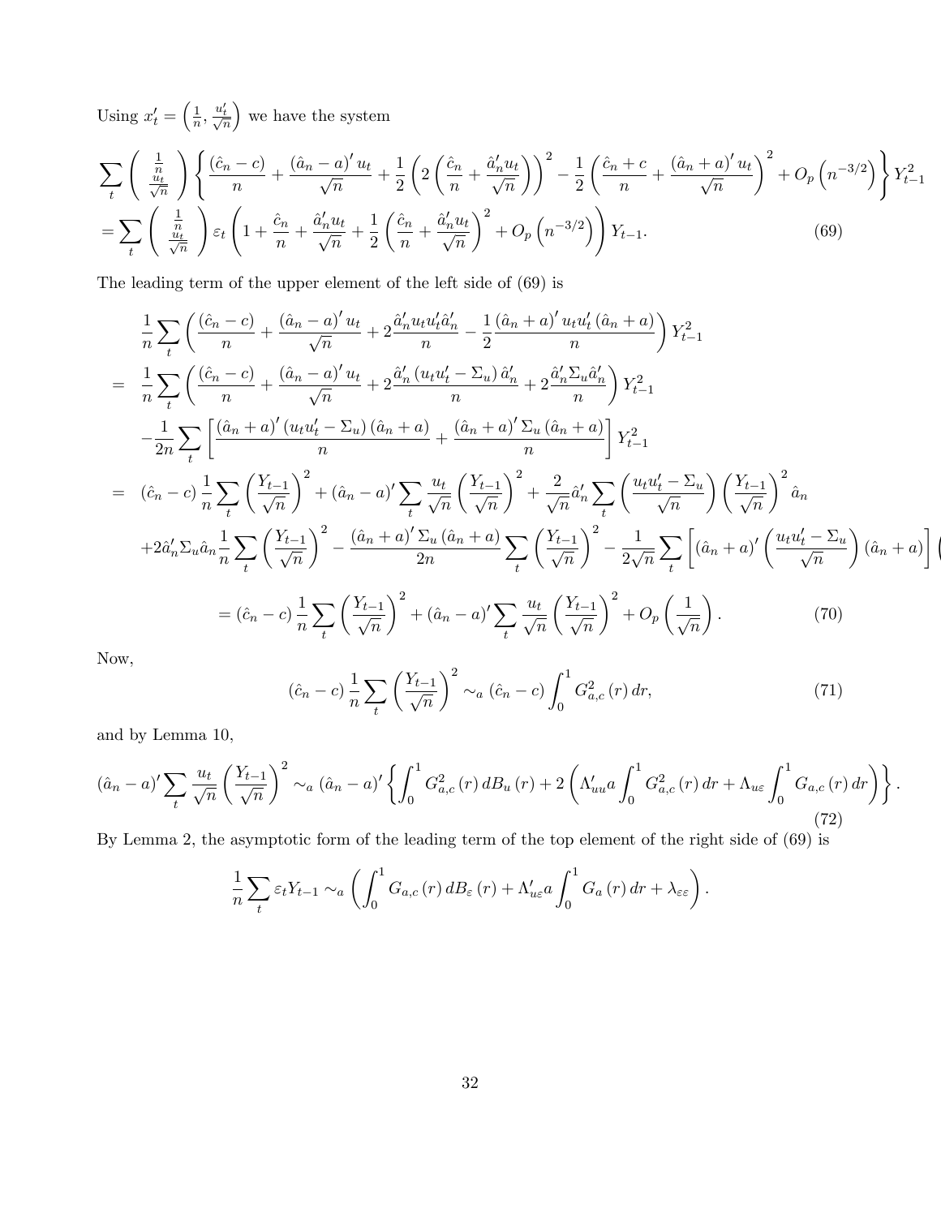Using $x_t' = \left(\frac{1}{n}, \frac{u_t'}{\sqrt{n}}\right)$ we have the system

$$
\sum_t \begin{pmatrix} \frac{1}{n} \\ \frac{u_t}{\sqrt{n}} \end{pmatrix} \left\{ \frac{(\hat{c}_n - c)}{n} + \frac{(\hat{a}_n - a)' u_t}{\sqrt{n}} + \frac{1}{2}\left(2\left(\frac{\hat{c}_n}{n} + \frac{\hat{a}_n' u_t}{\sqrt{n}}\right)\right)^2 - \frac{1}{2}\left(\frac{\hat{c}_n + c}{n} + \frac{(\hat{a}_n + a)' u_t}{\sqrt{n}}\right)^2 + O_p\left(n^{-3/2}\right) \right\} Y_{t-1}^2
$$

$$
= \sum_t \begin{pmatrix} \frac{1}{n} \\ \frac{u_t}{\sqrt{n}} \end{pmatrix} \varepsilon_t \left(1 + \frac{\hat{c}_n}{n} + \frac{\hat{a}_n' u_t}{\sqrt{n}} + \frac{1}{2}\left(\frac{\hat{c}_n}{n} + \frac{\hat{a}_n' u_t}{\sqrt{n}}\right)^2 + O_p\left(n^{-3/2}\right)\right) Y_{t-1}. \tag{69}
$$

The leading term of the upper element of the left side of (69) is

$$
\begin{aligned}
& \frac{1}{n}\sum_t \left( \frac{(\hat{c}_n - c)}{n} + \frac{(\hat{a}_n - a)' u_t}{\sqrt{n}} + 2\frac{\hat{a}_n' u_t u_t' \hat{a}_n'}{n} - \frac{1}{2}\frac{(\hat{a}_n + a)' u_t u_t' (\hat{a}_n + a)}{n} \right) Y_{t-1}^2 \\
= \;& \frac{1}{n}\sum_t \left( \frac{(\hat{c}_n - c)}{n} + \frac{(\hat{a}_n - a)' u_t}{\sqrt{n}} + 2\frac{\hat{a}_n' (u_t u_t' - \Sigma_u) \hat{a}_n'}{n} + 2\frac{\hat{a}_n' \Sigma_u \hat{a}_n'}{n} \right) Y_{t-1}^2 \\
& - \frac{1}{2n}\sum_t \left[ \frac{(\hat{a}_n + a)' (u_t u_t' - \Sigma_u)(\hat{a}_n + a)}{n} + \frac{(\hat{a}_n + a)' \Sigma_u (\hat{a}_n + a)}{n} \right] Y_{t-1}^2 \\
= \;& (\hat{c}_n - c)\frac{1}{n}\sum_t \left(\frac{Y_{t-1}}{\sqrt{n}}\right)^2 + (\hat{a}_n - a)' \sum_t \frac{u_t}{\sqrt{n}}\left(\frac{Y_{t-1}}{\sqrt{n}}\right)^2 + \frac{2}{\sqrt{n}}\hat{a}_n' \sum_t \left(\frac{u_t u_t' - \Sigma_u}{\sqrt{n}}\right)\left(\frac{Y_{t-1}}{\sqrt{n}}\right)^2 \hat{a}_n \\
& + 2\hat{a}_n' \Sigma_u \hat{a}_n \frac{1}{n}\sum_t \left(\frac{Y_{t-1}}{\sqrt{n}}\right)^2 - \frac{(\hat{a}_n + a)' \Sigma_u (\hat{a}_n + a)}{2n}\sum_t \left(\frac{Y_{t-1}}{\sqrt{n}}\right)^2 - \frac{1}{2\sqrt{n}}\sum_t \left[(\hat{a}_n + a)'\left(\frac{u_t u_t' - \Sigma_u}{\sqrt{n}}\right)(\hat{a}_n + a)\right] \Big( \\
& = (\hat{c}_n - c)\frac{1}{n}\sum_t \left(\frac{Y_{t-1}}{\sqrt{n}}\right)^2 + (\hat{a}_n - a)' \sum_t \frac{u_t}{\sqrt{n}}\left(\frac{Y_{t-1}}{\sqrt{n}}\right)^2 + O_p\left(\frac{1}{\sqrt{n}}\right).
\end{aligned} \tag{70}
$$

Now,

$$
(\hat{c}_n - c)\frac{1}{n}\sum_t \left(\frac{Y_{t-1}}{\sqrt{n}}\right)^2 \sim_a (\hat{c}_n - c)\int_0^1 G_{a,c}^2(r)\,dr, \tag{71}
$$

and by Lemma 10,

$$
(\hat{a}_n - a)' \sum_t \frac{u_t}{\sqrt{n}}\left(\frac{Y_{t-1}}{\sqrt{n}}\right)^2 \sim_a (\hat{a}_n - a)' \left\{ \int_0^1 G_{a,c}^2(r)\,dB_u(r) + 2\left(\Lambda_{uu}' a \int_0^1 G_{a,c}^2(r)\,dr + \Lambda_{u\varepsilon}\int_0^1 G_{a,c}(r)\,dr\right) \right\}. \tag{72}
$$

By Lemma 2, the asymptotic form of the leading term of the top element of the right side of (69) is

$$
\frac{1}{n}\sum_t \varepsilon_t Y_{t-1} \sim_a \left( \int_0^1 G_{a,c}(r)\,dB_\varepsilon(r) + \Lambda_{u\varepsilon}' a \int_0^1 G_a(r)\,dr + \lambda_{\varepsilon\varepsilon} \right).
$$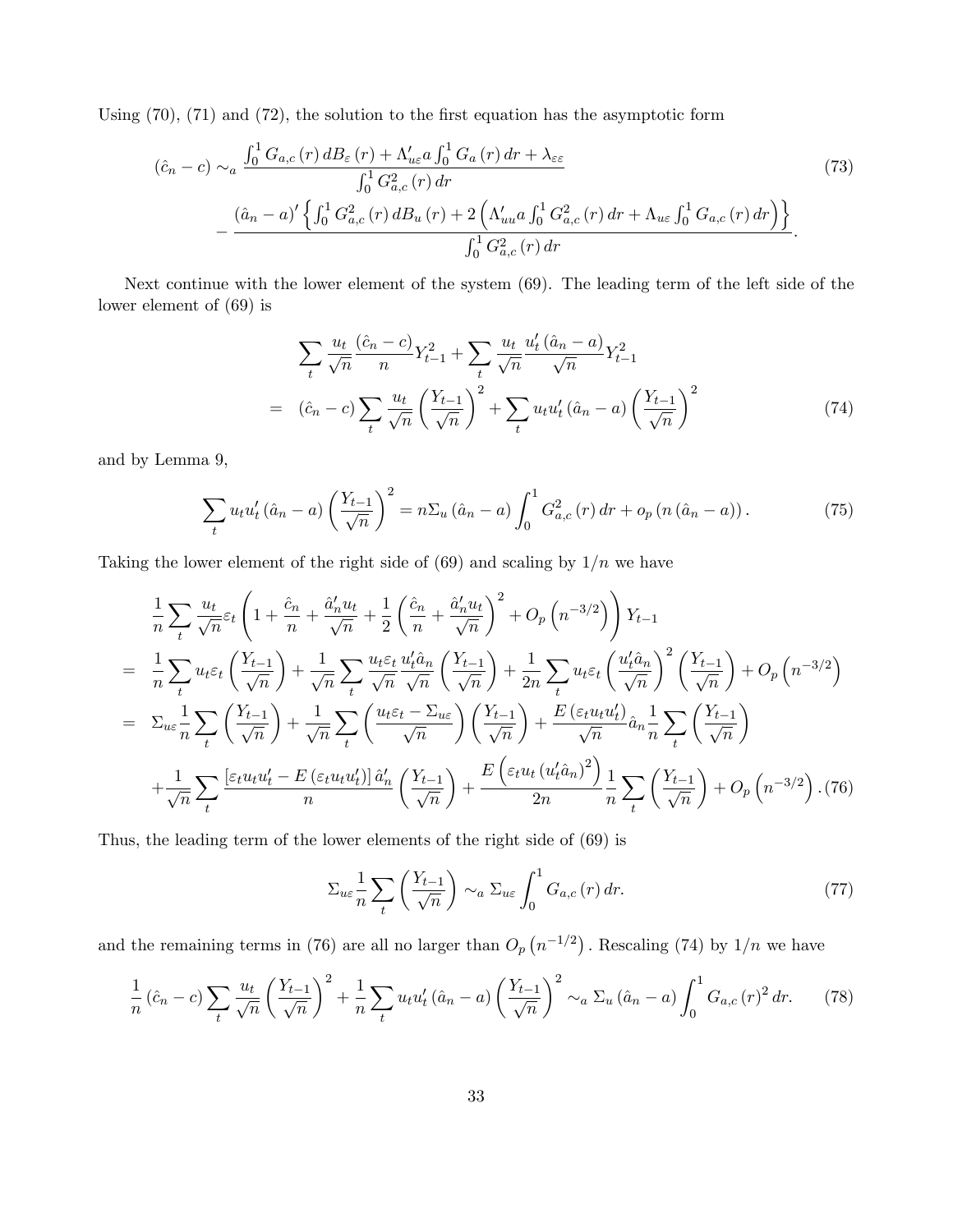Using (70), (71) and (72), the solution to the first equation has the asymptotic form

$$
\begin{aligned}
(\hat{c}_n - c) \sim_a & \frac{\int_0^1 G_{a,c}(r)\, dB_\varepsilon(r) + \Lambda'_{u\varepsilon} a \int_0^1 G_a(r)\, dr + \lambda_{\varepsilon\varepsilon}}{\int_0^1 G^2_{a,c}(r)\, dr} \\
& - \frac{(\hat{a}_n - a)' \left\{ \int_0^1 G^2_{a,c}(r)\, dB_u(r) + 2\left( \Lambda'_{uu} a \int_0^1 G^2_{a,c}(r)\, dr + \Lambda_{u\varepsilon} \int_0^1 G_{a,c}(r)\, dr \right) \right\}}{\int_0^1 G^2_{a,c}(r)\, dr}.
\end{aligned} \tag{73}
$$

Next continue with the lower element of the system (69). The leading term of the left side of the lower element of (69) is

$$
\begin{aligned}
& \sum_t \frac{u_t}{\sqrt{n}} \frac{(\hat{c}_n - c)}{n} Y^2_{t-1} + \sum_t \frac{u_t}{\sqrt{n}} \frac{u'_t (\hat{a}_n - a)}{\sqrt{n}} Y^2_{t-1} \\
= \ & (\hat{c}_n - c) \sum_t \frac{u_t}{\sqrt{n}} \left( \frac{Y_{t-1}}{\sqrt{n}} \right)^2 + \sum_t u_t u'_t (\hat{a}_n - a) \left( \frac{Y_{t-1}}{\sqrt{n}} \right)^2
\end{aligned} \tag{74}
$$

and by Lemma 9,

$$
\sum_t u_t u'_t (\hat{a}_n - a) \left( \frac{Y_{t-1}}{\sqrt{n}} \right)^2 = n \Sigma_u (\hat{a}_n - a) \int_0^1 G^2_{a,c}(r)\, dr + o_p(n(\hat{a}_n - a)). \tag{75}
$$

Taking the lower element of the right side of (69) and scaling by $1/n$ we have

$$
\begin{aligned}
& \frac{1}{n} \sum_t \frac{u_t}{\sqrt{n}} \varepsilon_t \left( 1 + \frac{\hat{c}_n}{n} + \frac{\hat{a}'_n u_t}{\sqrt{n}} + \frac{1}{2} \left( \frac{\hat{c}_n}{n} + \frac{\hat{a}'_n u_t}{\sqrt{n}} \right)^2 + O_p\left(n^{-3/2}\right) \right) Y_{t-1} \\
= \ & \frac{1}{n} \sum_t u_t \varepsilon_t \left( \frac{Y_{t-1}}{\sqrt{n}} \right) + \frac{1}{\sqrt{n}} \sum_t \frac{u_t \varepsilon_t}{\sqrt{n}} \frac{u'_t \hat{a}_n}{\sqrt{n}} \left( \frac{Y_{t-1}}{\sqrt{n}} \right) + \frac{1}{2n} \sum_t u_t \varepsilon_t \left( \frac{u'_t \hat{a}_n}{\sqrt{n}} \right)^2 \left( \frac{Y_{t-1}}{\sqrt{n}} \right) + O_p\left(n^{-3/2}\right) \\
= \ & \Sigma_{u\varepsilon} \frac{1}{n} \sum_t \left( \frac{Y_{t-1}}{\sqrt{n}} \right) + \frac{1}{\sqrt{n}} \sum_t \left( \frac{u_t \varepsilon_t - \Sigma_{u\varepsilon}}{\sqrt{n}} \right) \left( \frac{Y_{t-1}}{\sqrt{n}} \right) + \frac{E(\varepsilon_t u_t u'_t)}{\sqrt{n}} \hat{a}_n \frac{1}{n} \sum_t \left( \frac{Y_{t-1}}{\sqrt{n}} \right) \\
& + \frac{1}{\sqrt{n}} \sum_t \frac{[\varepsilon_t u_t u'_t - E(\varepsilon_t u_t u'_t)] \hat{a}'_n}{n} \left( \frac{Y_{t-1}}{\sqrt{n}} \right) + \frac{E\left( \varepsilon_t u_t (u'_t \hat{a}_n)^2 \right)}{2n} \frac{1}{n} \sum_t \left( \frac{Y_{t-1}}{\sqrt{n}} \right) + O_p\left(n^{-3/2}\right).
\end{aligned} \tag{76}
$$

Thus, the leading term of the lower elements of the right side of (69) is

$$
\Sigma_{u\varepsilon} \frac{1}{n} \sum_t \left( \frac{Y_{t-1}}{\sqrt{n}} \right) \sim_a \Sigma_{u\varepsilon} \int_0^1 G_{a,c}(r)\, dr. \tag{77}
$$

and the remaining terms in (76) are all no larger than $O_p\left(n^{-1/2}\right)$. Rescaling (74) by $1/n$ we have

$$
\frac{1}{n} (\hat{c}_n - c) \sum_t \frac{u_t}{\sqrt{n}} \left( \frac{Y_{t-1}}{\sqrt{n}} \right)^2 + \frac{1}{n} \sum_t u_t u'_t (\hat{a}_n - a) \left( \frac{Y_{t-1}}{\sqrt{n}} \right)^2 \sim_a \Sigma_u (\hat{a}_n - a) \int_0^1 G_{a,c}(r)^2\, dr. \tag{78}
$$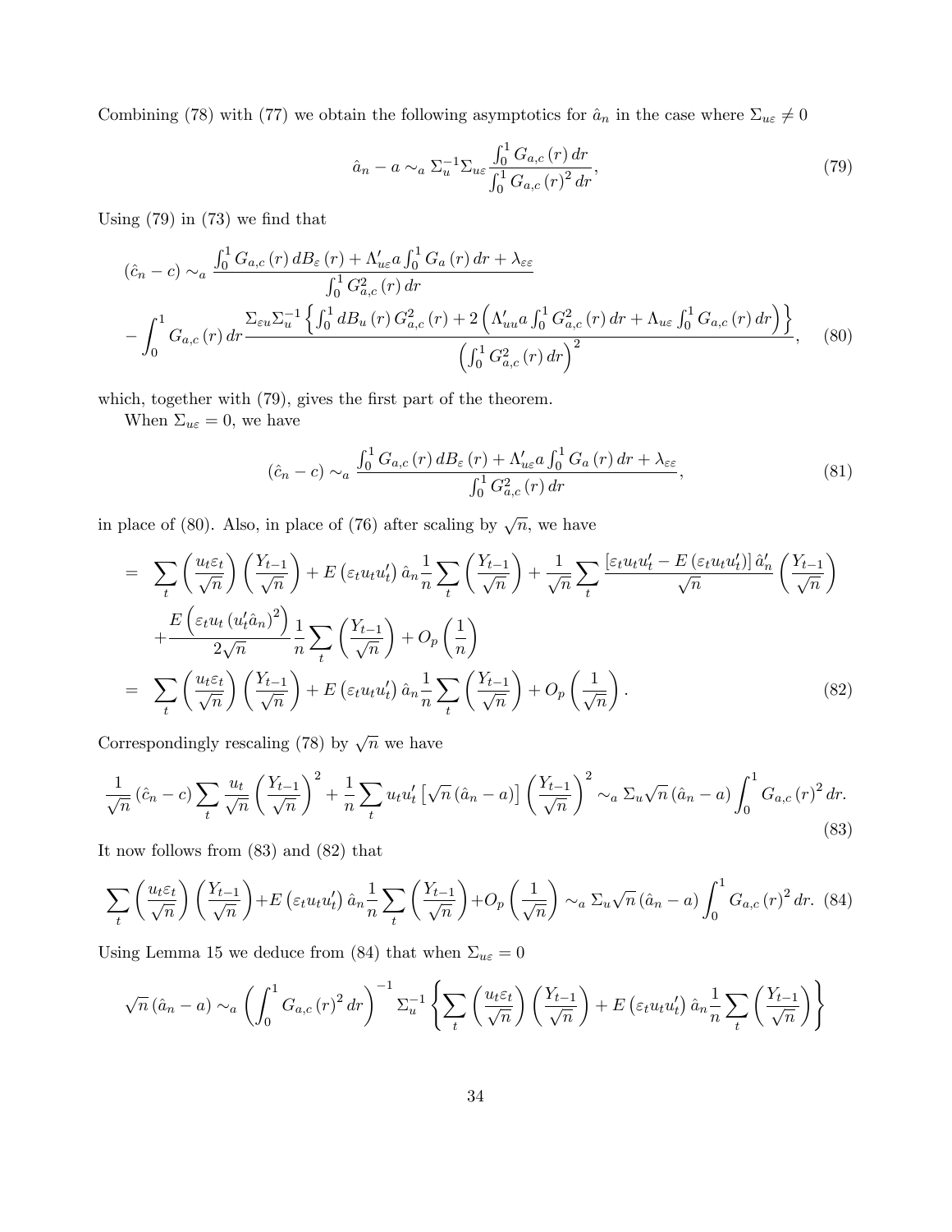Combining (78) with (77) we obtain the following asymptotics for $\hat{a}_n$ in the case where $\Sigma_{u\varepsilon} \neq 0$

$$\hat{a}_n - a \sim_a \Sigma_u^{-1} \Sigma_{u\varepsilon} \frac{\int_0^1 G_{a,c}(r)\, dr}{\int_0^1 G_{a,c}(r)^2\, dr}, \tag{79}$$

Using (79) in (73) we find that

$$\begin{aligned}
(\hat{c}_n - c) &\sim_a \frac{\int_0^1 G_{a,c}(r)\, dB_\varepsilon(r) + \Lambda'_{u\varepsilon} a \int_0^1 G_a(r)\, dr + \lambda_{\varepsilon\varepsilon}}{\int_0^1 G_{a,c}^2(r)\, dr} \\
&- \int_0^1 G_{a,c}(r)\, dr \frac{\Sigma_{\varepsilon u} \Sigma_u^{-1} \left\{ \int_0^1 dB_u(r)\, G_{a,c}^2(r) + 2\left( \Lambda'_{uu} a \int_0^1 G_{a,c}^2(r)\, dr + \Lambda_{u\varepsilon} \int_0^1 G_{a,c}(r)\, dr \right) \right\}}{\left( \int_0^1 G_{a,c}^2(r)\, dr \right)^2},
\end{aligned} \tag{80}$$

which, together with (79), gives the first part of the theorem.

When $\Sigma_{u\varepsilon} = 0$, we have

$$(\hat{c}_n - c) \sim_a \frac{\int_0^1 G_{a,c}(r)\, dB_\varepsilon(r) + \Lambda'_{u\varepsilon} a \int_0^1 G_a(r)\, dr + \lambda_{\varepsilon\varepsilon}}{\int_0^1 G_{a,c}^2(r)\, dr}, \tag{81}$$

in place of (80). Also, in place of (76) after scaling by $\sqrt{n}$, we have

$$\begin{aligned}
&= \sum_t \left( \frac{u_t \varepsilon_t}{\sqrt{n}} \right) \left( \frac{Y_{t-1}}{\sqrt{n}} \right) + E\left( \varepsilon_t u_t u_t' \right) \hat{a}_n \frac{1}{n} \sum_t \left( \frac{Y_{t-1}}{\sqrt{n}} \right) + \frac{1}{\sqrt{n}} \sum_t \frac{\left[ \varepsilon_t u_t u_t' - E\left( \varepsilon_t u_t u_t' \right) \right] \hat{a}_n'}{\sqrt{n}} \left( \frac{Y_{t-1}}{\sqrt{n}} \right) \\
&\quad + \frac{E\left( \varepsilon_t u_t \left( u_t' \hat{a}_n \right)^2 \right)}{2\sqrt{n}} \frac{1}{n} \sum_t \left( \frac{Y_{t-1}}{\sqrt{n}} \right) + O_p\left( \frac{1}{n} \right) \\
&= \sum_t \left( \frac{u_t \varepsilon_t}{\sqrt{n}} \right) \left( \frac{Y_{t-1}}{\sqrt{n}} \right) + E\left( \varepsilon_t u_t u_t' \right) \hat{a}_n \frac{1}{n} \sum_t \left( \frac{Y_{t-1}}{\sqrt{n}} \right) + O_p\left( \frac{1}{\sqrt{n}} \right).
\end{aligned} \tag{82}$$

Correspondingly rescaling (78) by $\sqrt{n}$ we have

$$\frac{1}{\sqrt{n}} (\hat{c}_n - c) \sum_t \frac{u_t}{\sqrt{n}} \left( \frac{Y_{t-1}}{\sqrt{n}} \right)^2 + \frac{1}{n} \sum_t u_t u_t' \left[ \sqrt{n} (\hat{a}_n - a) \right] \left( \frac{Y_{t-1}}{\sqrt{n}} \right)^2 \sim_a \Sigma_u \sqrt{n} (\hat{a}_n - a) \int_0^1 G_{a,c}(r)^2\, dr. \tag{83}$$

It now follows from (83) and (82) that

$$\sum_t \left( \frac{u_t \varepsilon_t}{\sqrt{n}} \right) \left( \frac{Y_{t-1}}{\sqrt{n}} \right) + E\left( \varepsilon_t u_t u_t' \right) \hat{a}_n \frac{1}{n} \sum_t \left( \frac{Y_{t-1}}{\sqrt{n}} \right) + O_p\left( \frac{1}{\sqrt{n}} \right) \sim_a \Sigma_u \sqrt{n} (\hat{a}_n - a) \int_0^1 G_{a,c}(r)^2\, dr. \tag{84}$$

Using Lemma 15 we deduce from (84) that when $\Sigma_{u\varepsilon} = 0$

$$\sqrt{n} (\hat{a}_n - a) \sim_a \left( \int_0^1 G_{a,c}(r)^2\, dr \right)^{-1} \Sigma_u^{-1} \left\{ \sum_t \left( \frac{u_t \varepsilon_t}{\sqrt{n}} \right) \left( \frac{Y_{t-1}}{\sqrt{n}} \right) + E\left( \varepsilon_t u_t u_t' \right) \hat{a}_n \frac{1}{n} \sum_t \left( \frac{Y_{t-1}}{\sqrt{n}} \right) \right\}$$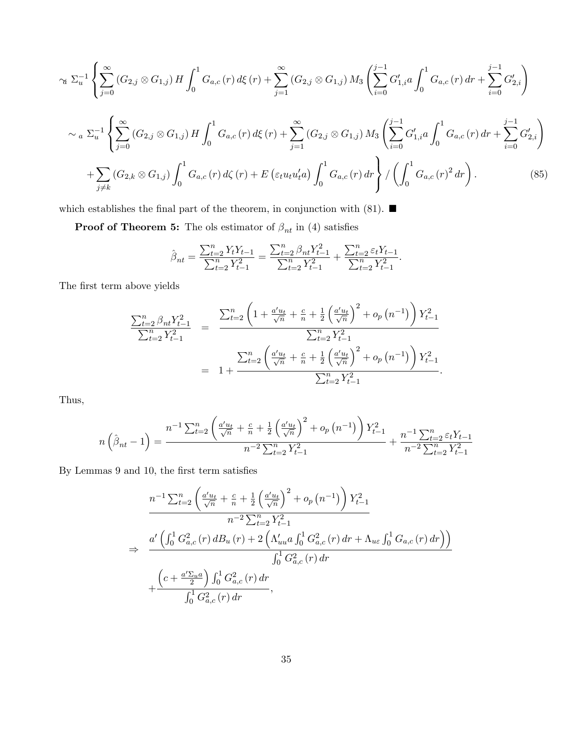$$\sim_a \Sigma_u^{-1}\left\{\sum_{j=0}^{\infty}\left(G_{2,j}\otimes G_{1,j}\right)H\int_0^1 G_{a,c}\left(r\right)d\xi\left(r\right)+\sum_{j=1}^{\infty}\left(G_{2,j}\otimes G_{1,j}\right)M_3\left(\sum_{i=0}^{j-1}G_{1,i}'a\int_0^1 G_{a,c}\left(r\right)dr+\sum_{i=0}^{j-1}G_{2,i}'\right)\right.$$

$$\sim_a \Sigma_u^{-1}\left\{\sum_{j=0}^{\infty}\left(G_{2,j}\otimes G_{1,j}\right)H\int_0^1 G_{a,c}\left(r\right)d\xi\left(r\right)+\sum_{j=1}^{\infty}\left(G_{2,j}\otimes G_{1,j}\right)M_3\left(\sum_{i=0}^{j-1}G_{1,i}'a\int_0^1 G_{a,c}\left(r\right)dr+\sum_{i=0}^{j-1}G_{2,i}'\right)\right.$$

$$\left.+\sum_{j\neq k}\left(G_{2,k}\otimes G_{1,j}\right)\int_0^1 G_{a,c}\left(r\right)d\zeta\left(r\right)+E\left(\varepsilon_t u_t u_t' a\right)\int_0^1 G_{a,c}\left(r\right)dr\right\}/\left(\int_0^1 G_{a,c}\left(r\right)^2 dr\right). \qquad (85)$$

which establishes the final part of the theorem, in conjunction with (81). ■

**Proof of Theorem 5:** The ols estimator of $\beta_{nt}$ in (4) satisfies

$$\hat{\beta}_{nt}=\frac{\sum_{t=2}^{n}Y_tY_{t-1}}{\sum_{t=2}^{n}Y_{t-1}^2}=\frac{\sum_{t=2}^{n}\beta_{nt}Y_{t-1}^2}{\sum_{t=2}^{n}Y_{t-1}^2}+\frac{\sum_{t=2}^{n}\varepsilon_tY_{t-1}}{\sum_{t=2}^{n}Y_{t-1}^2}.$$

The first term above yields

$$\begin{aligned}\frac{\sum_{t=2}^{n}\beta_{nt}Y_{t-1}^2}{\sum_{t=2}^{n}Y_{t-1}^2} &= \frac{\sum_{t=2}^{n}\left(1+\frac{a'u_t}{\sqrt{n}}+\frac{c}{n}+\frac{1}{2}\left(\frac{a'u_t}{\sqrt{n}}\right)^2+o_p\left(n^{-1}\right)\right)Y_{t-1}^2}{\sum_{t=2}^{n}Y_{t-1}^2}\\ &= 1+\frac{\sum_{t=2}^{n}\left(\frac{a'u_t}{\sqrt{n}}+\frac{c}{n}+\frac{1}{2}\left(\frac{a'u_t}{\sqrt{n}}\right)^2+o_p\left(n^{-1}\right)\right)Y_{t-1}^2}{\sum_{t=2}^{n}Y_{t-1}^2}.\end{aligned}$$

Thus,

$$n\left(\hat{\beta}_{nt}-1\right)=\frac{n^{-1}\sum_{t=2}^{n}\left(\frac{a'u_t}{\sqrt{n}}+\frac{c}{n}+\frac{1}{2}\left(\frac{a'u_t}{\sqrt{n}}\right)^2+o_p\left(n^{-1}\right)\right)Y_{t-1}^2}{n^{-2}\sum_{t=2}^{n}Y_{t-1}^2}+\frac{n^{-1}\sum_{t=2}^{n}\varepsilon_tY_{t-1}}{n^{-2}\sum_{t=2}^{n}Y_{t-1}^2}$$

By Lemmas 9 and 10, the first term satisfies

$$\begin{aligned}&\frac{n^{-1}\sum_{t=2}^{n}\left(\frac{a'u_t}{\sqrt{n}}+\frac{c}{n}+\frac{1}{2}\left(\frac{a'u_t}{\sqrt{n}}\right)^2+o_p\left(n^{-1}\right)\right)Y_{t-1}^2}{n^{-2}\sum_{t=2}^{n}Y_{t-1}^2}\\ \Rightarrow\ &\frac{a'\left(\int_0^1 G_{a,c}^2\left(r\right)dB_u\left(r\right)+2\left(\Lambda_{uu}'a\int_0^1 G_{a,c}^2\left(r\right)dr+\Lambda_{u\varepsilon}\int_0^1 G_{a,c}\left(r\right)dr\right)\right)}{\int_0^1 G_{a,c}^2\left(r\right)dr}\\ &+\frac{\left(c+\frac{a'\Sigma_ua}{2}\right)\int_0^1 G_{a,c}^2\left(r\right)dr}{\int_0^1 G_{a,c}^2\left(r\right)dr},\end{aligned}$$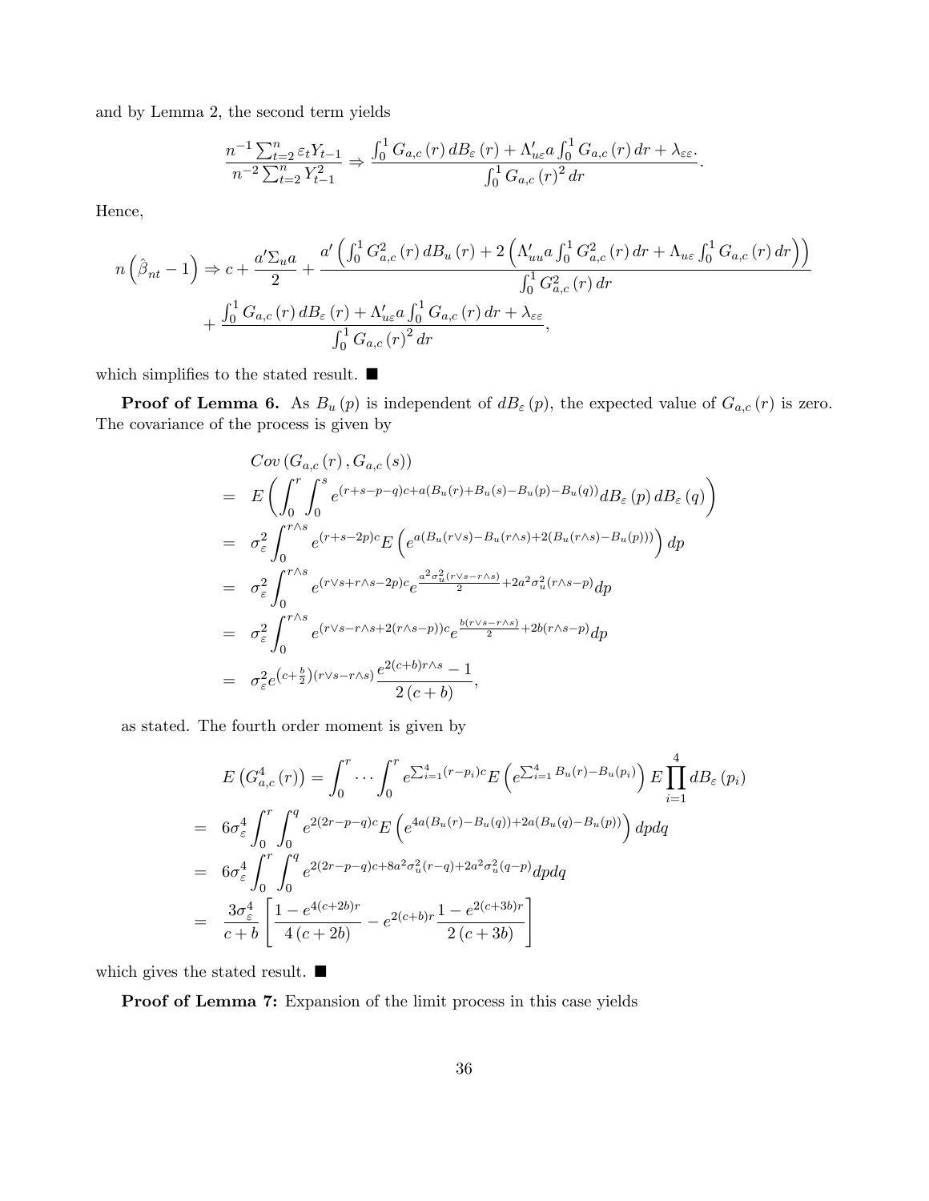and by Lemma 2, the second term yields

$$\frac{n^{-1}\sum_{t=2}^{n}\varepsilon_t Y_{t-1}}{n^{-2}\sum_{t=2}^{n}Y_{t-1}^2} \Rightarrow \frac{\int_0^1 G_{a,c}(r)\,dB_\varepsilon(r) + \Lambda_{u\varepsilon}' a \int_0^1 G_{a,c}(r)\,dr + \lambda_{\varepsilon\varepsilon}}{\int_0^1 G_{a,c}(r)^2\,dr}.$$

Hence,

$$\begin{aligned}
n\left(\hat{\beta}_{nt}-1\right) &\Rightarrow c + \frac{a'\Sigma_u a}{2} + \frac{a'\left(\int_0^1 G_{a,c}^2(r)\,dB_u(r) + 2\left(\Lambda_{uu}' a\int_0^1 G_{a,c}^2(r)\,dr + \Lambda_{u\varepsilon}\int_0^1 G_{a,c}(r)\,dr\right)\right)}{\int_0^1 G_{a,c}^2(r)\,dr} \\
&\quad + \frac{\int_0^1 G_{a,c}(r)\,dB_\varepsilon(r) + \Lambda_{u\varepsilon}' a\int_0^1 G_{a,c}(r)\,dr + \lambda_{\varepsilon\varepsilon}}{\int_0^1 G_{a,c}(r)^2\,dr},
\end{aligned}$$

which simplifies to the stated result. ■

**Proof of Lemma 6.** As $B_u(p)$ is independent of $dB_\varepsilon(p)$, the expected value of $G_{a,c}(r)$ is zero. The covariance of the process is given by

$$\begin{aligned}
& Cov\left(G_{a,c}(r), G_{a,c}(s)\right) \\
=\; & E\left(\int_0^r\int_0^s e^{(r+s-p-q)c + a(B_u(r)+B_u(s)-B_u(p)-B_u(q))}dB_\varepsilon(p)\,dB_\varepsilon(q)\right) \\
=\; & \sigma_\varepsilon^2\int_0^{r\wedge s} e^{(r+s-2p)c}E\left(e^{a(B_u(r\vee s)-B_u(r\wedge s)+2(B_u(r\wedge s)-B_u(p)))}\right)dp \\
=\; & \sigma_\varepsilon^2\int_0^{r\wedge s} e^{(r\vee s+r\wedge s-2p)c}e^{\frac{a^2\sigma_u^2(r\vee s-r\wedge s)}{2}+2a^2\sigma_u^2(r\wedge s-p)}dp \\
=\; & \sigma_\varepsilon^2\int_0^{r\wedge s} e^{(r\vee s-r\wedge s+2(r\wedge s-p))c}e^{\frac{b(r\vee s-r\wedge s)}{2}+2b(r\wedge s-p)}dp \\
=\; & \sigma_\varepsilon^2 e^{\left(c+\frac{b}{2}\right)(r\vee s-r\wedge s)}\frac{e^{2(c+b)r\wedge s}-1}{2(c+b)},
\end{aligned}$$

as stated. The fourth order moment is given by

$$\begin{aligned}
E\left(G_{a,c}^4(r)\right) &= \int_0^r\cdots\int_0^r e^{\sum_{i=1}^4(r-p_i)c}E\left(e^{\sum_{i=1}^4 B_u(r)-B_u(p_i)}\right)E\prod_{i=1}^4 dB_\varepsilon(p_i) \\
=\; & 6\sigma_\varepsilon^4\int_0^r\int_0^q e^{2(2r-p-q)c}E\left(e^{4a(B_u(r)-B_u(q))+2a(B_u(q)-B_u(p))}\right)dpdq \\
=\; & 6\sigma_\varepsilon^4\int_0^r\int_0^q e^{2(2r-p-q)c+8a^2\sigma_u^2(r-q)+2a^2\sigma_u^2(q-p)}dpdq \\
=\; & \frac{3\sigma_\varepsilon^4}{c+b}\left[\frac{1-e^{4(c+2b)r}}{4(c+2b)} - e^{2(c+b)r}\frac{1-e^{2(c+3b)r}}{2(c+3b)}\right]
\end{aligned}$$

which gives the stated result. ■

**Proof of Lemma 7:** Expansion of the limit process in this case yields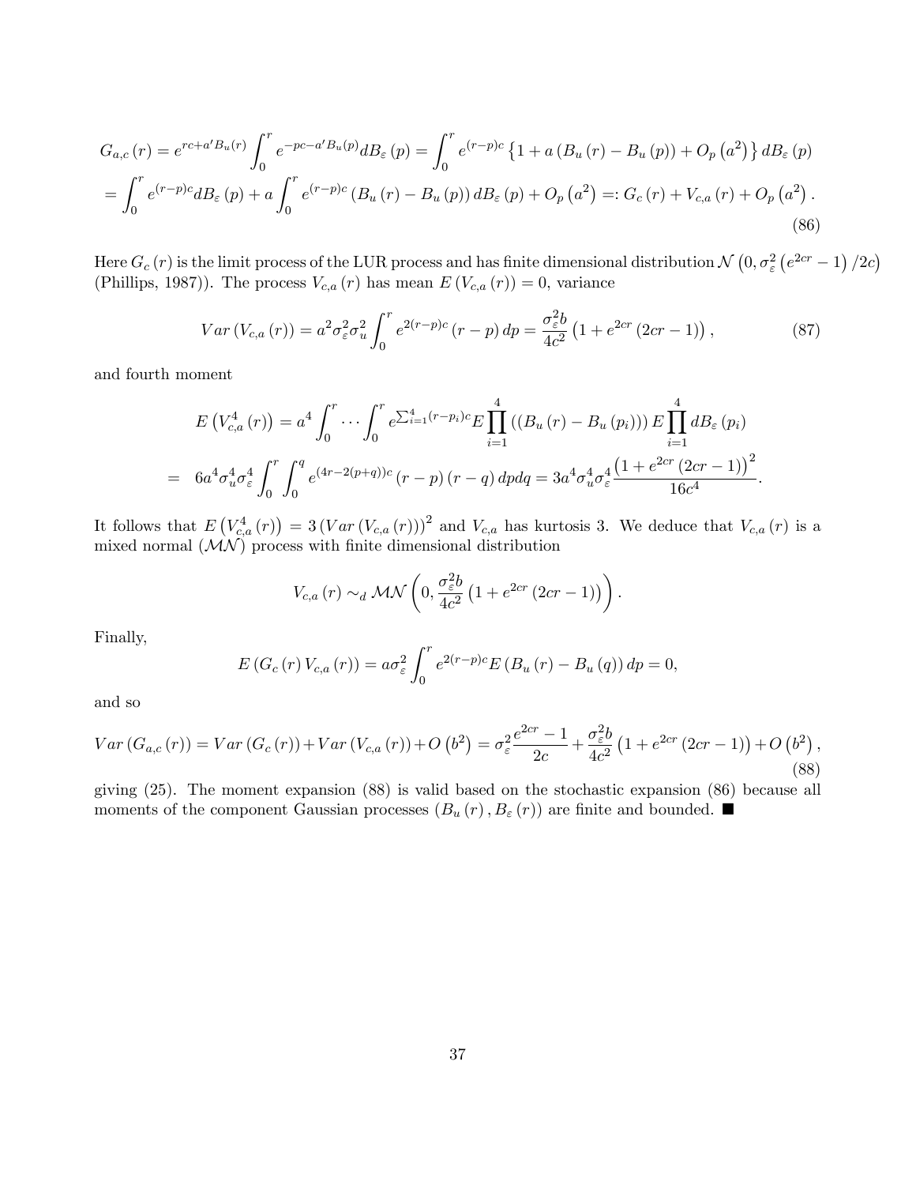$$
\begin{aligned}
G_{a,c}(r) &= e^{rc+a'B_u(r)}\int_0^r e^{-pc-a'B_u(p)}dB_\varepsilon(p) = \int_0^r e^{(r-p)c}\left\{1+a\left(B_u(r)-B_u(p)\right)+O_p\left(a^2\right)\right\}dB_\varepsilon(p) \\
&= \int_0^r e^{(r-p)c}dB_\varepsilon(p) + a\int_0^r e^{(r-p)c}\left(B_u(r)-B_u(p)\right)dB_\varepsilon(p) + O_p\left(a^2\right) =: G_c(r)+V_{c,a}(r)+O_p\left(a^2\right).
\end{aligned} \tag{86}
$$

Here $G_c(r)$ is the limit process of the LUR process and has finite dimensional distribution $\mathcal{N}\left(0,\sigma_\varepsilon^2\left(e^{2cr}-1\right)/2c\right)$ (Phillips, 1987)). The process $V_{c,a}(r)$ has mean $E\left(V_{c,a}(r)\right)=0$, variance

$$
Var\left(V_{c,a}(r)\right) = a^2\sigma_\varepsilon^2\sigma_u^2\int_0^r e^{2(r-p)c}(r-p)\,dp = \frac{\sigma_\varepsilon^2 b}{4c^2}\left(1+e^{2cr}(2cr-1)\right), \tag{87}
$$

and fourth moment

$$
\begin{aligned}
E\left(V_{c,a}^4(r)\right) &= a^4\int_0^r\cdots\int_0^r e^{\sum_{i=1}^4 (r-p_i)c}E\prod_{i=1}^4\left(\left(B_u(r)-B_u(p_i)\right)\right)E\prod_{i=1}^4 dB_\varepsilon(p_i) \\
&= 6a^4\sigma_u^4\sigma_\varepsilon^4\int_0^r\int_0^q e^{(4r-2(p+q))c}(r-p)(r-q)\,dpdq = 3a^4\sigma_u^4\sigma_\varepsilon^4\frac{\left(1+e^{2cr}(2cr-1)\right)^2}{16c^4}.
\end{aligned}
$$

It follows that $E\left(V_{c,a}^4(r)\right) = 3\left(Var\left(V_{c,a}(r)\right)\right)^2$ and $V_{c,a}$ has kurtosis 3. We deduce that $V_{c,a}(r)$ is a mixed normal ($\mathcal{MN}$) process with finite dimensional distribution

$$
V_{c,a}(r) \sim_d \mathcal{MN}\left(0,\frac{\sigma_\varepsilon^2 b}{4c^2}\left(1+e^{2cr}(2cr-1)\right)\right).
$$

Finally,

$$
E\left(G_c(r)V_{c,a}(r)\right) = a\sigma_\varepsilon^2\int_0^r e^{2(r-p)c}E\left(B_u(r)-B_u(q)\right)dp = 0,
$$

and so

$$
Var\left(G_{a,c}(r)\right) = Var\left(G_c(r)\right)+Var\left(V_{c,a}(r)\right)+O\left(b^2\right) = \sigma_\varepsilon^2\frac{e^{2cr}-1}{2c}+\frac{\sigma_\varepsilon^2 b}{4c^2}\left(1+e^{2cr}(2cr-1)\right)+O\left(b^2\right), \tag{88}
$$

giving (25). The moment expansion (88) is valid based on the stochastic expansion (86) because all moments of the component Gaussian processes $\left(B_u(r), B_\varepsilon(r)\right)$ are finite and bounded. ■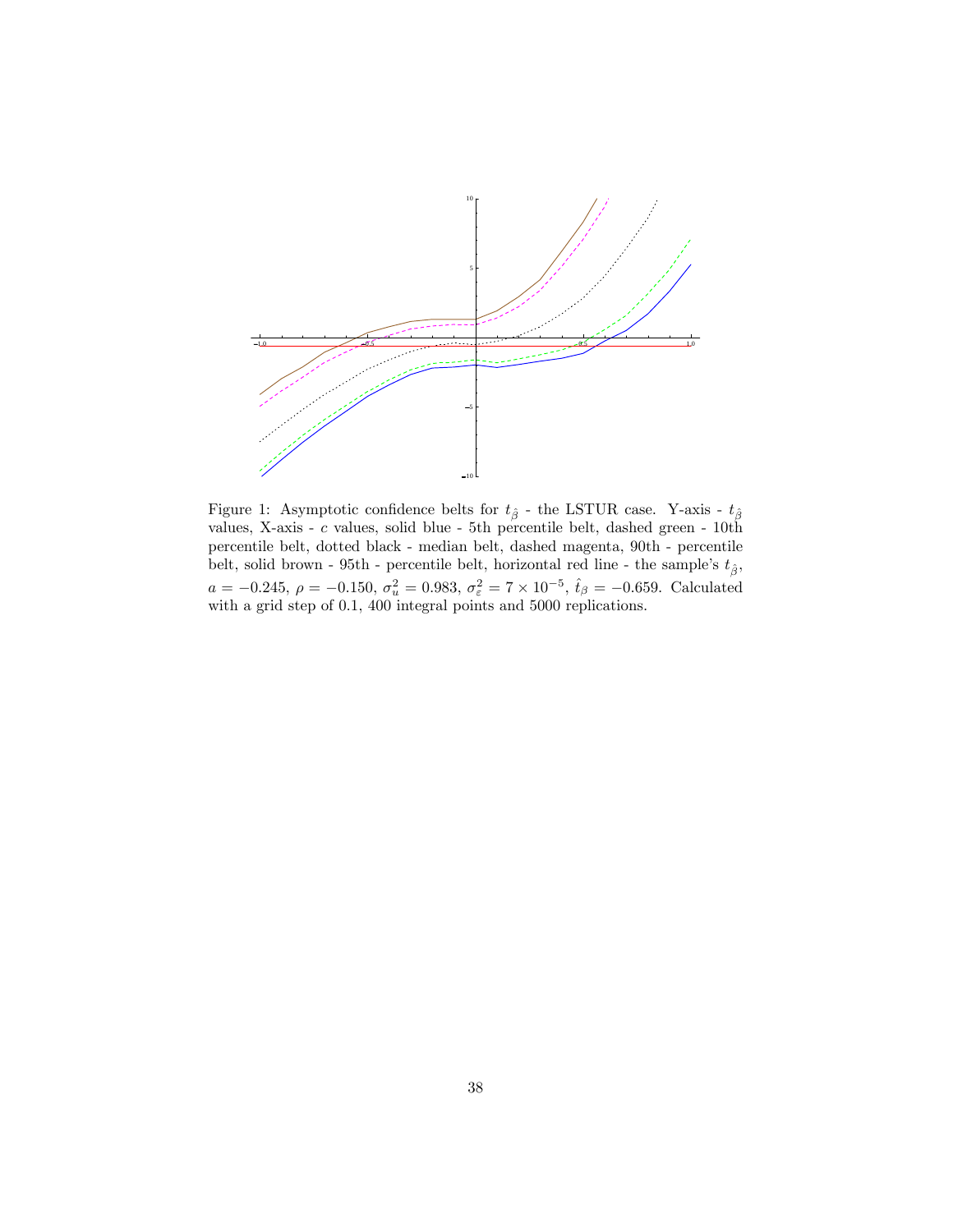Figure 1: Asymptotic confidence belts for $t_{\hat{\beta}}$ - the LSTUR case. Y-axis - $t_{\hat{\beta}}$ values, X-axis - $c$ values, solid blue - 5th percentile belt, dashed green - 10th percentile belt, dotted black - median belt, dashed magenta, 90th - percentile belt, solid brown - 95th - percentile belt, horizontal red line - the sample's $t_{\hat{\beta}}$, $a = -0.245$, $\rho = -0.150$, $\sigma_u^2 = 0.983$, $\sigma_\varepsilon^2 = 7 \times 10^{-5}$, $\hat{t}_\beta = -0.659$. Calculated with a grid step of 0.1, 400 integral points and 5000 replications.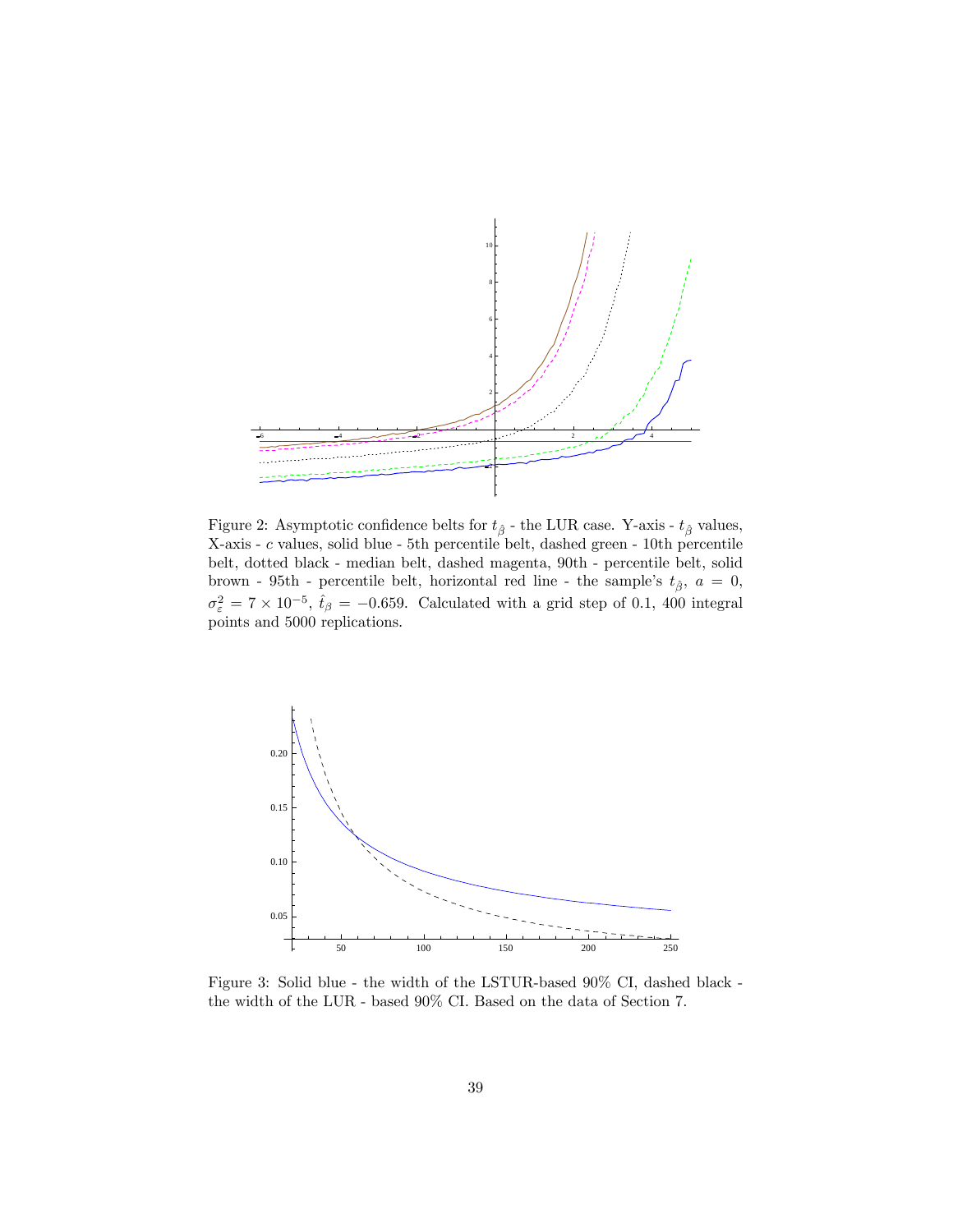10

8

6

4

2

-6 -4 -2 2 4

-2

Figure 2: Asymptotic confidence belts for $t_{\hat{\beta}}$ - the LUR case. Y-axis - $t_{\hat{\beta}}$ values, X-axis - $c$ values, solid blue - 5th percentile belt, dashed green - 10th percentile belt, dotted black - median belt, dashed magenta, 90th - percentile belt, solid brown - 95th - percentile belt, horizontal red line - the sample's $t_{\hat{\beta}}$, $a = 0$, $\sigma_{\varepsilon}^2 = 7 \times 10^{-5}$, $\hat{t}_{\beta} = -0.659$. Calculated with a grid step of 0.1, 400 integral points and 5000 replications.

0.20

0.15

0.10

0.05

50 100 150 200 250

Figure 3: Solid blue - the width of the LSTUR-based 90% CI, dashed black - the width of the LUR - based 90% CI. Based on the data of Section 7.